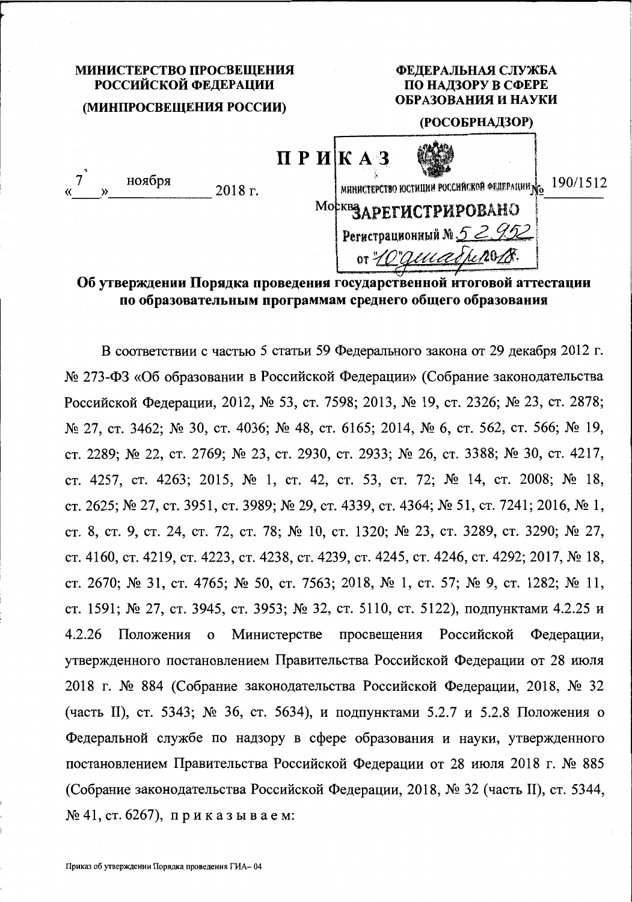**МИНИСТЕРСТВО ПРОСВЕЩЕНИЯ РОССИЙСКОЙ ФЕДЕРАЦИИ**

**(МИНПРОСВЕЩЕНИЯ РОССИИ)**

**ФЕДЕРАЛЬНАЯ СЛУЖБА ПО НАДЗОРУ В СФЕРЕ ОБРАЗОВАНИЯ И НАУКИ**

**(РОСОБРНАДЗОР)**

# ПРИКАЗ

«7» ноября 2018 г. № 190/1512

Москва

МИНИСТЕРСТВО ЮСТИЦИИ РОССИЙСКОЙ ФЕДЕРАЦИИ
ЗАРЕГИСТРИРОВАНО
Регистрационный № 52952
от "10" декабря 2018.

**Об утверждении Порядка проведения государственной итоговой аттестации по образовательным программам среднего общего образования**

В соответствии с частью 5 статьи 59 Федерального закона от 29 декабря 2012 г. № 273-ФЗ «Об образовании в Российской Федерации» (Собрание законодательства Российской Федерации, 2012, № 53, ст. 7598; 2013, № 19, ст. 2326; № 23, ст. 2878; № 27, ст. 3462; № 30, ст. 4036; № 48, ст. 6165; 2014, № 6, ст. 562, ст. 566; № 19, ст. 2289; № 22, ст. 2769; № 23, ст. 2930, ст. 2933; № 26, ст. 3388; № 30, ст. 4217, ст. 4257, ст. 4263; 2015, № 1, ст. 42, ст. 53, ст. 72; № 14, ст. 2008; № 18, ст. 2625; № 27, ст. 3951, ст. 3989; № 29, ст. 4339, ст. 4364; № 51, ст. 7241; 2016, № 1, ст. 8, ст. 9, ст. 24, ст. 72, ст. 78; № 10, ст. 1320; № 23, ст. 3289, ст. 3290; № 27, ст. 4160, ст. 4219, ст. 4223, ст. 4238, ст. 4239, ст. 4245, ст. 4246, ст. 4292; 2017, № 18, ст. 2670; № 31, ст. 4765; № 50, ст. 7563; 2018, № 1, ст. 57; № 9, ст. 1282; № 11, ст. 1591; № 27, ст. 3945, ст. 3953; № 32, ст. 5110, ст. 5122), подпунктами 4.2.25 и 4.2.26 Положения о Министерстве просвещения Российской Федерации, утвержденного постановлением Правительства Российской Федерации от 28 июля 2018 г. № 884 (Собрание законодательства Российской Федерации, 2018, № 32 (часть II), ст. 5343; № 36, ст. 5634), и подпунктами 5.2.7 и 5.2.8 Положения о Федеральной службе по надзору в сфере образования и науки, утвержденного постановлением Правительства Российской Федерации от 28 июля 2018 г. № 885 (Собрание законодательства Российской Федерации, 2018, № 32 (часть II), ст. 5344, № 41, ст. 6267), приказываем:

Приказ об утверждении Порядка проведения ГИА– 04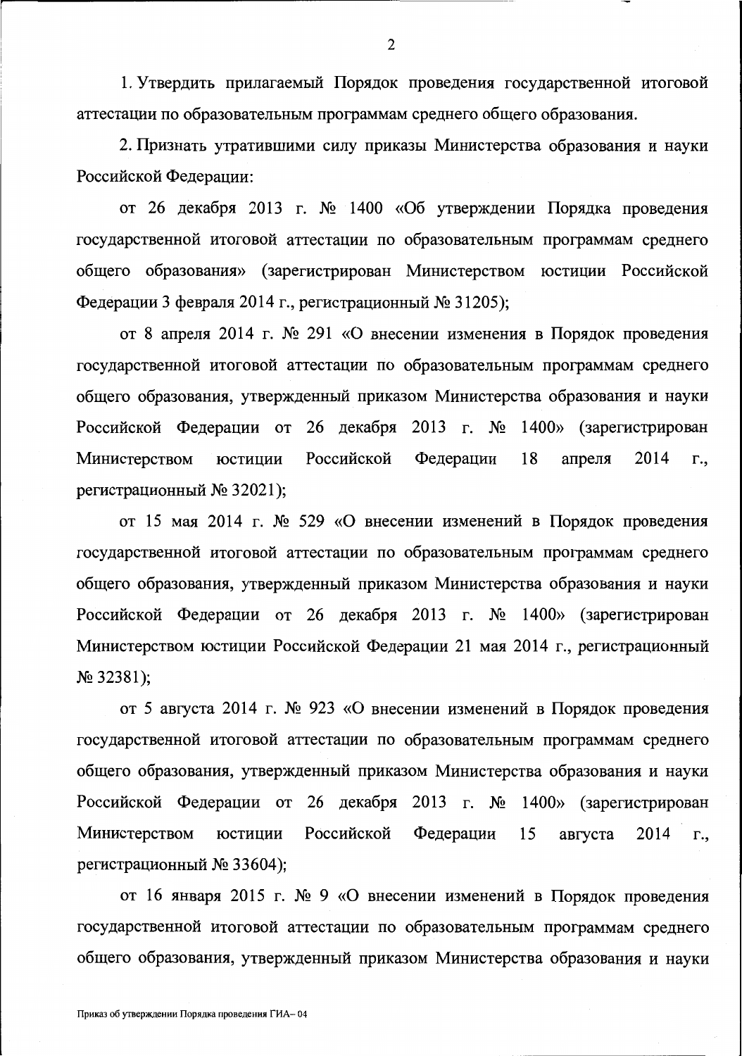1. Утвердить прилагаемый Порядок проведения государственной итоговой аттестации по образовательным программам среднего общего образования.

2. Признать утратившими силу приказы Министерства образования и науки Российской Федерации:

от 26 декабря 2013 г. № 1400 «Об утверждении Порядка проведения государственной итоговой аттестации по образовательным программам среднего общего образования» (зарегистрирован Министерством юстиции Российской Федерации 3 февраля 2014 г., регистрационный № 31205);

от 8 апреля 2014 г. № 291 «О внесении изменения в Порядок проведения государственной итоговой аттестации по образовательным программам среднего общего образования, утвержденный приказом Министерства образования и науки Российской Федерации от 26 декабря 2013 г. № 1400» (зарегистрирован Министерством юстиции Российской Федерации 18 апреля 2014 г., регистрационный № 32021);

от 15 мая 2014 г. № 529 «О внесении изменений в Порядок проведения государственной итоговой аттестации по образовательным программам среднего общего образования, утвержденный приказом Министерства образования и науки Российской Федерации от 26 декабря 2013 г. № 1400» (зарегистрирован Министерством юстиции Российской Федерации 21 мая 2014 г., регистрационный № 32381);

от 5 августа 2014 г. № 923 «О внесении изменений в Порядок проведения государственной итоговой аттестации по образовательным программам среднего общего образования, утвержденный приказом Министерства образования и науки Российской Федерации от 26 декабря 2013 г. № 1400» (зарегистрирован Министерством юстиции Российской Федерации 15 августа 2014 г., регистрационный № 33604);

от 16 января 2015 г. № 9 «О внесении изменений в Порядок проведения государственной итоговой аттестации по образовательным программам среднего общего образования, утвержденный приказом Министерства образования и науки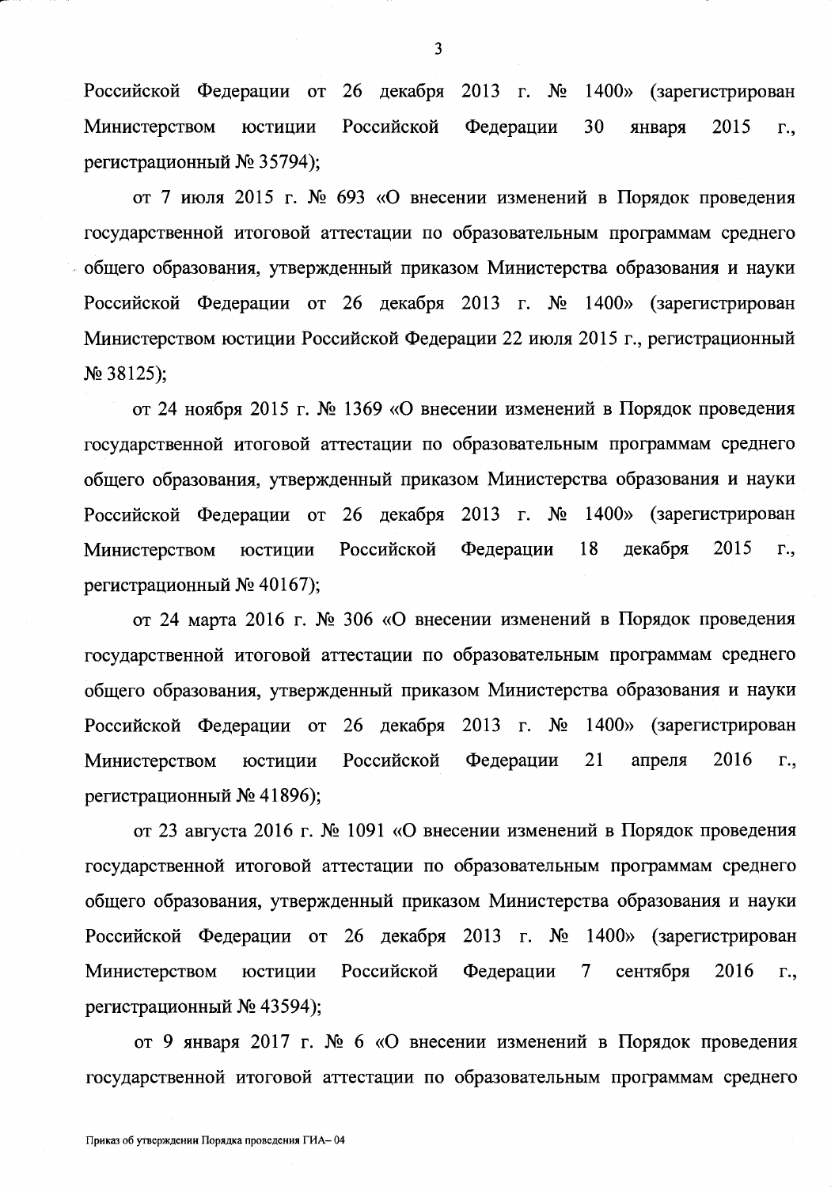Российской Федерации от 26 декабря 2013 г. № 1400» (зарегистрирован Министерством юстиции Российской Федерации 30 января 2015 г., регистрационный № 35794);

от 7 июля 2015 г. № 693 «О внесении изменений в Порядок проведения государственной итоговой аттестации по образовательным программам среднего общего образования, утвержденный приказом Министерства образования и науки Российской Федерации от 26 декабря 2013 г. № 1400» (зарегистрирован Министерством юстиции Российской Федерации 22 июля 2015 г., регистрационный № 38125);

от 24 ноября 2015 г. № 1369 «О внесении изменений в Порядок проведения государственной итоговой аттестации по образовательным программам среднего общего образования, утвержденный приказом Министерства образования и науки Российской Федерации от 26 декабря 2013 г. № 1400» (зарегистрирован Министерством юстиции Российской Федерации 18 декабря 2015 г., регистрационный № 40167);

от 24 марта 2016 г. № 306 «О внесении изменений в Порядок проведения государственной итоговой аттестации по образовательным программам среднего общего образования, утвержденный приказом Министерства образования и науки Российской Федерации от 26 декабря 2013 г. № 1400» (зарегистрирован Министерством юстиции Российской Федерации 21 апреля 2016 г., регистрационный № 41896);

от 23 августа 2016 г. № 1091 «О внесении изменений в Порядок проведения государственной итоговой аттестации по образовательным программам среднего общего образования, утвержденный приказом Министерства образования и науки Российской Федерации от 26 декабря 2013 г. № 1400» (зарегистрирован Министерством юстиции Российской Федерации 7 сентября 2016 г., регистрационный № 43594);

от 9 января 2017 г. № 6 «О внесении изменений в Порядок проведения государственной итоговой аттестации по образовательным программам среднего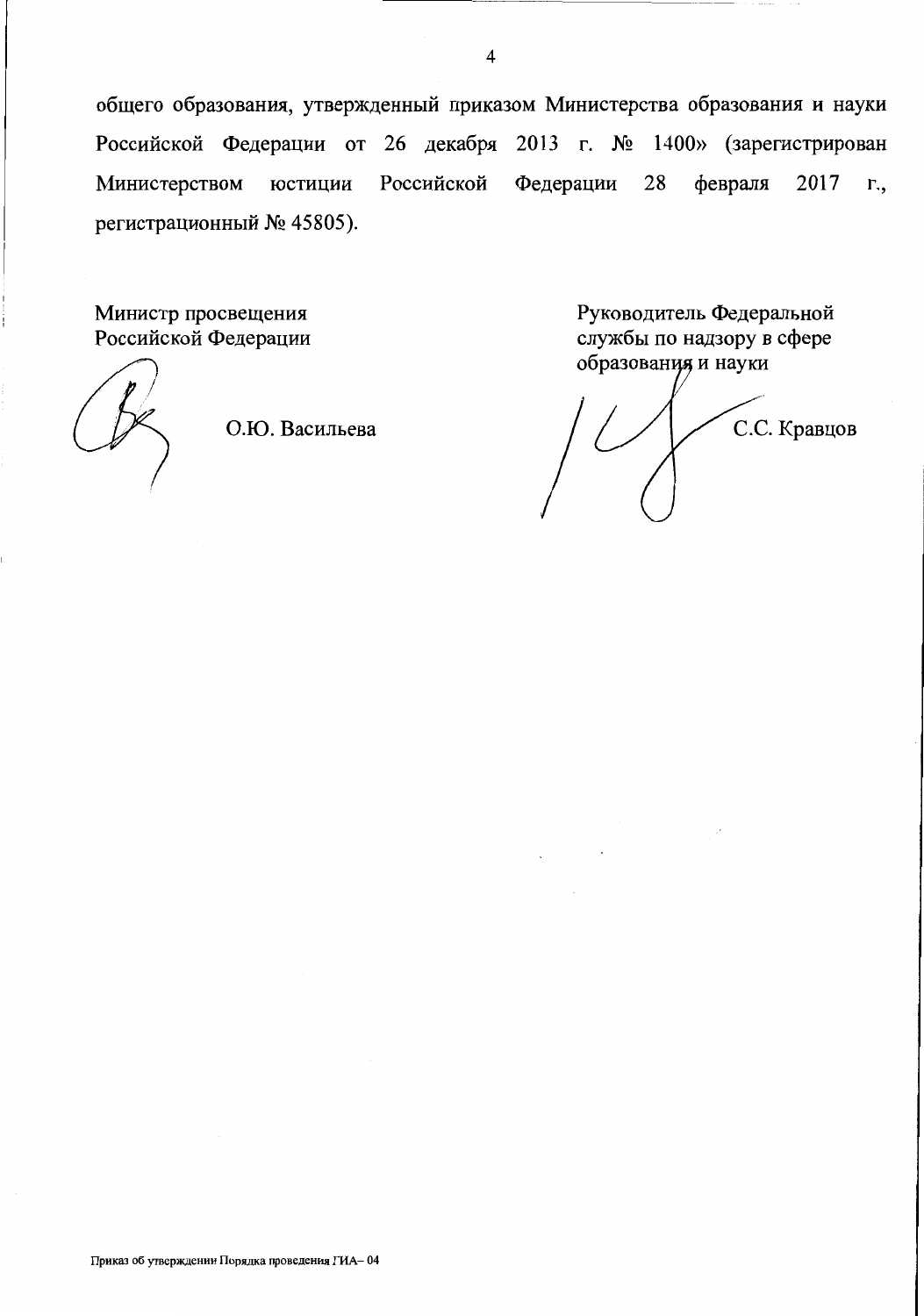общего образования, утвержденный приказом Министерства образования и науки Российской Федерации от 26 декабря 2013 г. № 1400» (зарегистрирован Министерством юстиции Российской Федерации 28 февраля 2017 г., регистрационный № 45805).

Министр просвещения
Российской Федерации

О.Ю. Васильева

Руководитель Федеральной
службы по надзору в сфере
образования и науки

С.С. Кравцов

Приказ об утверждении Порядка проведения ГИА– 04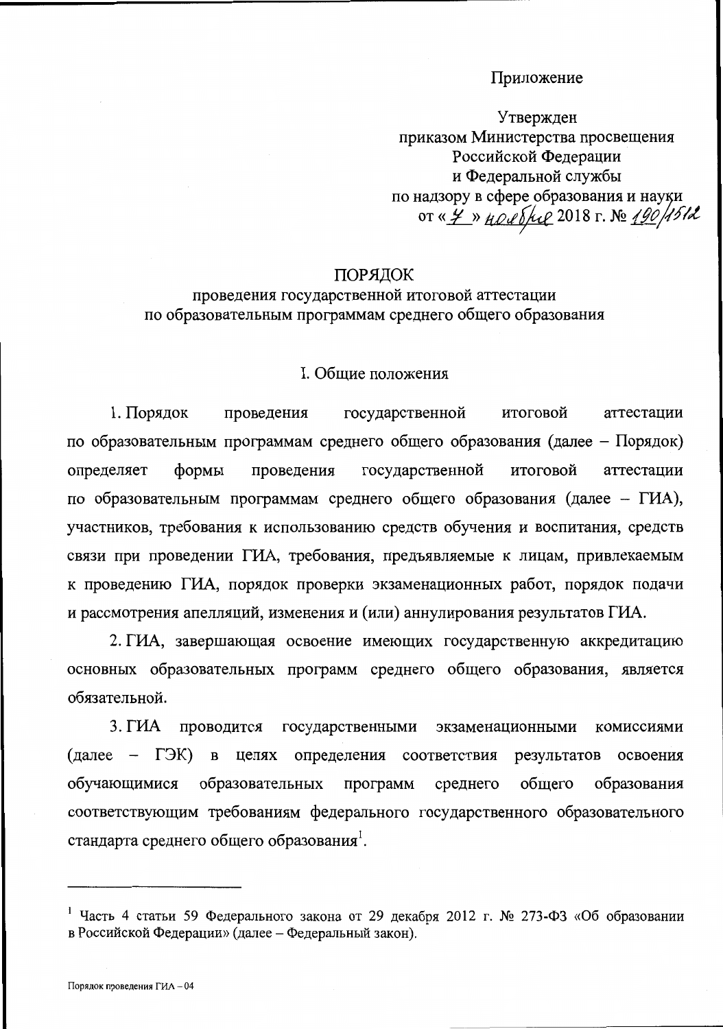Приложение

Утвержден
приказом Министерства просвещения
Российской Федерации
и Федеральной службы
по надзору в сфере образования и науки
от «7» ноября 2018 г. № 190/1512

# ПОРЯДОК
## проведения государственной итоговой аттестации по образовательным программам среднего общего образования

### I. Общие положения

1. Порядок проведения государственной итоговой аттестации по образовательным программам среднего общего образования (далее – Порядок) определяет формы проведения государственной итоговой аттестации по образовательным программам среднего общего образования (далее – ГИА), участников, требования к использованию средств обучения и воспитания, средств связи при проведении ГИА, требования, предъявляемые к лицам, привлекаемым к проведению ГИА, порядок проверки экзаменационных работ, порядок подачи и рассмотрения апелляций, изменения и (или) аннулирования результатов ГИА.

2. ГИА, завершающая освоение имеющих государственную аккредитацию основных образовательных программ среднего общего образования, является обязательной.

3. ГИА проводится государственными экзаменационными комиссиями (далее – ГЭК) в целях определения соответствия результатов освоения обучающимися образовательных программ среднего общего образования соответствующим требованиям федерального государственного образовательного стандарта среднего общего образования[1].

---

[1] Часть 4 статьи 59 Федерального закона от 29 декабря 2012 г. № 273-ФЗ «Об образовании в Российской Федерации» (далее – Федеральный закон).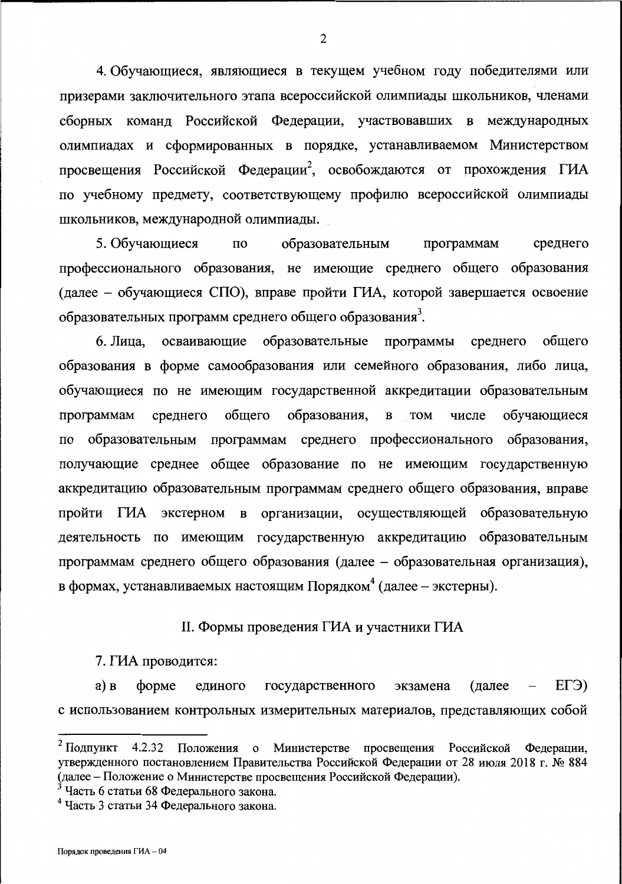4. Обучающиеся, являющиеся в текущем учебном году победителями или призерами заключительного этапа всероссийской олимпиады школьников, членами сборных команд Российской Федерации, участвовавших в международных олимпиадах и сформированных в порядке, устанавливаемом Министерством просвещения Российской Федерации[2], освобождаются от прохождения ГИА по учебному предмету, соответствующему профилю всероссийской олимпиады школьников, международной олимпиады.

5. Обучающиеся по образовательным программам среднего профессионального образования, не имеющие среднего общего образования (далее – обучающиеся СПО), вправе пройти ГИА, которой завершается освоение образовательных программ среднего общего образования[3].

6. Лица, осваивающие образовательные программы среднего общего образования в форме самообразования или семейного образования, либо лица, обучающиеся по не имеющим государственной аккредитации образовательным программам среднего общего образования, в том числе обучающиеся по образовательным программам среднего профессионального образования, получающие среднее общее образование по не имеющим государственную аккредитацию образовательным программам среднего общего образования, вправе пройти ГИА экстерном в организации, осуществляющей образовательную деятельность по имеющим государственную аккредитацию образовательным программам среднего общего образования (далее – образовательная организация), в формах, устанавливаемых настоящим Порядком[4] (далее – экстерны).

## II. Формы проведения ГИА и участники ГИА

7. ГИА проводится:

а) в форме единого государственного экзамена (далее – ЕГЭ) с использованием контрольных измерительных материалов, представляющих собой

---

[2] Подпункт 4.2.32 Положения о Министерстве просвещения Российской Федерации, утвержденного постановлением Правительства Российской Федерации от 28 июля 2018 г. № 884 (далее – Положение о Министерстве просвещения Российской Федерации).

[3] Часть 6 статьи 68 Федерального закона.

[4] Часть 3 статьи 34 Федерального закона.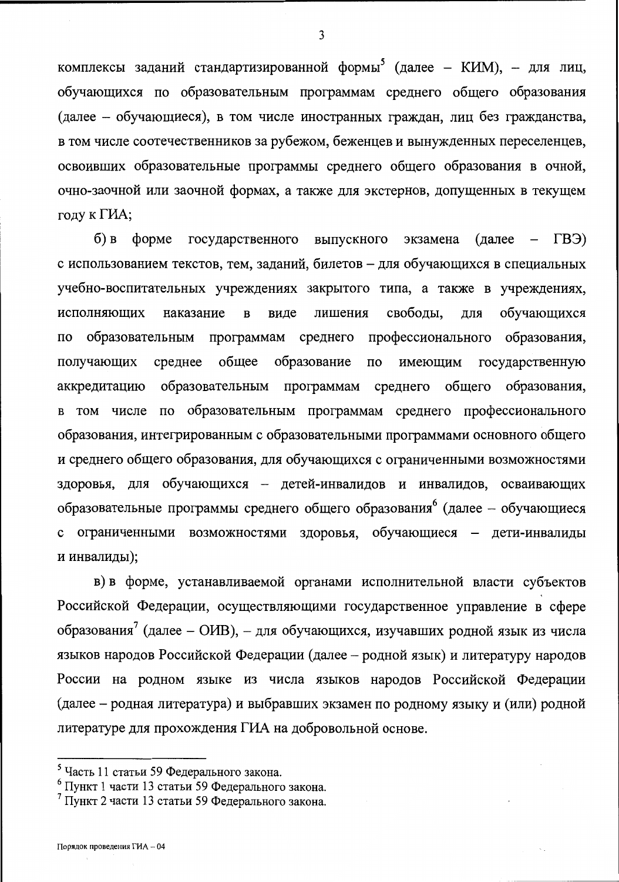комплексы заданий стандартизированной формы[5] (далее – КИМ), – для лиц, обучающихся по образовательным программам среднего общего образования (далее – обучающиеся), в том числе иностранных граждан, лиц без гражданства, в том числе соотечественников за рубежом, беженцев и вынужденных переселенцев, освоивших образовательные программы среднего общего образования в очной, очно-заочной или заочной формах, а также для экстернов, допущенных в текущем году к ГИА;

б) в форме государственного выпускного экзамена (далее – ГВЭ) с использованием текстов, тем, заданий, билетов – для обучающихся в специальных учебно-воспитательных учреждениях закрытого типа, а также в учреждениях, исполняющих наказание в виде лишения свободы, для обучающихся по образовательным программам среднего профессионального образования, получающих среднее общее образование по имеющим государственную аккредитацию образовательным программам среднего общего образования, в том числе по образовательным программам среднего профессионального образования, интегрированным с образовательными программами основного общего и среднего общего образования, для обучающихся с ограниченными возможностями здоровья, для обучающихся – детей-инвалидов и инвалидов, осваивающих образовательные программы среднего общего образования[6] (далее – обучающиеся с ограниченными возможностями здоровья, обучающиеся – дети-инвалиды и инвалиды);

в) в форме, устанавливаемой органами исполнительной власти субъектов Российской Федерации, осуществляющими государственное управление в сфере образования[7] (далее – ОИВ), – для обучающихся, изучавших родной язык из числа языков народов Российской Федерации (далее – родной язык) и литературу народов России на родном языке из числа языков народов Российской Федерации (далее – родная литература) и выбравших экзамен по родному языку и (или) родной литературе для прохождения ГИА на добровольной основе.

---

[5] Часть 11 статьи 59 Федерального закона.

[6] Пункт 1 части 13 статьи 59 Федерального закона.

[7] Пункт 2 части 13 статьи 59 Федерального закона.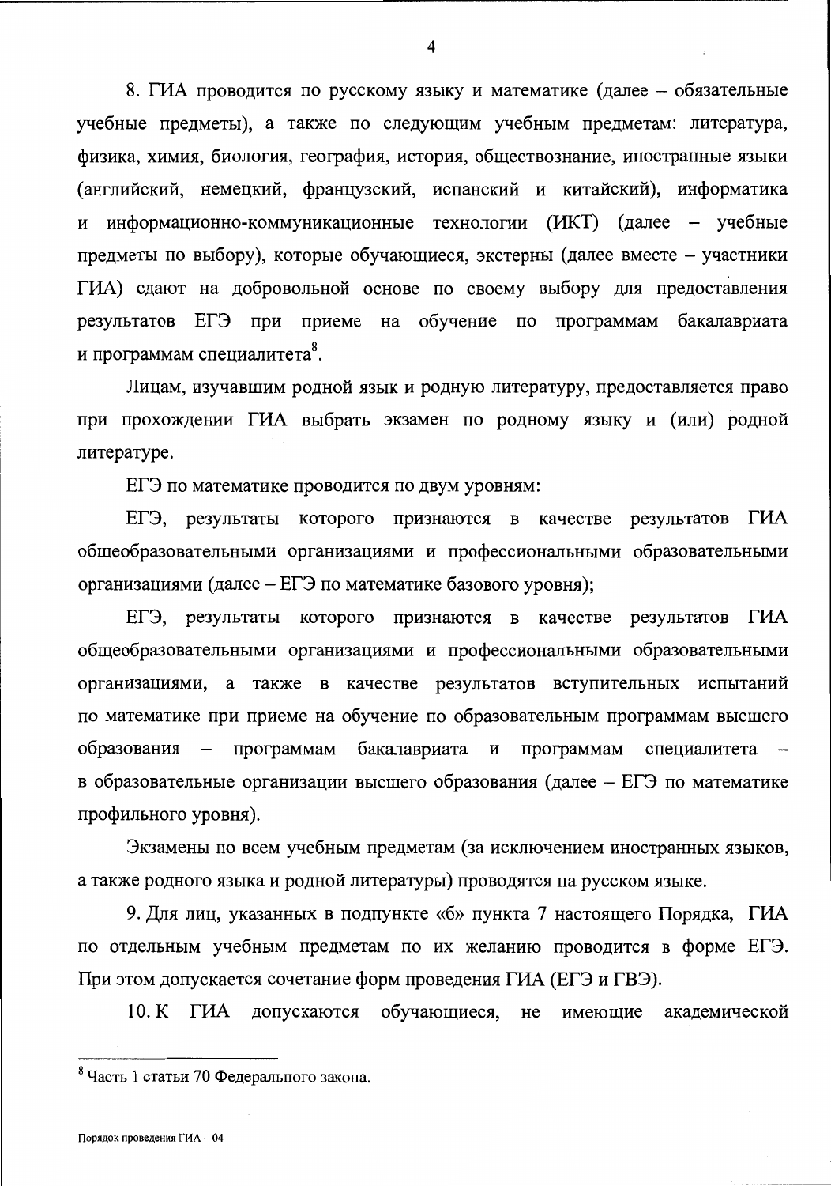8. ГИА проводится по русскому языку и математике (далее – обязательные учебные предметы), а также по следующим учебным предметам: литература, физика, химия, биология, география, история, обществознание, иностранные языки (английский, немецкий, французский, испанский и китайский), информатика и информационно-коммуникационные технологии (ИКТ) (далее – учебные предметы по выбору), которые обучающиеся, экстерны (далее вместе – участники ГИА) сдают на добровольной основе по своему выбору для предоставления результатов ЕГЭ при приеме на обучение по программам бакалавриата и программам специалитета[8].

Лицам, изучавшим родной язык и родную литературу, предоставляется право при прохождении ГИА выбрать экзамен по родному языку и (или) родной литературе.

ЕГЭ по математике проводится по двум уровням:

ЕГЭ, результаты которого признаются в качестве результатов ГИА общеобразовательными организациями и профессиональными образовательными организациями (далее – ЕГЭ по математике базового уровня);

ЕГЭ, результаты которого признаются в качестве результатов ГИА общеобразовательными организациями и профессиональными образовательными организациями, а также в качестве результатов вступительных испытаний по математике при приеме на обучение по образовательным программам высшего образования – программам бакалавриата и программам специалитета – в образовательные организации высшего образования (далее – ЕГЭ по математике профильного уровня).

Экзамены по всем учебным предметам (за исключением иностранных языков, а также родного языка и родной литературы) проводятся на русском языке.

9. Для лиц, указанных в подпункте «б» пункта 7 настоящего Порядка, ГИА по отдельным учебным предметам по их желанию проводится в форме ЕГЭ. При этом допускается сочетание форм проведения ГИА (ЕГЭ и ГВЭ).

10. К ГИА допускаются обучающиеся, не имеющие академической

---

[8] Часть 1 статьи 70 Федерального закона.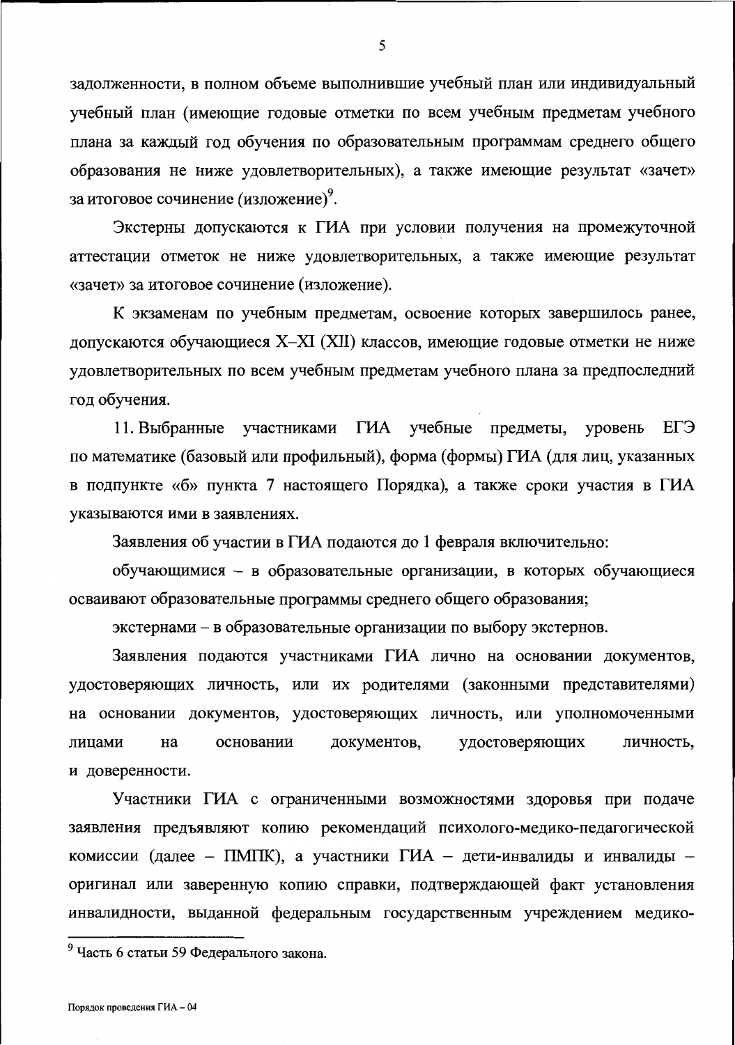задолженности, в полном объеме выполнившие учебный план или индивидуальный учебный план (имеющие годовые отметки по всем учебным предметам учебного плана за каждый год обучения по образовательным программам среднего общего образования не ниже удовлетворительных), а также имеющие результат «зачет» за итоговое сочинение (изложение)[9].

Экстерны допускаются к ГИА при условии получения на промежуточной аттестации отметок не ниже удовлетворительных, а также имеющие результат «зачет» за итоговое сочинение (изложение).

К экзаменам по учебным предметам, освоение которых завершилось ранее, допускаются обучающиеся X–XI (XII) классов, имеющие годовые отметки не ниже удовлетворительных по всем учебным предметам учебного плана за предпоследний год обучения.

11. Выбранные участниками ГИА учебные предметы, уровень ЕГЭ по математике (базовый или профильный), форма (формы) ГИА (для лиц, указанных в подпункте «б» пункта 7 настоящего Порядка), а также сроки участия в ГИА указываются ими в заявлениях.

Заявления об участии в ГИА подаются до 1 февраля включительно:

обучающимися – в образовательные организации, в которых обучающиеся осваивают образовательные программы среднего общего образования;

экстернами – в образовательные организации по выбору экстернов.

Заявления подаются участниками ГИА лично на основании документов, удостоверяющих личность, или их родителями (законными представителями) на основании документов, удостоверяющих личность, или уполномоченными лицами на основании документов, удостоверяющих личность, и доверенности.

Участники ГИА с ограниченными возможностями здоровья при подаче заявления предъявляют копию рекомендаций психолого-медико-педагогической комиссии (далее – ПМПК), а участники ГИА – дети-инвалиды и инвалиды – оригинал или заверенную копию справки, подтверждающей факт установления инвалидности, выданной федеральным государственным учреждением медико-

---

[9] Часть 6 статьи 59 Федерального закона.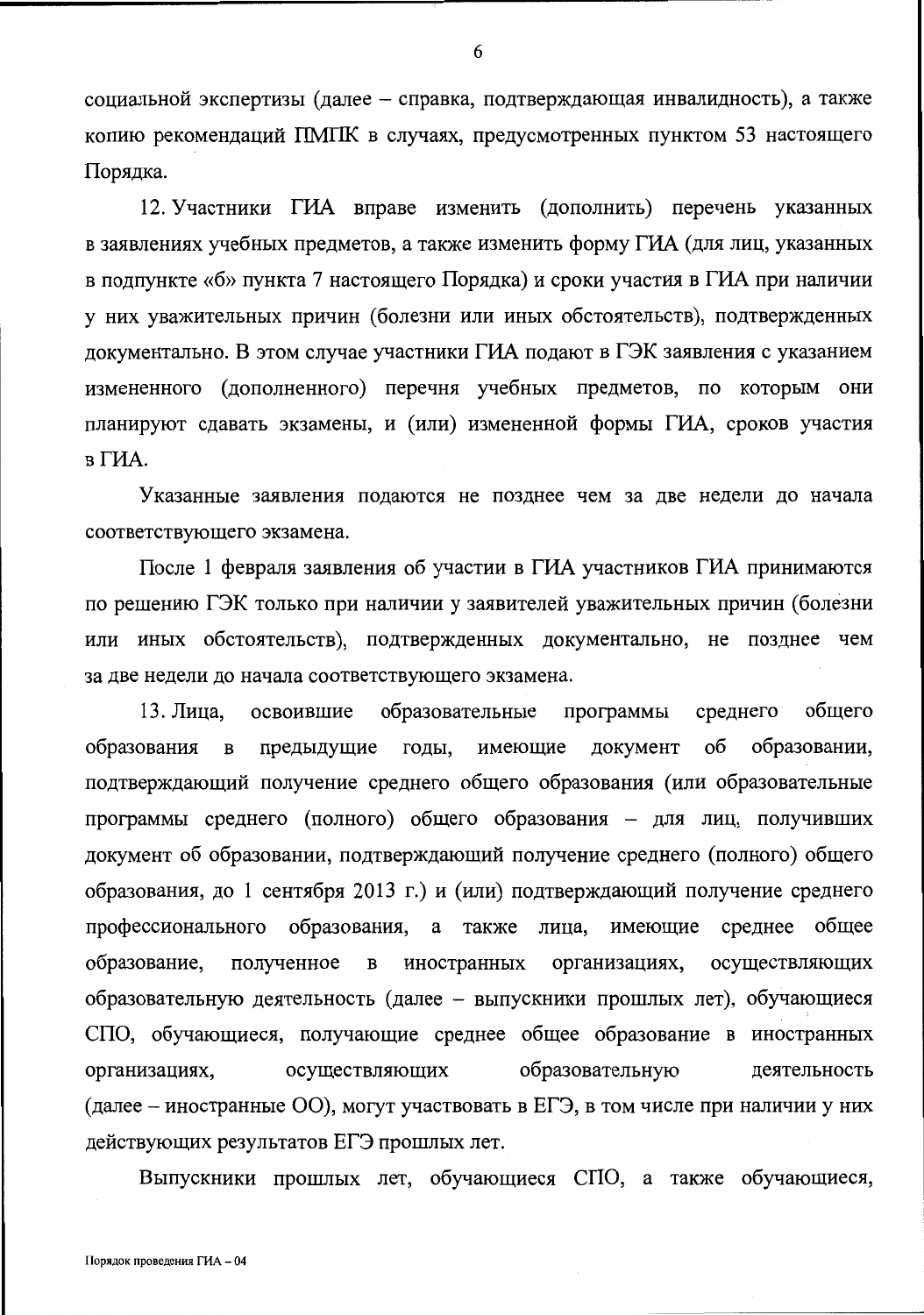социальной экспертизы (далее – справка, подтверждающая инвалидность), а также копию рекомендаций ПМПК в случаях, предусмотренных пунктом 53 настоящего Порядка.

12. Участники ГИА вправе изменить (дополнить) перечень указанных в заявлениях учебных предметов, а также изменить форму ГИА (для лиц, указанных в подпункте «б» пункта 7 настоящего Порядка) и сроки участия в ГИА при наличии у них уважительных причин (болезни или иных обстоятельств), подтвержденных документально. В этом случае участники ГИА подают в ГЭК заявления с указанием измененного (дополненного) перечня учебных предметов, по которым они планируют сдавать экзамены, и (или) измененной формы ГИА, сроков участия в ГИА.

Указанные заявления подаются не позднее чем за две недели до начала соответствующего экзамена.

После 1 февраля заявления об участии в ГИА участников ГИА принимаются по решению ГЭК только при наличии у заявителей уважительных причин (болезни или иных обстоятельств), подтвержденных документально, не позднее чем за две недели до начала соответствующего экзамена.

13. Лица, освоившие образовательные программы среднего общего образования в предыдущие годы, имеющие документ об образовании, подтверждающий получение среднего общего образования (или образовательные программы среднего (полного) общего образования – для лиц, получивших документ об образовании, подтверждающий получение среднего (полного) общего образования, до 1 сентября 2013 г.) и (или) подтверждающий получение среднего профессионального образования, а также лица, имеющие среднее общее образование, полученное в иностранных организациях, осуществляющих образовательную деятельность (далее – выпускники прошлых лет), обучающиеся СПО, обучающиеся, получающие среднее общее образование в иностранных организациях, осуществляющих образовательную деятельность (далее – иностранные ОО), могут участвовать в ЕГЭ, в том числе при наличии у них действующих результатов ЕГЭ прошлых лет.

Выпускники прошлых лет, обучающиеся СПО, а также обучающиеся,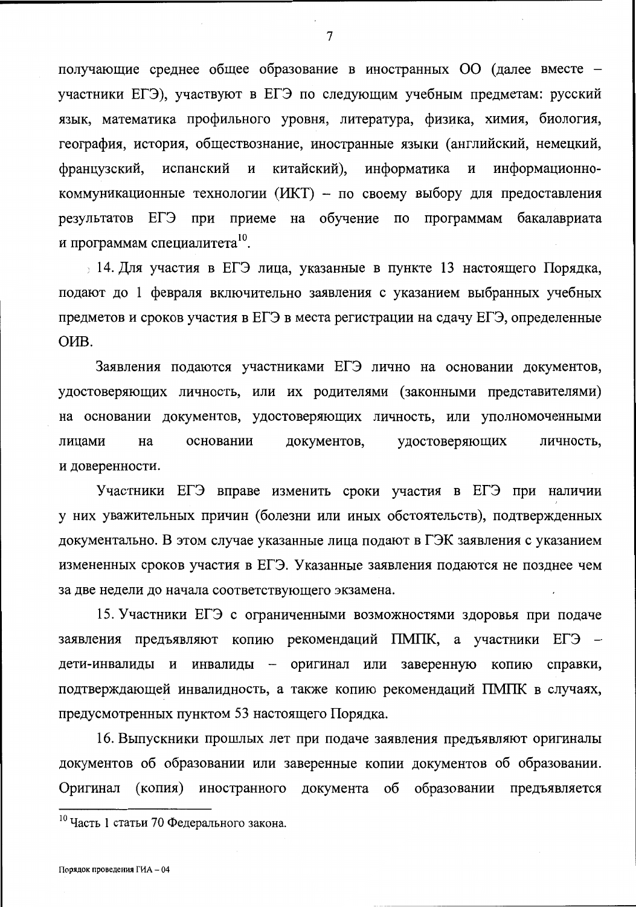получающие среднее общее образование в иностранных ОО (далее вместе – участники ЕГЭ), участвуют в ЕГЭ по следующим учебным предметам: русский язык, математика профильного уровня, литература, физика, химия, биология, география, история, обществознание, иностранные языки (английский, немецкий, французский, испанский и китайский), информатика и информационно-коммуникационные технологии (ИКТ) – по своему выбору для предоставления результатов ЕГЭ при приеме на обучение по программам бакалавриата и программам специалитета[10].

14. Для участия в ЕГЭ лица, указанные в пункте 13 настоящего Порядка, подают до 1 февраля включительно заявления с указанием выбранных учебных предметов и сроков участия в ЕГЭ в места регистрации на сдачу ЕГЭ, определенные ОИВ.

Заявления подаются участниками ЕГЭ лично на основании документов, удостоверяющих личность, или их родителями (законными представителями) на основании документов, удостоверяющих личность, или уполномоченными лицами на основании документов, удостоверяющих личность, и доверенности.

Участники ЕГЭ вправе изменить сроки участия в ЕГЭ при наличии у них уважительных причин (болезни или иных обстоятельств), подтвержденных документально. В этом случае указанные лица подают в ГЭК заявления с указанием измененных сроков участия в ЕГЭ. Указанные заявления подаются не позднее чем за две недели до начала соответствующего экзамена.

15. Участники ЕГЭ с ограниченными возможностями здоровья при подаче заявления предъявляют копию рекомендаций ПМПК, а участники ЕГЭ – дети-инвалиды и инвалиды – оригинал или заверенную копию справки, подтверждающей инвалидность, а также копию рекомендаций ПМПК в случаях, предусмотренных пунктом 53 настоящего Порядка.

16. Выпускники прошлых лет при подаче заявления предъявляют оригиналы документов об образовании или заверенные копии документов об образовании. Оригинал (копия) иностранного документа об образовании предъявляется

---

[10] Часть 1 статьи 70 Федерального закона.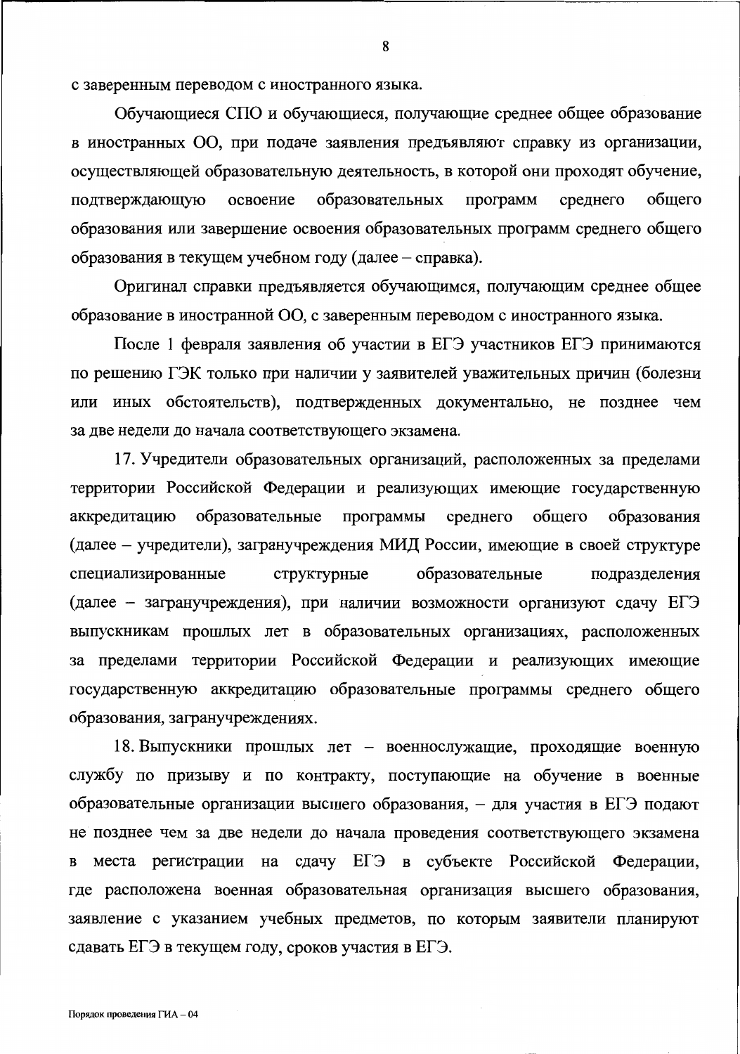с заверенным переводом с иностранного языка.

Обучающиеся СПО и обучающиеся, получающие среднее общее образование в иностранных ОО, при подаче заявления предъявляют справку из организации, осуществляющей образовательную деятельность, в которой они проходят обучение, подтверждающую освоение образовательных программ среднего общего образования или завершение освоения образовательных программ среднего общего образования в текущем учебном году (далее – справка).

Оригинал справки предъявляется обучающимся, получающим среднее общее образование в иностранной ОО, с заверенным переводом с иностранного языка.

После 1 февраля заявления об участии в ЕГЭ участников ЕГЭ принимаются по решению ГЭК только при наличии у заявителей уважительных причин (болезни или иных обстоятельств), подтвержденных документально, не позднее чем за две недели до начала соответствующего экзамена.

17. Учредители образовательных организаций, расположенных за пределами территории Российской Федерации и реализующих имеющие государственную аккредитацию образовательные программы среднего общего образования (далее – учредители), загранучреждения МИД России, имеющие в своей структуре специализированные структурные образовательные подразделения (далее – загранучреждения), при наличии возможности организуют сдачу ЕГЭ выпускникам прошлых лет в образовательных организациях, расположенных за пределами территории Российской Федерации и реализующих имеющие государственную аккредитацию образовательные программы среднего общего образования, загранучреждениях.

18. Выпускники прошлых лет – военнослужащие, проходящие военную службу по призыву и по контракту, поступающие на обучение в военные образовательные организации высшего образования, – для участия в ЕГЭ подают не позднее чем за две недели до начала проведения соответствующего экзамена в места регистрации на сдачу ЕГЭ в субъекте Российской Федерации, где расположена военная образовательная организация высшего образования, заявление с указанием учебных предметов, по которым заявители планируют сдавать ЕГЭ в текущем году, сроков участия в ЕГЭ.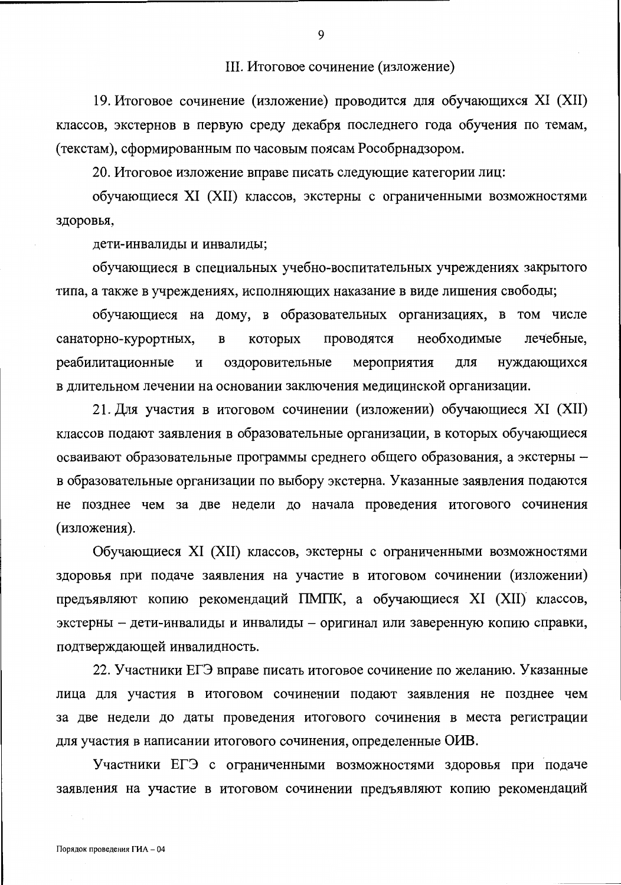## III. Итоговое сочинение (изложение)

19. Итоговое сочинение (изложение) проводится для обучающихся XI (XII) классов, экстернов в первую среду декабря последнего года обучения по темам, (текстам), сформированным по часовым поясам Рособрнадзором.

20. Итоговое изложение вправе писать следующие категории лиц:

обучающиеся XI (XII) классов, экстерны с ограниченными возможностями здоровья,

дети-инвалиды и инвалиды;

обучающиеся в специальных учебно-воспитательных учреждениях закрытого типа, а также в учреждениях, исполняющих наказание в виде лишения свободы;

обучающиеся на дому, в образовательных организациях, в том числе санаторно-курортных, в которых проводятся необходимые лечебные, реабилитационные и оздоровительные мероприятия для нуждающихся в длительном лечении на основании заключения медицинской организации.

21. Для участия в итоговом сочинении (изложении) обучающиеся XI (XII) классов подают заявления в образовательные организации, в которых обучающиеся осваивают образовательные программы среднего общего образования, а экстерны – в образовательные организации по выбору экстерна. Указанные заявления подаются не позднее чем за две недели до начала проведения итогового сочинения (изложения).

Обучающиеся XI (XII) классов, экстерны с ограниченными возможностями здоровья при подаче заявления на участие в итоговом сочинении (изложении) предъявляют копию рекомендаций ПМПК, а обучающиеся XI (XII) классов, экстерны – дети-инвалиды и инвалиды – оригинал или заверенную копию справки, подтверждающей инвалидность.

22. Участники ЕГЭ вправе писать итоговое сочинение по желанию. Указанные лица для участия в итоговом сочинении подают заявления не позднее чем за две недели до даты проведения итогового сочинения в места регистрации для участия в написании итогового сочинения, определенные ОИВ.

Участники ЕГЭ с ограниченными возможностями здоровья при подаче заявления на участие в итоговом сочинении предъявляют копию рекомендаций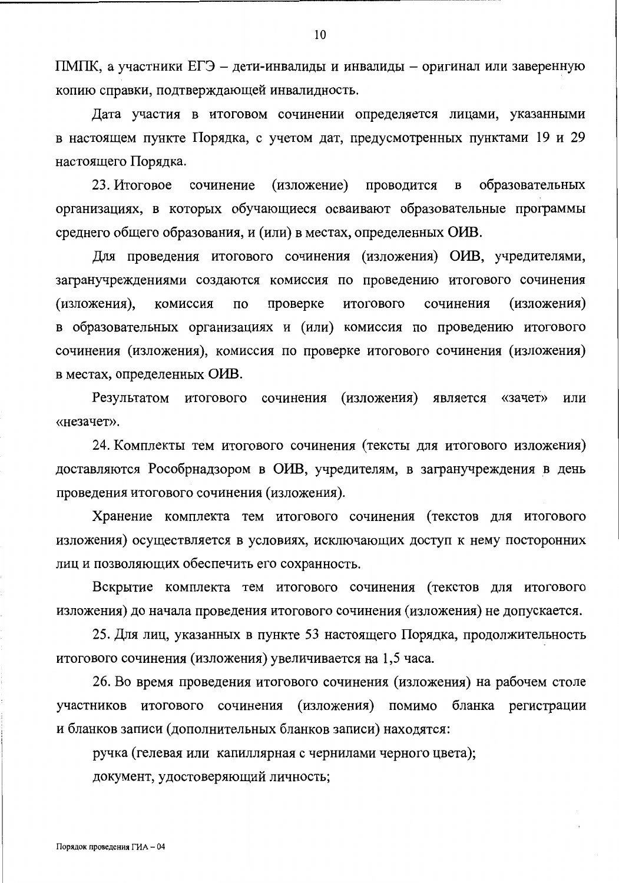ПМПК, а участники ЕГЭ – дети-инвалиды и инвалиды – оригинал или заверенную копию справки, подтверждающей инвалидность.

Дата участия в итоговом сочинении определяется лицами, указанными в настоящем пункте Порядка, с учетом дат, предусмотренных пунктами 19 и 29 настоящего Порядка.

23. Итоговое сочинение (изложение) проводится в образовательных организациях, в которых обучающиеся осваивают образовательные программы среднего общего образования, и (или) в местах, определенных ОИВ.

Для проведения итогового сочинения (изложения) ОИВ, учредителями, загранучреждениями создаются комиссия по проведению итогового сочинения (изложения), комиссия по проверке итогового сочинения (изложения) в образовательных организациях и (или) комиссия по проведению итогового сочинения (изложения), комиссия по проверке итогового сочинения (изложения) в местах, определенных ОИВ.

Результатом итогового сочинения (изложения) является «зачет» или «незачет».

24. Комплекты тем итогового сочинения (тексты для итогового изложения) доставляются Рособрнадзором в ОИВ, учредителям, в загранучреждения в день проведения итогового сочинения (изложения).

Хранение комплекта тем итогового сочинения (текстов для итогового изложения) осуществляется в условиях, исключающих доступ к нему посторонних лиц и позволяющих обеспечить его сохранность.

Вскрытие комплекта тем итогового сочинения (текстов для итогового изложения) до начала проведения итогового сочинения (изложения) не допускается.

25. Для лиц, указанных в пункте 53 настоящего Порядка, продолжительность итогового сочинения (изложения) увеличивается на 1,5 часа.

26. Во время проведения итогового сочинения (изложения) на рабочем столе участников итогового сочинения (изложения) помимо бланка регистрации и бланков записи (дополнительных бланков записи) находятся:

ручка (гелевая или капиллярная с чернилами черного цвета);

документ, удостоверяющий личность;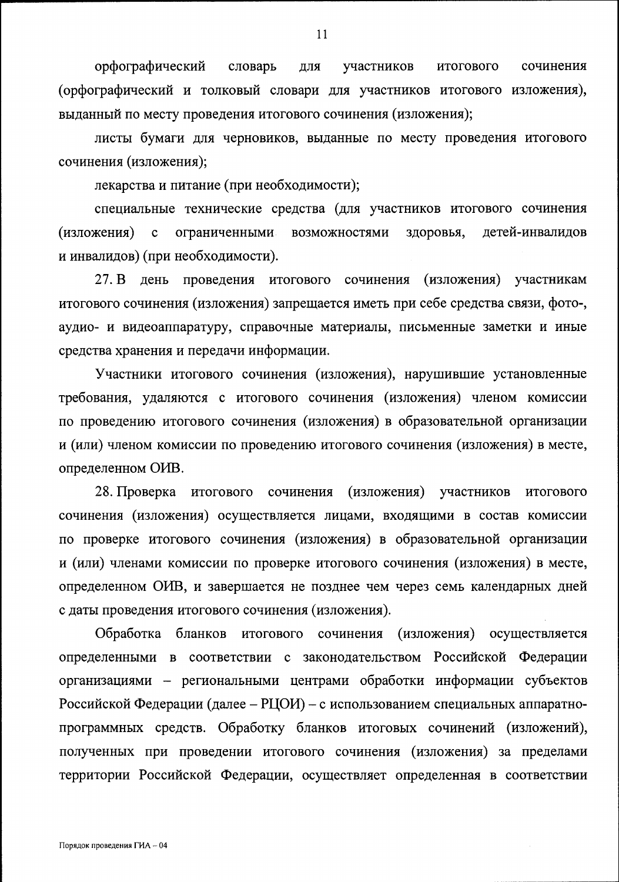орфографический словарь для участников итогового сочинения (орфографический и толковый словари для участников итогового изложения), выданный по месту проведения итогового сочинения (изложения);

листы бумаги для черновиков, выданные по месту проведения итогового сочинения (изложения);

лекарства и питание (при необходимости);

специальные технические средства (для участников итогового сочинения (изложения) с ограниченными возможностями здоровья, детей-инвалидов и инвалидов) (при необходимости).

27. В день проведения итогового сочинения (изложения) участникам итогового сочинения (изложения) запрещается иметь при себе средства связи, фото-, аудио- и видеоаппаратуру, справочные материалы, письменные заметки и иные средства хранения и передачи информации.

Участники итогового сочинения (изложения), нарушившие установленные требования, удаляются с итогового сочинения (изложения) членом комиссии по проведению итогового сочинения (изложения) в образовательной организации и (или) членом комиссии по проведению итогового сочинения (изложения) в месте, определенном ОИВ.

28. Проверка итогового сочинения (изложения) участников итогового сочинения (изложения) осуществляется лицами, входящими в состав комиссии по проверке итогового сочинения (изложения) в образовательной организации и (или) членами комиссии по проверке итогового сочинения (изложения) в месте, определенном ОИВ, и завершается не позднее чем через семь календарных дней с даты проведения итогового сочинения (изложения).

Обработка бланков итогового сочинения (изложения) осуществляется определенными в соответствии с законодательством Российской Федерации организациями – региональными центрами обработки информации субъектов Российской Федерации (далее – РЦОИ) – с использованием специальных аппаратно-программных средств. Обработку бланков итоговых сочинений (изложений), полученных при проведении итогового сочинения (изложения) за пределами территории Российской Федерации, осуществляет определенная в соответствии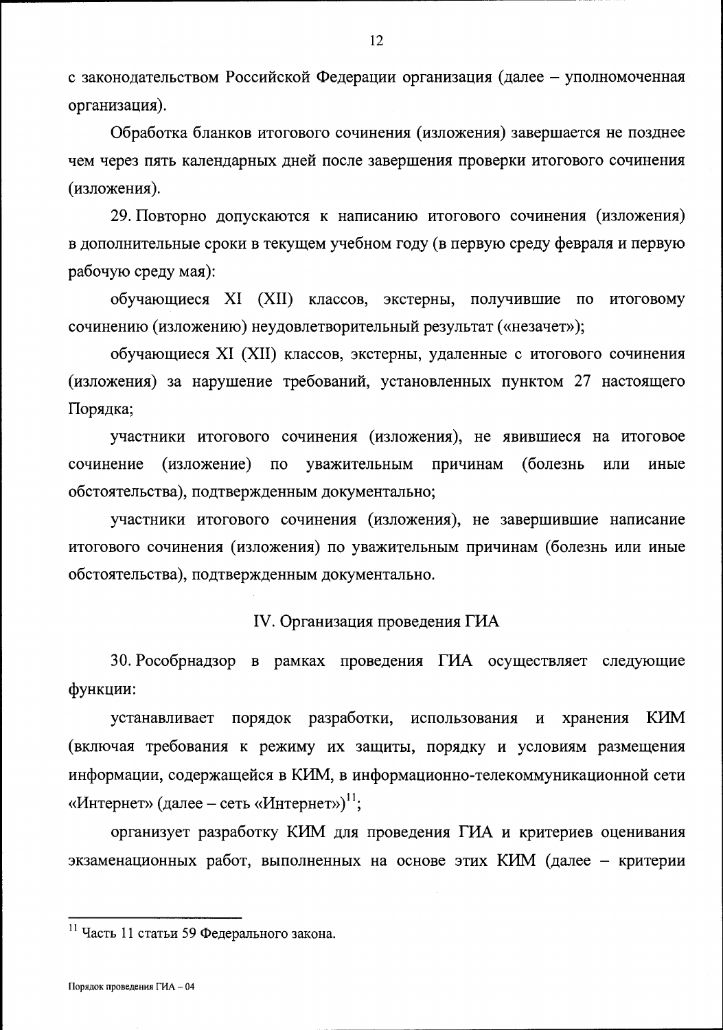с законодательством Российской Федерации организация (далее – уполномоченная организация).

Обработка бланков итогового сочинения (изложения) завершается не позднее чем через пять календарных дней после завершения проверки итогового сочинения (изложения).

29. Повторно допускаются к написанию итогового сочинения (изложения) в дополнительные сроки в текущем учебном году (в первую среду февраля и первую рабочую среду мая):

обучающиеся XI (XII) классов, экстерны, получившие по итоговому сочинению (изложению) неудовлетворительный результат («незачет»);

обучающиеся XI (XII) классов, экстерны, удаленные с итогового сочинения (изложения) за нарушение требований, установленных пунктом 27 настоящего Порядка;

участники итогового сочинения (изложения), не явившиеся на итоговое сочинение (изложение) по уважительным причинам (болезнь или иные обстоятельства), подтвержденным документально;

участники итогового сочинения (изложения), не завершившие написание итогового сочинения (изложения) по уважительным причинам (болезнь или иные обстоятельства), подтвержденным документально.

## IV. Организация проведения ГИА

30. Рособрнадзор в рамках проведения ГИА осуществляет следующие функции:

устанавливает порядок разработки, использования и хранения КИМ (включая требования к режиму их защиты, порядку и условиям размещения информации, содержащейся в КИМ, в информационно-телекоммуникационной сети «Интернет» (далее – сеть «Интернет»)[11];

организует разработку КИМ для проведения ГИА и критериев оценивания экзаменационных работ, выполненных на основе этих КИМ (далее – критерии

---

[11] Часть 11 статьи 59 Федерального закона.

Порядок проведения ГИА – 04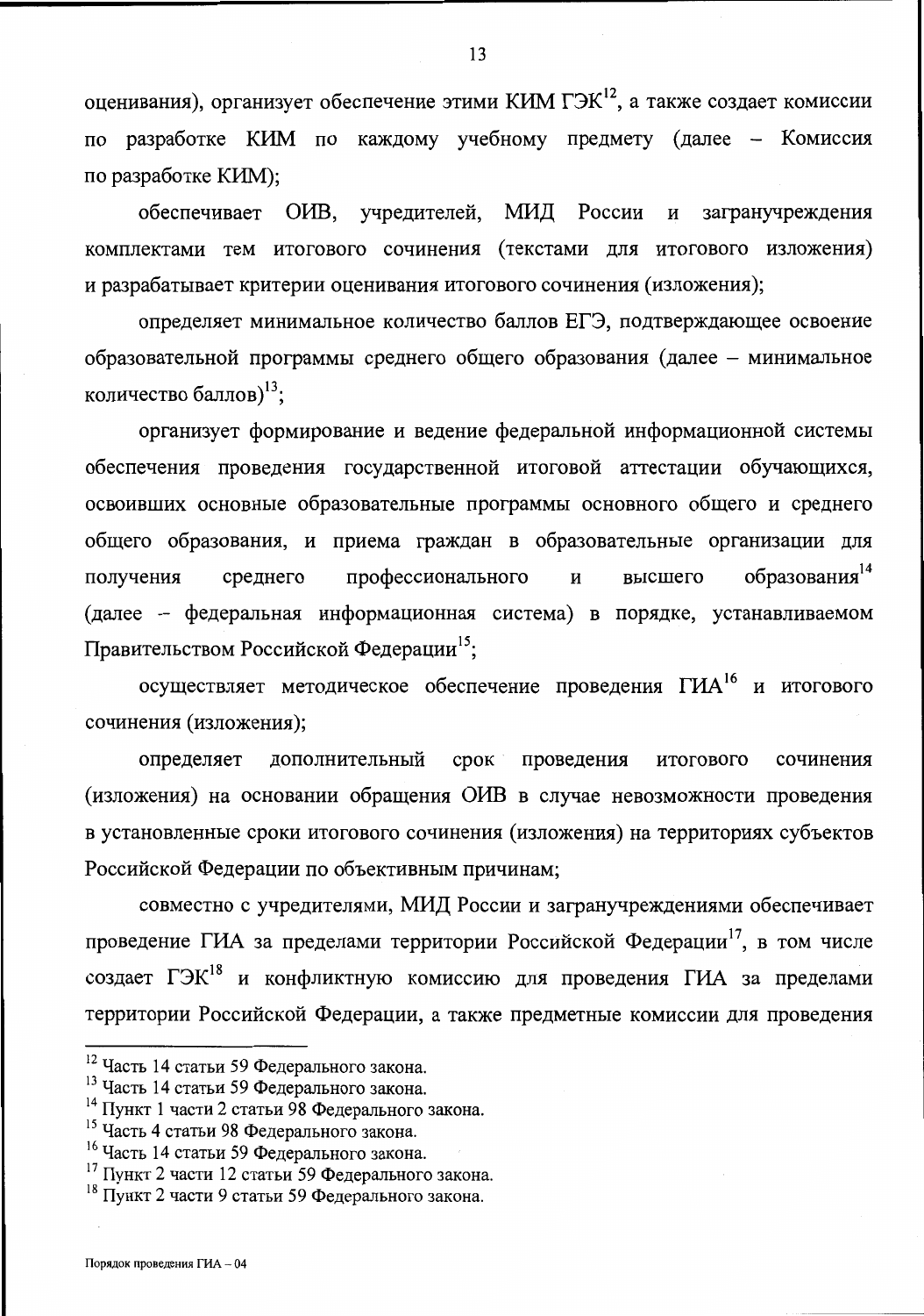оценивания), организует обеспечение этими КИМ ГЭК[12], а также создает комиссии по разработке КИМ по каждому учебному предмету (далее – Комиссия по разработке КИМ);

обеспечивает ОИВ, учредителей, МИД России и загранучреждения комплектами тем итогового сочинения (текстами для итогового изложения) и разрабатывает критерии оценивания итогового сочинения (изложения);

определяет минимальное количество баллов ЕГЭ, подтверждающее освоение образовательной программы среднего общего образования (далее – минимальное количество баллов)[13];

организует формирование и ведение федеральной информационной системы обеспечения проведения государственной итоговой аттестации обучающихся, освоивших основные образовательные программы основного общего и среднего общего образования, и приема граждан в образовательные организации для получения среднего профессионального и высшего образования[14] (далее – федеральная информационная система) в порядке, устанавливаемом Правительством Российской Федерации[15];

осуществляет методическое обеспечение проведения ГИА[16] и итогового сочинения (изложения);

определяет дополнительный срок проведения итогового сочинения (изложения) на основании обращения ОИВ в случае невозможности проведения в установленные сроки итогового сочинения (изложения) на территориях субъектов Российской Федерации по объективным причинам;

совместно с учредителями, МИД России и загранучреждениями обеспечивает проведение ГИА за пределами территории Российской Федерации[17], в том числе создает ГЭК[18] и конфликтную комиссию для проведения ГИА за пределами территории Российской Федерации, а также предметные комиссии для проведения

---

[12] Часть 14 статьи 59 Федерального закона.

[13] Часть 14 статьи 59 Федерального закона.

[14] Пункт 1 части 2 статьи 98 Федерального закона.

[15] Часть 4 статьи 98 Федерального закона.

[16] Часть 14 статьи 59 Федерального закона.

[17] Пункт 2 части 12 статьи 59 Федерального закона.

[18] Пункт 2 части 9 статьи 59 Федерального закона.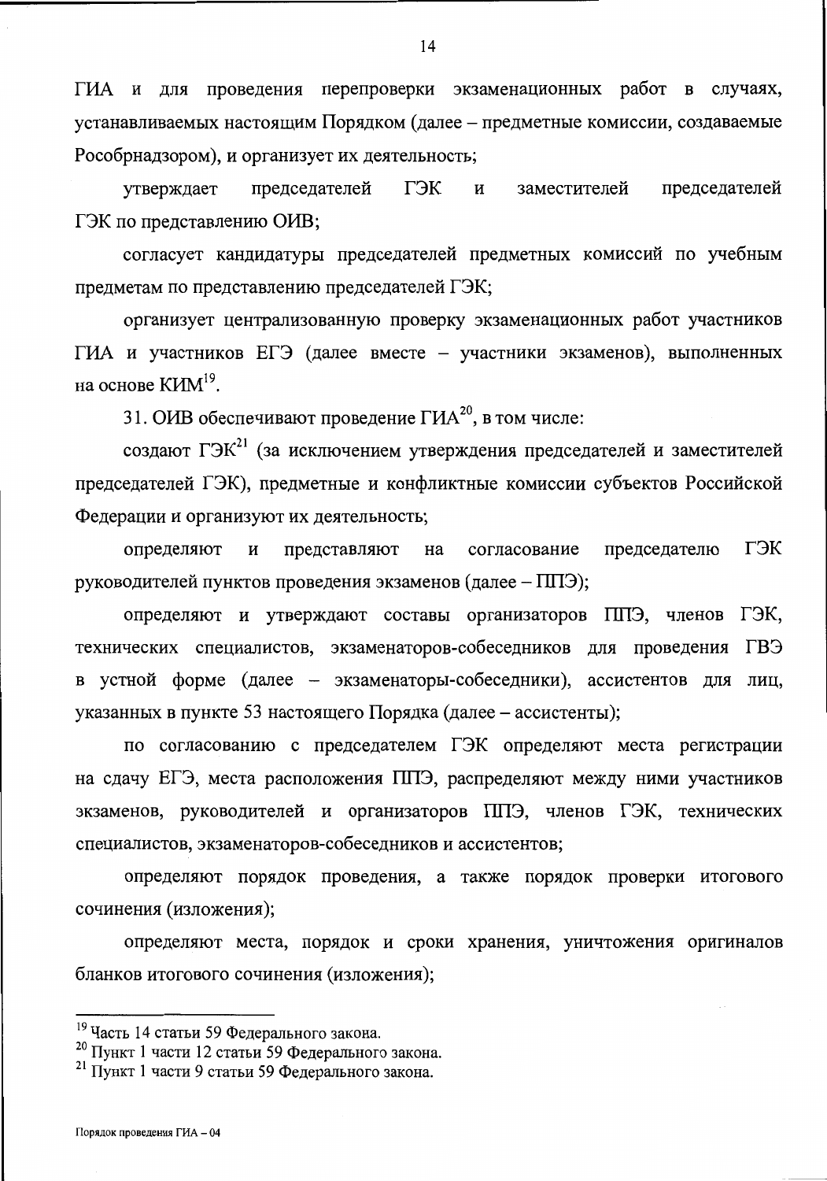ГИА и для проведения перепроверки экзаменационных работ в случаях, устанавливаемых настоящим Порядком (далее – предметные комиссии, создаваемые Рособрнадзором), и организует их деятельность;

утверждает председателей ГЭК и заместителей председателей ГЭК по представлению ОИВ;

согласует кандидатуры председателей предметных комиссий по учебным предметам по представлению председателей ГЭК;

организует централизованную проверку экзаменационных работ участников ГИА и участников ЕГЭ (далее вместе – участники экзаменов), выполненных на основе КИМ[19].

31. ОИВ обеспечивают проведение ГИА[20], в том числе:

создают ГЭК[21] (за исключением утверждения председателей и заместителей председателей ГЭК), предметные и конфликтные комиссии субъектов Российской Федерации и организуют их деятельность;

определяют и представляют на согласование председателю ГЭК руководителей пунктов проведения экзаменов (далее – ППЭ);

определяют и утверждают составы организаторов ППЭ, членов ГЭК, технических специалистов, экзаменаторов-собеседников для проведения ГВЭ в устной форме (далее – экзаменаторы-собеседники), ассистентов для лиц, указанных в пункте 53 настоящего Порядка (далее – ассистенты);

по согласованию с председателем ГЭК определяют места регистрации на сдачу ЕГЭ, места расположения ППЭ, распределяют между ними участников экзаменов, руководителей и организаторов ППЭ, членов ГЭК, технических специалистов, экзаменаторов-собеседников и ассистентов;

определяют порядок проведения, а также порядок проверки итогового сочинения (изложения);

определяют места, порядок и сроки хранения, уничтожения оригиналов бланков итогового сочинения (изложения);

---

[19] Часть 14 статьи 59 Федерального закона.

[20] Пункт 1 части 12 статьи 59 Федерального закона.

[21] Пункт 1 части 9 статьи 59 Федерального закона.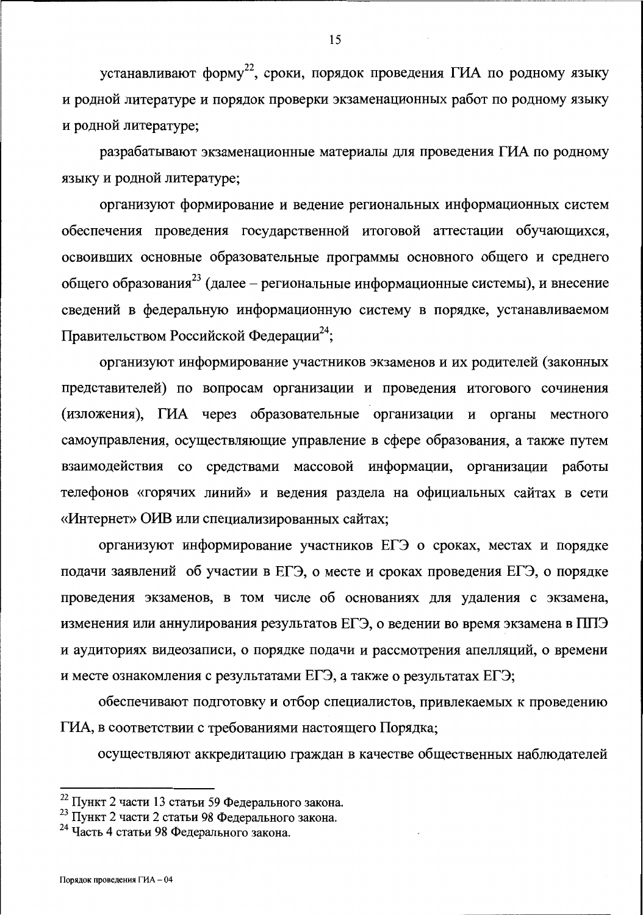устанавливают форму[22], сроки, порядок проведения ГИА по родному языку и родной литературе и порядок проверки экзаменационных работ по родному языку и родной литературе;

разрабатывают экзаменационные материалы для проведения ГИА по родному языку и родной литературе;

организуют формирование и ведение региональных информационных систем обеспечения проведения государственной итоговой аттестации обучающихся, освоивших основные образовательные программы основного общего и среднего общего образования[23] (далее – региональные информационные системы), и внесение сведений в федеральную информационную систему в порядке, устанавливаемом Правительством Российской Федерации[24];

организуют информирование участников экзаменов и их родителей (законных представителей) по вопросам организации и проведения итогового сочинения (изложения), ГИА через образовательные организации и органы местного самоуправления, осуществляющие управление в сфере образования, а также путем взаимодействия со средствами массовой информации, организации работы телефонов «горячих линий» и ведения раздела на официальных сайтах в сети «Интернет» ОИВ или специализированных сайтах;

организуют информирование участников ЕГЭ о сроках, местах и порядке подачи заявлений об участии в ЕГЭ, о месте и сроках проведения ЕГЭ, о порядке проведения экзаменов, в том числе об основаниях для удаления с экзамена, изменения или аннулирования результатов ЕГЭ, о ведении во время экзамена в ППЭ и аудиториях видеозаписи, о порядке подачи и рассмотрения апелляций, о времени и месте ознакомления с результатами ЕГЭ, а также о результатах ЕГЭ;

обеспечивают подготовку и отбор специалистов, привлекаемых к проведению ГИА, в соответствии с требованиями настоящего Порядка;

осуществляют аккредитацию граждан в качестве общественных наблюдателей

---

[22] Пункт 2 части 13 статьи 59 Федерального закона.

[23] Пункт 2 части 2 статьи 98 Федерального закона.

[24] Часть 4 статьи 98 Федерального закона.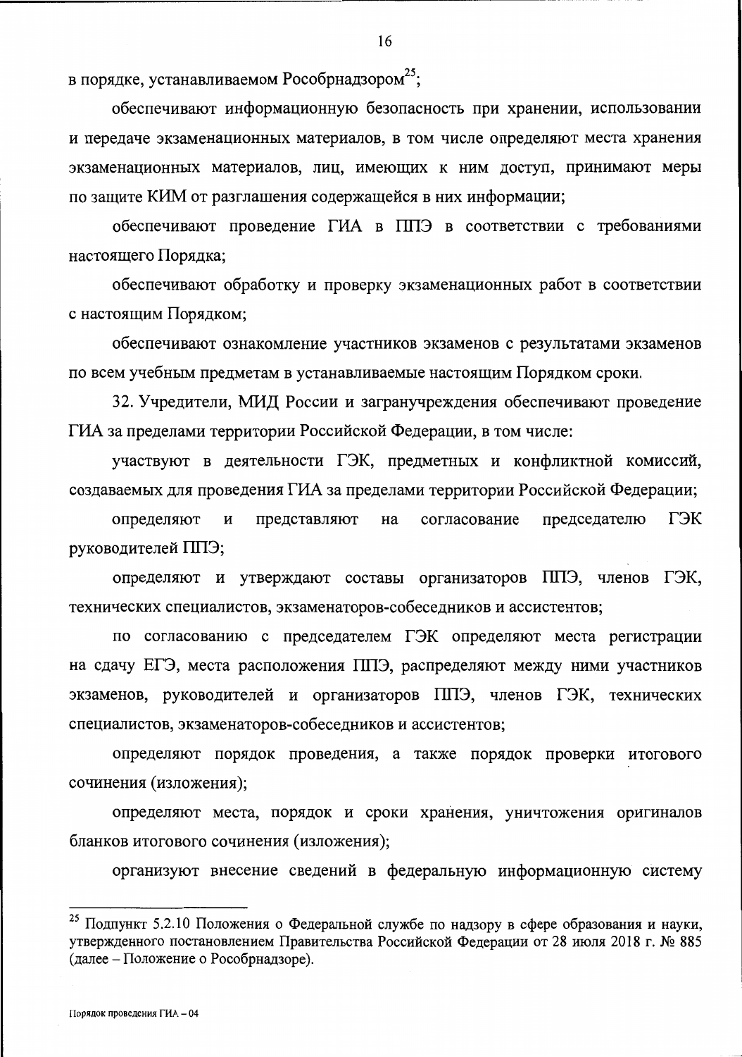в порядке, устанавливаемом Рособрнадзором[25];

обеспечивают информационную безопасность при хранении, использовании и передаче экзаменационных материалов, в том числе определяют места хранения экзаменационных материалов, лиц, имеющих к ним доступ, принимают меры по защите КИМ от разглашения содержащейся в них информации;

обеспечивают проведение ГИА в ППЭ в соответствии с требованиями настоящего Порядка;

обеспечивают обработку и проверку экзаменационных работ в соответствии с настоящим Порядком;

обеспечивают ознакомление участников экзаменов с результатами экзаменов по всем учебным предметам в устанавливаемые настоящим Порядком сроки.

32. Учредители, МИД России и загранучреждения обеспечивают проведение ГИА за пределами территории Российской Федерации, в том числе:

участвуют в деятельности ГЭК, предметных и конфликтной комиссий, создаваемых для проведения ГИА за пределами территории Российской Федерации;

определяют и представляют на согласование председателю ГЭК руководителей ППЭ;

определяют и утверждают составы организаторов ППЭ, членов ГЭК, технических специалистов, экзаменаторов-собеседников и ассистентов;

по согласованию с председателем ГЭК определяют места регистрации на сдачу ЕГЭ, места расположения ППЭ, распределяют между ними участников экзаменов, руководителей и организаторов ППЭ, членов ГЭК, технических специалистов, экзаменаторов-собеседников и ассистентов;

определяют порядок проведения, а также порядок проверки итогового сочинения (изложения);

определяют места, порядок и сроки хранения, уничтожения оригиналов бланков итогового сочинения (изложения);

организуют внесение сведений в федеральную информационную систему

---

[25] Подпункт 5.2.10 Положения о Федеральной службе по надзору в сфере образования и науки, утвержденного постановлением Правительства Российской Федерации от 28 июля 2018 г. № 885 (далее – Положение о Рособрнадзоре).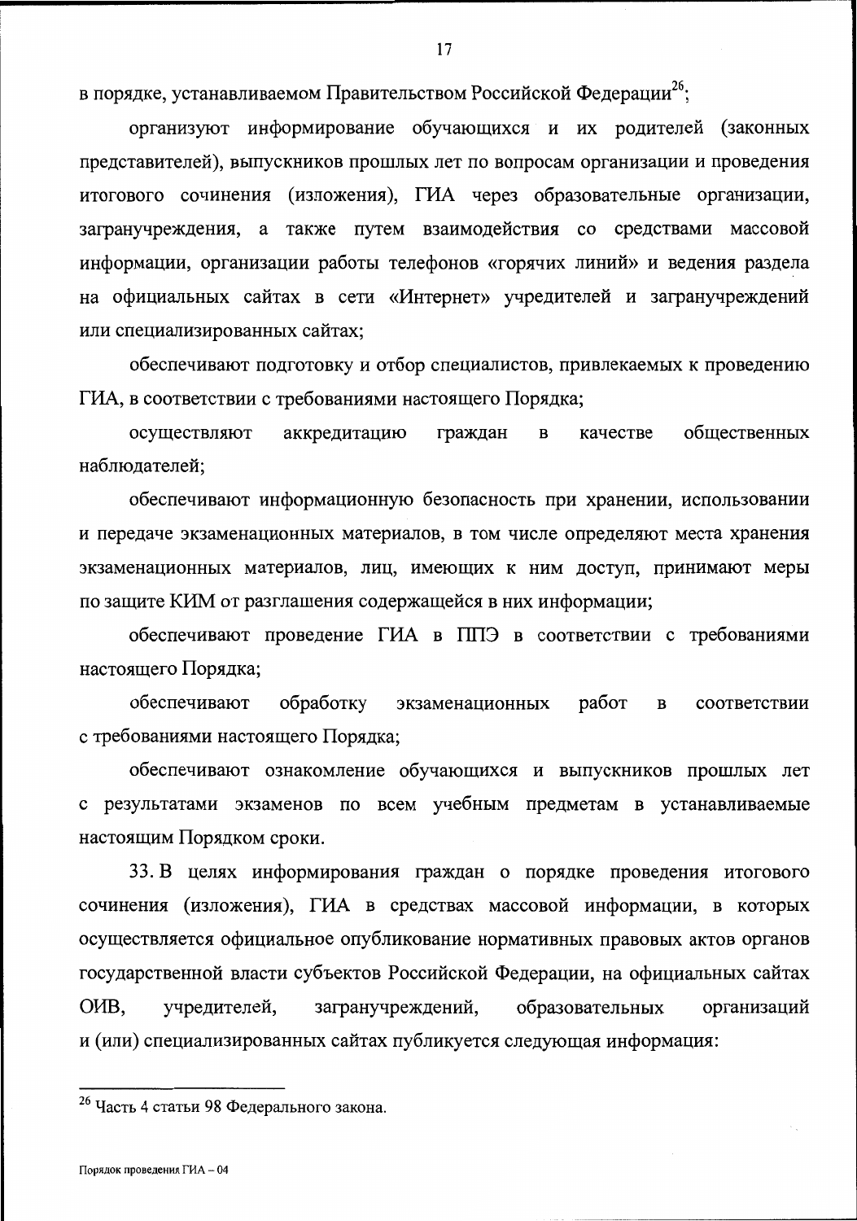в порядке, устанавливаемом Правительством Российской Федерации[26];

организуют информирование обучающихся и их родителей (законных представителей), выпускников прошлых лет по вопросам организации и проведения итогового сочинения (изложения), ГИА через образовательные организации, загранучреждения, а также путем взаимодействия со средствами массовой информации, организации работы телефонов «горячих линий» и ведения раздела на официальных сайтах в сети «Интернет» учредителей и загранучреждений или специализированных сайтах;

обеспечивают подготовку и отбор специалистов, привлекаемых к проведению ГИА, в соответствии с требованиями настоящего Порядка;

осуществляют аккредитацию граждан в качестве общественных наблюдателей;

обеспечивают информационную безопасность при хранении, использовании и передаче экзаменационных материалов, в том числе определяют места хранения экзаменационных материалов, лиц, имеющих к ним доступ, принимают меры по защите КИМ от разглашения содержащейся в них информации;

обеспечивают проведение ГИА в ППЭ в соответствии с требованиями настоящего Порядка;

обеспечивают обработку экзаменационных работ в соответствии с требованиями настоящего Порядка;

обеспечивают ознакомление обучающихся и выпускников прошлых лет с результатами экзаменов по всем учебным предметам в устанавливаемые настоящим Порядком сроки.

33. В целях информирования граждан о порядке проведения итогового сочинения (изложения), ГИА в средствах массовой информации, в которых осуществляется официальное опубликование нормативных правовых актов органов государственной власти субъектов Российской Федерации, на официальных сайтах ОИВ, учредителей, загранучреждений, образовательных организаций и (или) специализированных сайтах публикуется следующая информация:

---

[26] Часть 4 статьи 98 Федерального закона.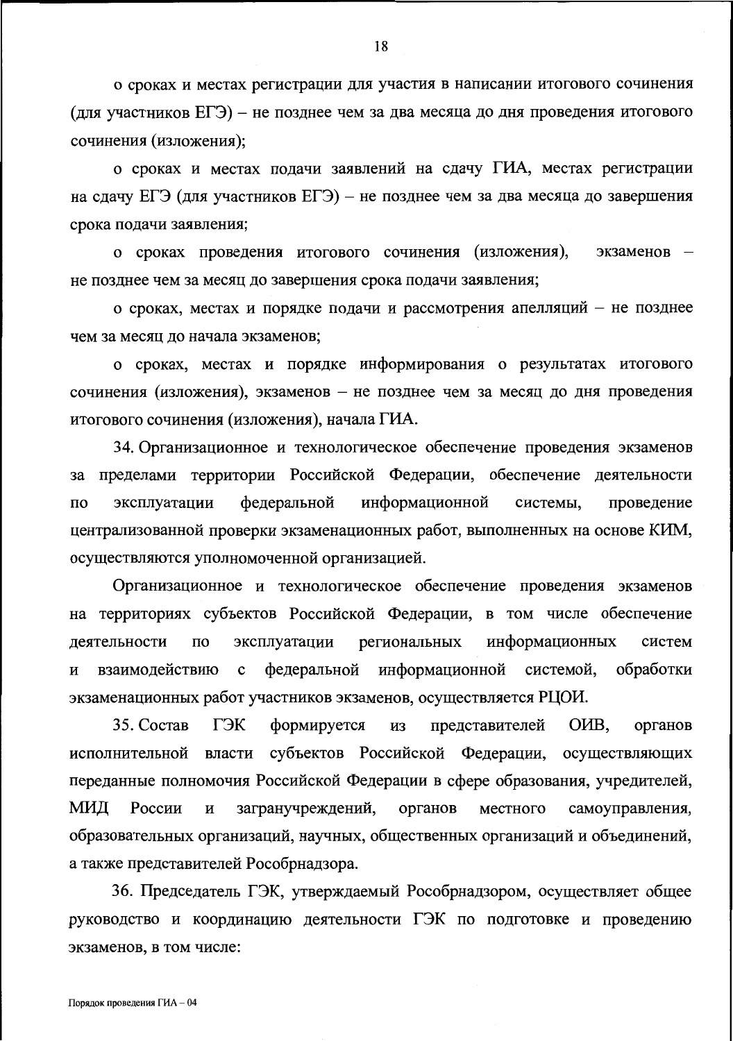о сроках и местах регистрации для участия в написании итогового сочинения (для участников ЕГЭ) – не позднее чем за два месяца до дня проведения итогового сочинения (изложения);

о сроках и местах подачи заявлений на сдачу ГИА, местах регистрации на сдачу ЕГЭ (для участников ЕГЭ) – не позднее чем за два месяца до завершения срока подачи заявления;

о сроках проведения итогового сочинения (изложения), экзаменов – не позднее чем за месяц до завершения срока подачи заявления;

о сроках, местах и порядке подачи и рассмотрения апелляций – не позднее чем за месяц до начала экзаменов;

о сроках, местах и порядке информирования о результатах итогового сочинения (изложения), экзаменов – не позднее чем за месяц до дня проведения итогового сочинения (изложения), начала ГИА.

34. Организационное и технологическое обеспечение проведения экзаменов за пределами территории Российской Федерации, обеспечение деятельности по эксплуатации федеральной информационной системы, проведение централизованной проверки экзаменационных работ, выполненных на основе КИМ, осуществляются уполномоченной организацией.

Организационное и технологическое обеспечение проведения экзаменов на территориях субъектов Российской Федерации, в том числе обеспечение деятельности по эксплуатации региональных информационных систем и взаимодействию с федеральной информационной системой, обработки экзаменационных работ участников экзаменов, осуществляется РЦОИ.

35. Состав ГЭК формируется из представителей ОИВ, органов исполнительной власти субъектов Российской Федерации, осуществляющих переданные полномочия Российской Федерации в сфере образования, учредителей, МИД России и загранучреждений, органов местного самоуправления, образовательных организаций, научных, общественных организаций и объединений, а также представителей Рособрнадзора.

36. Председатель ГЭК, утверждаемый Рособрнадзором, осуществляет общее руководство и координацию деятельности ГЭК по подготовке и проведению экзаменов, в том числе: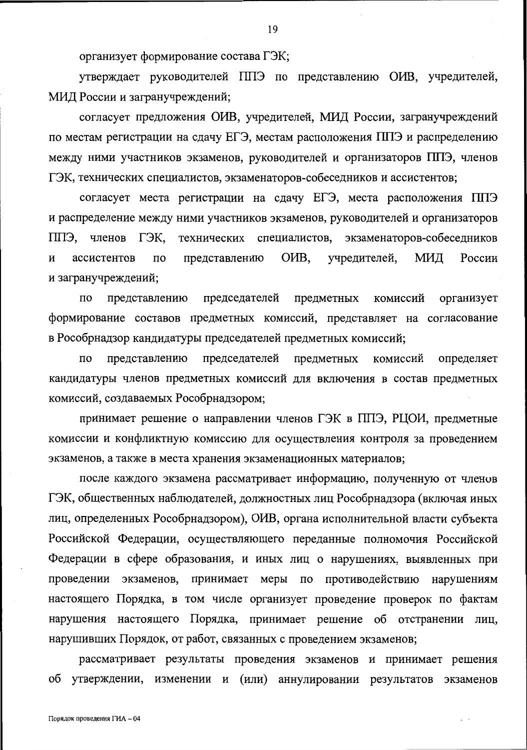организует формирование состава ГЭК;

утверждает руководителей ППЭ по представлению ОИВ, учредителей, МИД России и загранучреждений;

согласует предложения ОИВ, учредителей, МИД России, загранучреждений по местам регистрации на сдачу ЕГЭ, местам расположения ППЭ и распределению между ними участников экзаменов, руководителей и организаторов ППЭ, членов ГЭК, технических специалистов, экзаменаторов-собеседников и ассистентов;

согласует места регистрации на сдачу ЕГЭ, места расположения ППЭ и распределение между ними участников экзаменов, руководителей и организаторов ППЭ, членов ГЭК, технических специалистов, экзаменаторов-собеседников и ассистентов по представлению ОИВ, учредителей, МИД России и загранучреждений;

по представлению председателей предметных комиссий организует формирование составов предметных комиссий, представляет на согласование в Рособрнадзор кандидатуры председателей предметных комиссий;

по представлению председателей предметных комиссий определяет кандидатуры членов предметных комиссий для включения в состав предметных комиссий, создаваемых Рособрнадзором;

принимает решение о направлении членов ГЭК в ППЭ, РЦОИ, предметные комиссии и конфликтную комиссию для осуществления контроля за проведением экзаменов, а также в места хранения экзаменационных материалов;

после каждого экзамена рассматривает информацию, полученную от членов ГЭК, общественных наблюдателей, должностных лиц Рособрнадзора (включая иных лиц, определенных Рособрнадзором), ОИВ, органа исполнительной власти субъекта Российской Федерации, осуществляющего переданные полномочия Российской Федерации в сфере образования, и иных лиц о нарушениях, выявленных при проведении экзаменов, принимает меры по противодействию нарушениям настоящего Порядка, в том числе организует проведение проверок по фактам нарушения настоящего Порядка, принимает решение об отстранении лиц, нарушивших Порядок, от работ, связанных с проведением экзаменов;

рассматривает результаты проведения экзаменов и принимает решения об утверждении, изменении и (или) аннулировании результатов экзаменов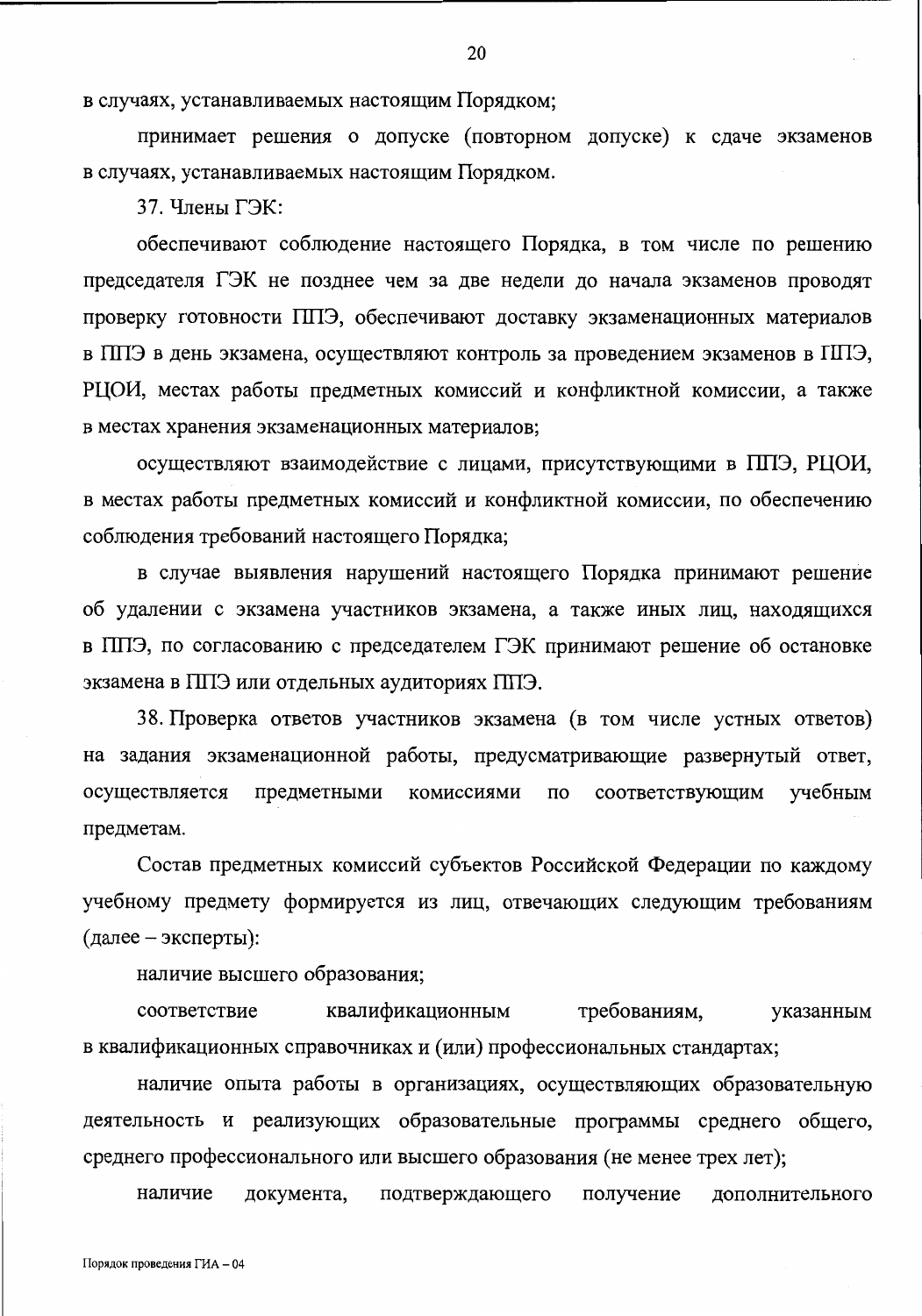в случаях, устанавливаемых настоящим Порядком;

принимает решения о допуске (повторном допуске) к сдаче экзаменов в случаях, устанавливаемых настоящим Порядком.

37. Члены ГЭК:

обеспечивают соблюдение настоящего Порядка, в том числе по решению председателя ГЭК не позднее чем за две недели до начала экзаменов проводят проверку готовности ППЭ, обеспечивают доставку экзаменационных материалов в ППЭ в день экзамена, осуществляют контроль за проведением экзаменов в ППЭ, РЦОИ, местах работы предметных комиссий и конфликтной комиссии, а также в местах хранения экзаменационных материалов;

осуществляют взаимодействие с лицами, присутствующими в ППЭ, РЦОИ, в местах работы предметных комиссий и конфликтной комиссии, по обеспечению соблюдения требований настоящего Порядка;

в случае выявления нарушений настоящего Порядка принимают решение об удалении с экзамена участников экзамена, а также иных лиц, находящихся в ППЭ, по согласованию с председателем ГЭК принимают решение об остановке экзамена в ППЭ или отдельных аудиториях ППЭ.

38. Проверка ответов участников экзамена (в том числе устных ответов) на задания экзаменационной работы, предусматривающие развернутый ответ, осуществляется предметными комиссиями по соответствующим учебным предметам.

Состав предметных комиссий субъектов Российской Федерации по каждому учебному предмету формируется из лиц, отвечающих следующим требованиям (далее – эксперты):

наличие высшего образования;

соответствие квалификационным требованиям, указанным в квалификационных справочниках и (или) профессиональных стандартах;

наличие опыта работы в организациях, осуществляющих образовательную деятельность и реализующих образовательные программы среднего общего, среднего профессионального или высшего образования (не менее трех лет);

наличие документа, подтверждающего получение дополнительного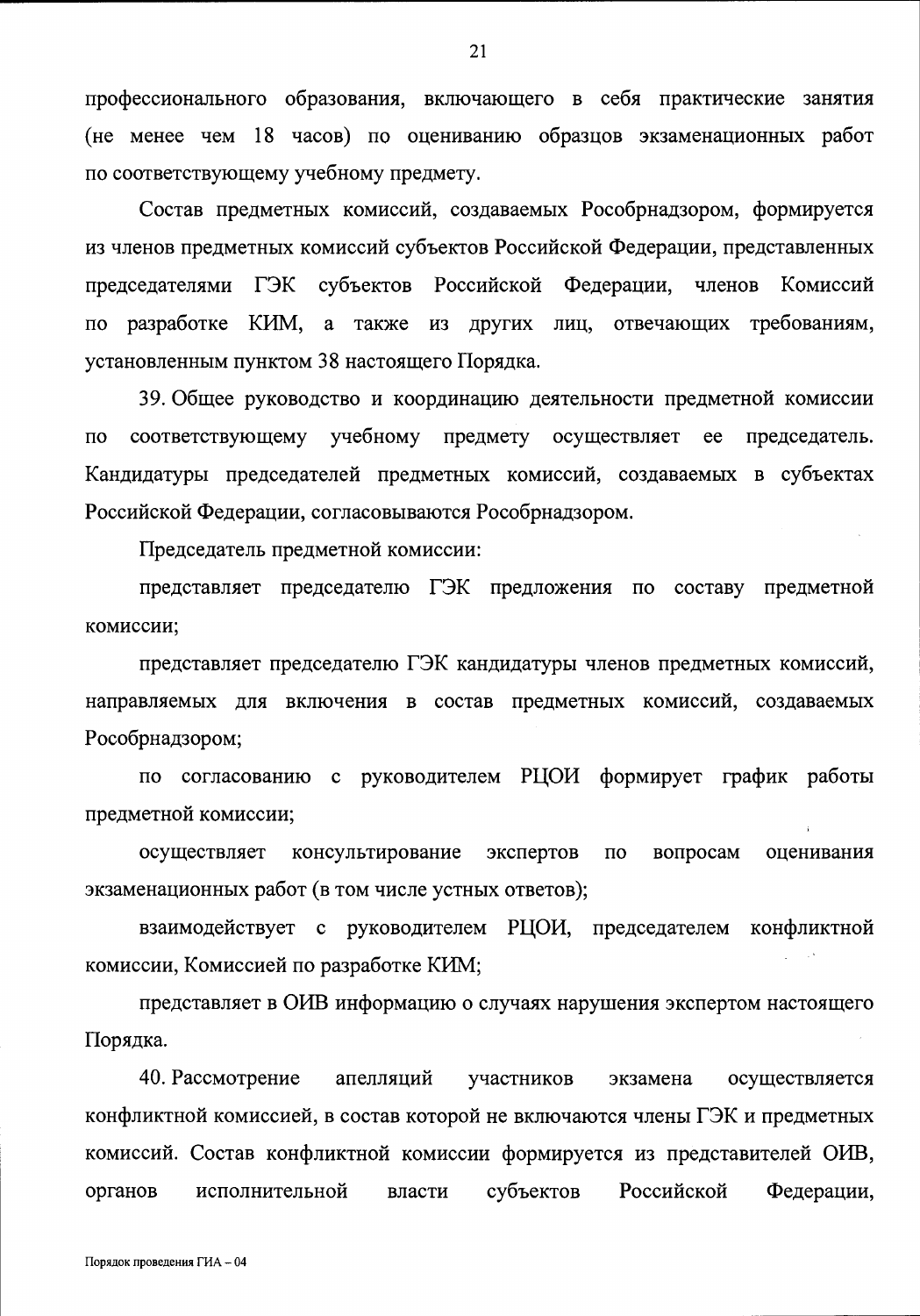профессионального образования, включающего в себя практические занятия (не менее чем 18 часов) по оцениванию образцов экзаменационных работ по соответствующему учебному предмету.

Состав предметных комиссий, создаваемых Рособрнадзором, формируется из членов предметных комиссий субъектов Российской Федерации, представленных председателями ГЭК субъектов Российской Федерации, членов Комиссий по разработке КИМ, а также из других лиц, отвечающих требованиям, установленным пунктом 38 настоящего Порядка.

39. Общее руководство и координацию деятельности предметной комиссии по соответствующему учебному предмету осуществляет ее председатель. Кандидатуры председателей предметных комиссий, создаваемых в субъектах Российской Федерации, согласовываются Рособрнадзором.

Председатель предметной комиссии:

представляет председателю ГЭК предложения по составу предметной комиссии;

представляет председателю ГЭК кандидатуры членов предметных комиссий, направляемых для включения в состав предметных комиссий, создаваемых Рособрнадзором;

по согласованию с руководителем РЦОИ формирует график работы предметной комиссии;

осуществляет консультирование экспертов по вопросам оценивания экзаменационных работ (в том числе устных ответов);

взаимодействует с руководителем РЦОИ, председателем конфликтной комиссии, Комиссией по разработке КИМ;

представляет в ОИВ информацию о случаях нарушения экспертом настоящего Порядка.

40. Рассмотрение апелляций участников экзамена осуществляется конфликтной комиссией, в состав которой не включаются члены ГЭК и предметных комиссий. Состав конфликтной комиссии формируется из представителей ОИВ, органов исполнительной власти субъектов Российской Федерации,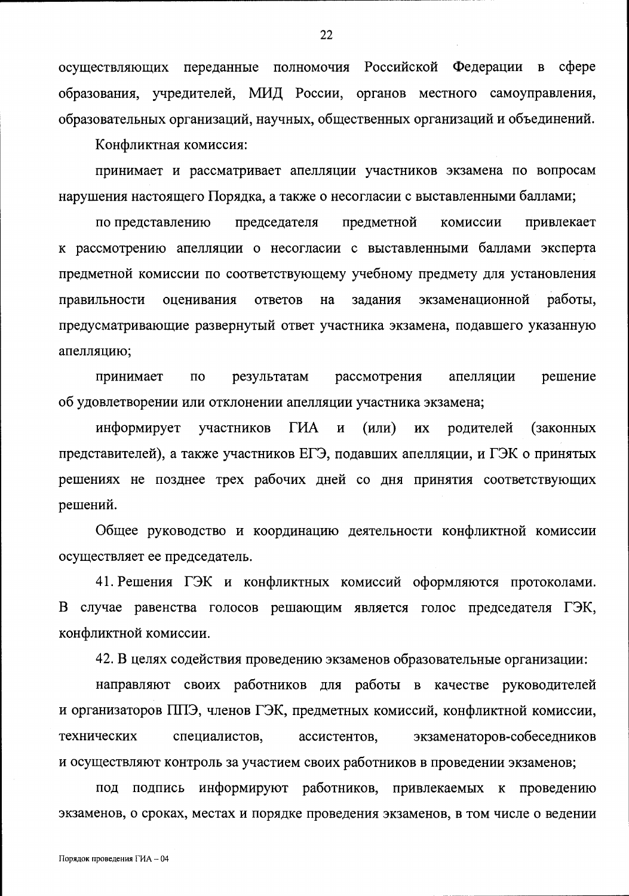осуществляющих переданные полномочия Российской Федерации в сфере образования, учредителей, МИД России, органов местного самоуправления, образовательных организаций, научных, общественных организаций и объединений.

Конфликтная комиссия:

принимает и рассматривает апелляции участников экзамена по вопросам нарушения настоящего Порядка, а также о несогласии с выставленными баллами;

по представлению председателя предметной комиссии привлекает к рассмотрению апелляции о несогласии с выставленными баллами эксперта предметной комиссии по соответствующему учебному предмету для установления правильности оценивания ответов на задания экзаменационной работы, предусматривающие развернутый ответ участника экзамена, подавшего указанную апелляцию;

принимает по результатам рассмотрения апелляции решение об удовлетворении или отклонении апелляции участника экзамена;

информирует участников ГИА и (или) их родителей (законных представителей), а также участников ЕГЭ, подавших апелляции, и ГЭК о принятых решениях не позднее трех рабочих дней со дня принятия соответствующих решений.

Общее руководство и координацию деятельности конфликтной комиссии осуществляет ее председатель.

41. Решения ГЭК и конфликтных комиссий оформляются протоколами. В случае равенства голосов решающим является голос председателя ГЭК, конфликтной комиссии.

42. В целях содействия проведению экзаменов образовательные организации:

направляют своих работников для работы в качестве руководителей и организаторов ППЭ, членов ГЭК, предметных комиссий, конфликтной комиссии, технических специалистов, ассистентов, экзаменаторов-собеседников и осуществляют контроль за участием своих работников в проведении экзаменов;

под подпись информируют работников, привлекаемых к проведению экзаменов, о сроках, местах и порядке проведения экзаменов, в том числе о ведении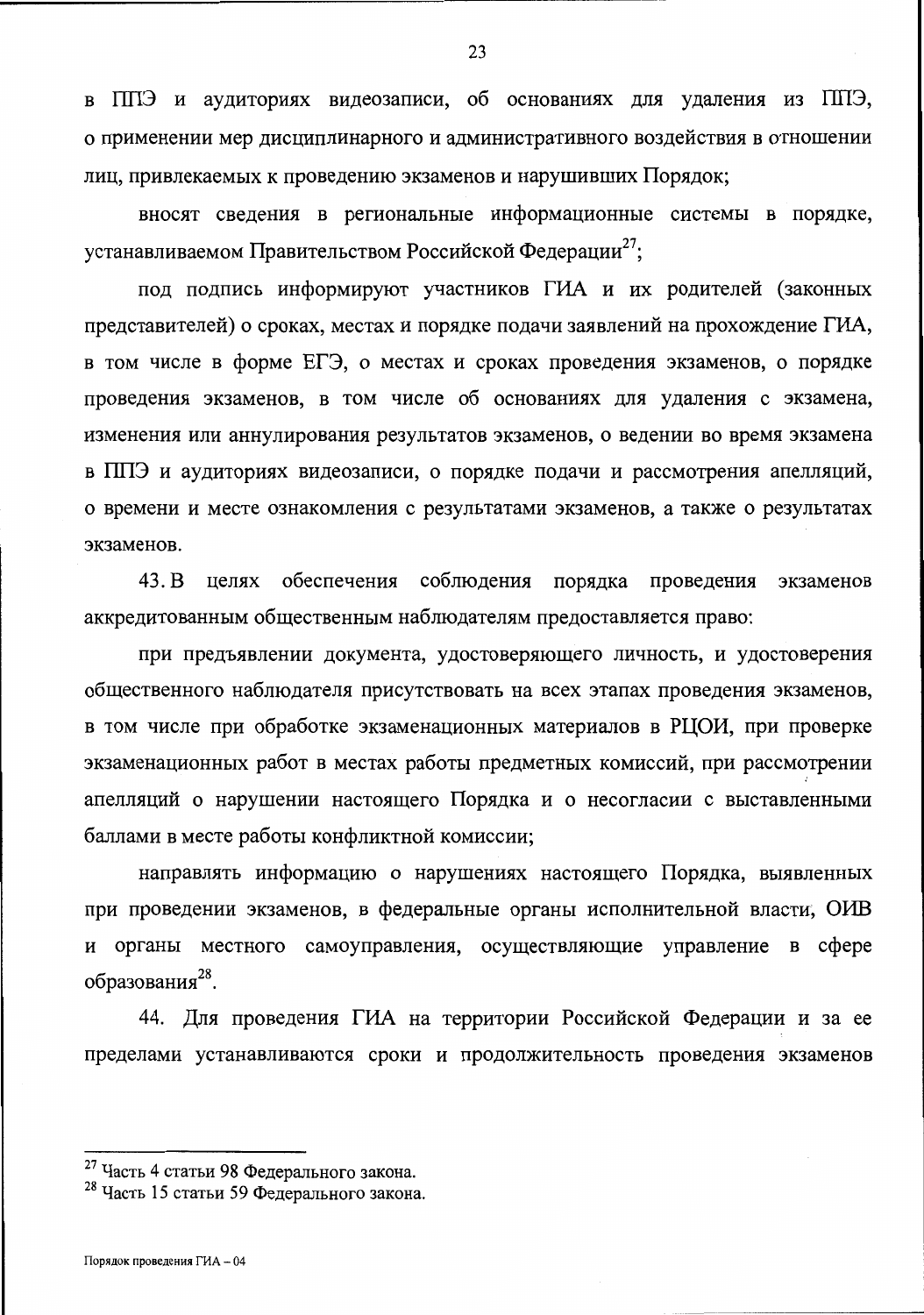в ППЭ и аудиториях видеозаписи, об основаниях для удаления из ППЭ, о применении мер дисциплинарного и административного воздействия в отношении лиц, привлекаемых к проведению экзаменов и нарушивших Порядок;

вносят сведения в региональные информационные системы в порядке, устанавливаемом Правительством Российской Федерации[27];

под подпись информируют участников ГИА и их родителей (законных представителей) о сроках, местах и порядке подачи заявлений на прохождение ГИА, в том числе в форме ЕГЭ, о местах и сроках проведения экзаменов, о порядке проведения экзаменов, в том числе об основаниях для удаления с экзамена, изменения или аннулирования результатов экзаменов, о ведении во время экзамена в ППЭ и аудиториях видеозаписи, о порядке подачи и рассмотрения апелляций, о времени и месте ознакомления с результатами экзаменов, а также о результатах экзаменов.

43. В целях обеспечения соблюдения порядка проведения экзаменов аккредитованным общественным наблюдателям предоставляется право:

при предъявлении документа, удостоверяющего личность, и удостоверения общественного наблюдателя присутствовать на всех этапах проведения экзаменов, в том числе при обработке экзаменационных материалов в РЦОИ, при проверке экзаменационных работ в местах работы предметных комиссий, при рассмотрении апелляций о нарушении настоящего Порядка и о несогласии с выставленными баллами в месте работы конфликтной комиссии;

направлять информацию о нарушениях настоящего Порядка, выявленных при проведении экзаменов, в федеральные органы исполнительной власти, ОИВ и органы местного самоуправления, осуществляющие управление в сфере образования[28].

44. Для проведения ГИА на территории Российской Федерации и за ее пределами устанавливаются сроки и продолжительность проведения экзаменов

---

[27] Часть 4 статьи 98 Федерального закона.

[28] Часть 15 статьи 59 Федерального закона.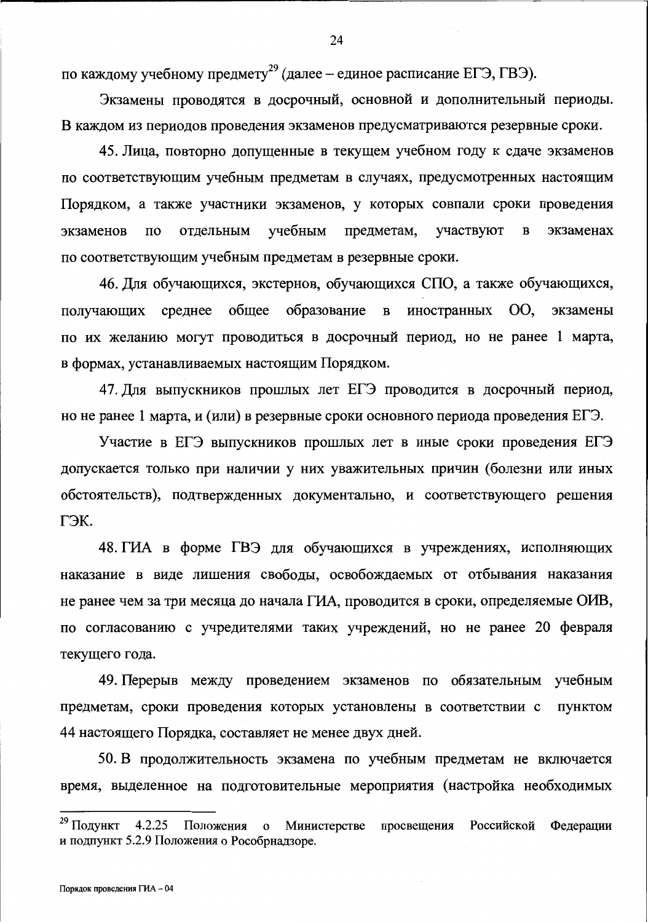по каждому учебному предмету[29] (далее – единое расписание ЕГЭ, ГВЭ).

Экзамены проводятся в досрочный, основной и дополнительный периоды. В каждом из периодов проведения экзаменов предусматриваются резервные сроки.

45. Лица, повторно допущенные в текущем учебном году к сдаче экзаменов по соответствующим учебным предметам в случаях, предусмотренных настоящим Порядком, а также участники экзаменов, у которых совпали сроки проведения экзаменов по отдельным учебным предметам, участвуют в экзаменах по соответствующим учебным предметам в резервные сроки.

46. Для обучающихся, экстернов, обучающихся СПО, а также обучающихся, получающих среднее общее образование в иностранных ОО, экзамены по их желанию могут проводиться в досрочный период, но не ранее 1 марта, в формах, устанавливаемых настоящим Порядком.

47. Для выпускников прошлых лет ЕГЭ проводится в досрочный период, но не ранее 1 марта, и (или) в резервные сроки основного периода проведения ЕГЭ.

Участие в ЕГЭ выпускников прошлых лет в иные сроки проведения ЕГЭ допускается только при наличии у них уважительных причин (болезни или иных обстоятельств), подтвержденных документально, и соответствующего решения ГЭК.

48. ГИА в форме ГВЭ для обучающихся в учреждениях, исполняющих наказание в виде лишения свободы, освобождаемых от отбывания наказания не ранее чем за три месяца до начала ГИА, проводится в сроки, определяемые ОИВ, по согласованию с учредителями таких учреждений, но не ранее 20 февраля текущего года.

49. Перерыв между проведением экзаменов по обязательным учебным предметам, сроки проведения которых установлены в соответствии с пунктом 44 настоящего Порядка, составляет не менее двух дней.

50. В продолжительность экзамена по учебным предметам не включается время, выделенное на подготовительные мероприятия (настройка необходимых

---

[29] Подпункт 4.2.25 Положения о Министерстве просвещения Российской Федерации и подпункт 5.2.9 Положения о Рособрнадзоре.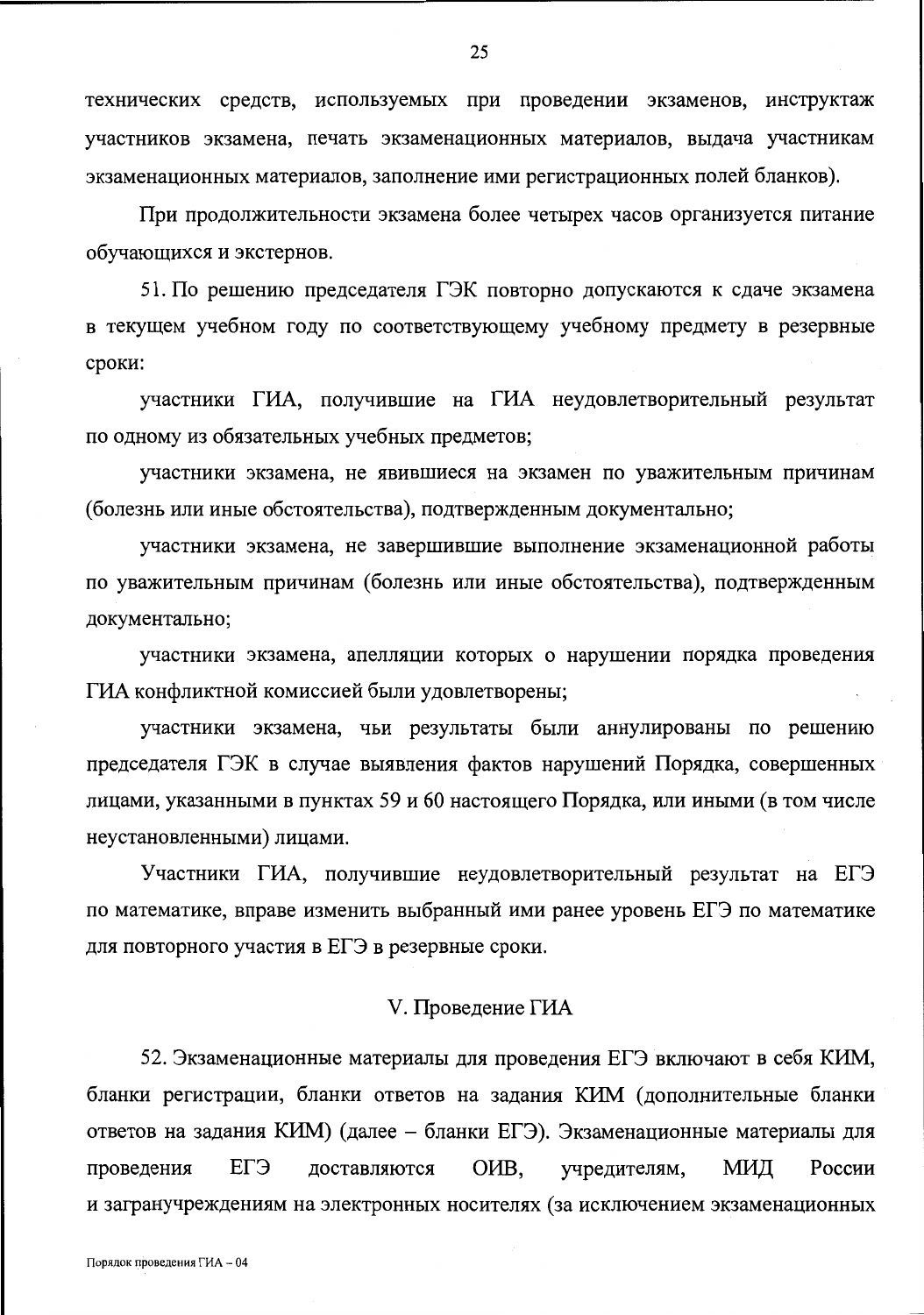технических средств, используемых при проведении экзаменов, инструктаж участников экзамена, печать экзаменационных материалов, выдача участникам экзаменационных материалов, заполнение ими регистрационных полей бланков).

При продолжительности экзамена более четырех часов организуется питание обучающихся и экстернов.

51. По решению председателя ГЭК повторно допускаются к сдаче экзамена в текущем учебном году по соответствующему учебному предмету в резервные сроки:

участники ГИА, получившие на ГИА неудовлетворительный результат по одному из обязательных учебных предметов;

участники экзамена, не явившиеся на экзамен по уважительным причинам (болезнь или иные обстоятельства), подтвержденным документально;

участники экзамена, не завершившие выполнение экзаменационной работы по уважительным причинам (болезнь или иные обстоятельства), подтвержденным документально;

участники экзамена, апелляции которых о нарушении порядка проведения ГИА конфликтной комиссией были удовлетворены;

участники экзамена, чьи результаты были аннулированы по решению председателя ГЭК в случае выявления фактов нарушений Порядка, совершенных лицами, указанными в пунктах 59 и 60 настоящего Порядка, или иными (в том числе неустановленными) лицами.

Участники ГИА, получившие неудовлетворительный результат на ЕГЭ по математике, вправе изменить выбранный ими ранее уровень ЕГЭ по математике для повторного участия в ЕГЭ в резервные сроки.

## V. Проведение ГИА

52. Экзаменационные материалы для проведения ЕГЭ включают в себя КИМ, бланки регистрации, бланки ответов на задания КИМ (дополнительные бланки ответов на задания КИМ) (далее – бланки ЕГЭ). Экзаменационные материалы для проведения ЕГЭ доставляются ОИВ, учредителям, МИД России и загранучреждениям на электронных носителях (за исключением экзаменационных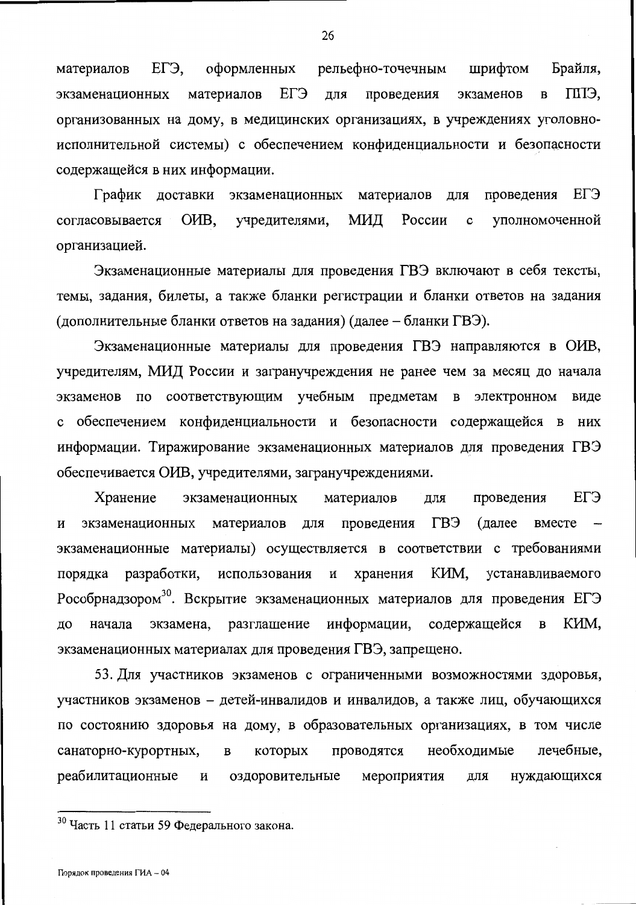материалов ЕГЭ, оформленных рельефно-точечным шрифтом Брайля, экзаменационных материалов ЕГЭ для проведения экзаменов в ППЭ, организованных на дому, в медицинских организациях, в учреждениях уголовно-исполнительной системы) с обеспечением конфиденциальности и безопасности содержащейся в них информации.

График доставки экзаменационных материалов для проведения ЕГЭ согласовывается ОИВ, учредителями, МИД России с уполномоченной организацией.

Экзаменационные материалы для проведения ГВЭ включают в себя тексты, темы, задания, билеты, а также бланки регистрации и бланки ответов на задания (дополнительные бланки ответов на задания) (далее – бланки ГВЭ).

Экзаменационные материалы для проведения ГВЭ направляются в ОИВ, учредителям, МИД России и загранучреждения не ранее чем за месяц до начала экзаменов по соответствующим учебным предметам в электронном виде с обеспечением конфиденциальности и безопасности содержащейся в них информации. Тиражирование экзаменационных материалов для проведения ГВЭ обеспечивается ОИВ, учредителями, загранучреждениями.

Хранение экзаменационных материалов для проведения ЕГЭ и экзаменационных материалов для проведения ГВЭ (далее вместе – экзаменационные материалы) осуществляется в соответствии с требованиями порядка разработки, использования и хранения КИМ, устанавливаемого Рособрнадзором[30]. Вскрытие экзаменационных материалов для проведения ЕГЭ до начала экзамена, разглашение информации, содержащейся в КИМ, экзаменационных материалах для проведения ГВЭ, запрещено.

53. Для участников экзаменов с ограниченными возможностями здоровья, участников экзаменов – детей-инвалидов и инвалидов, а также лиц, обучающихся по состоянию здоровья на дому, в образовательных организациях, в том числе санаторно-курортных, в которых проводятся необходимые лечебные, реабилитационные и оздоровительные мероприятия для нуждающихся

---

[30] Часть 11 статьи 59 Федерального закона.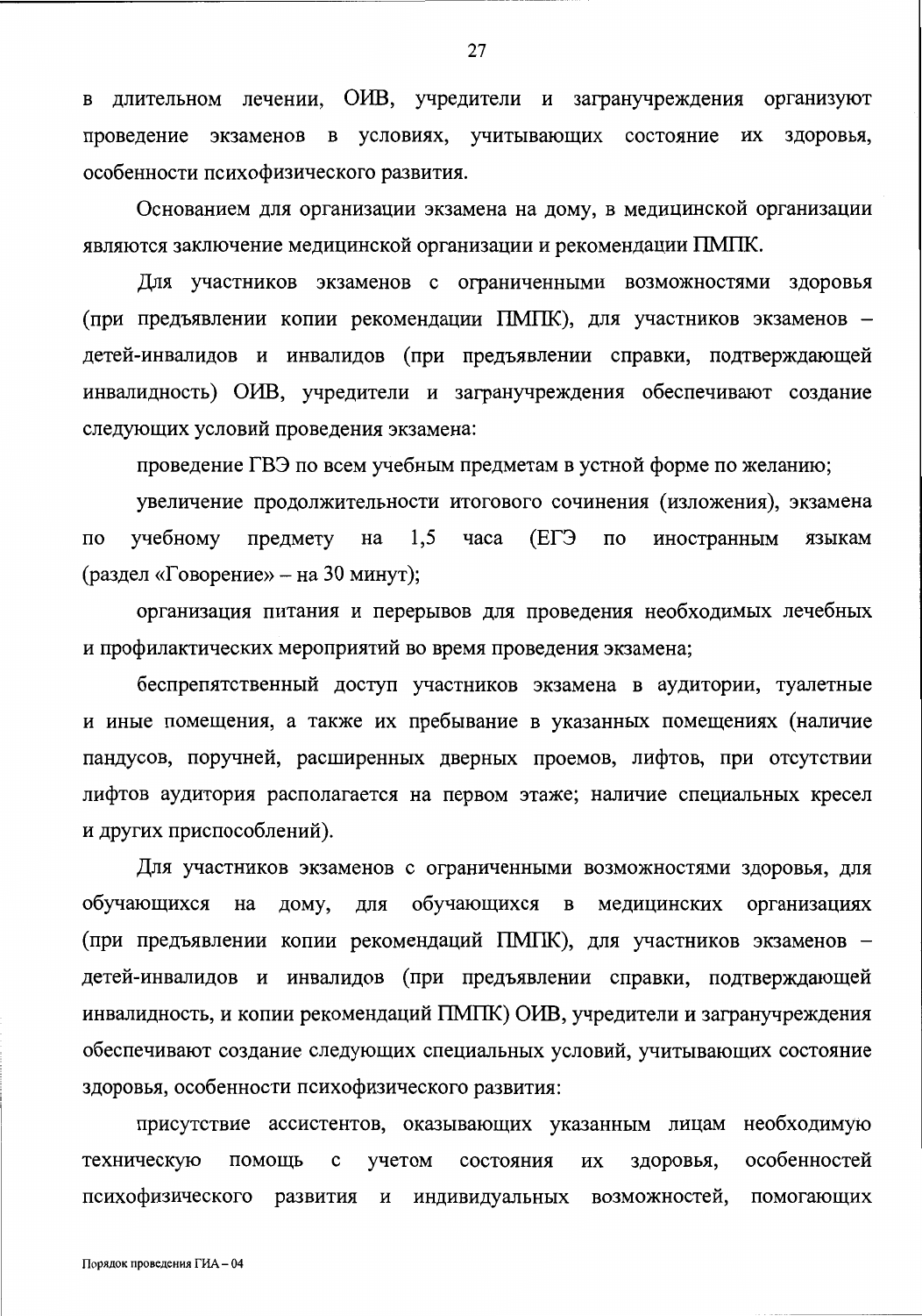в длительном лечении, ОИВ, учредители и загранучреждения организуют проведение экзаменов в условиях, учитывающих состояние их здоровья, особенности психофизического развития.

Основанием для организации экзамена на дому, в медицинской организации являются заключение медицинской организации и рекомендации ПМПК.

Для участников экзаменов с ограниченными возможностями здоровья (при предъявлении копии рекомендации ПМПК), для участников экзаменов – детей-инвалидов и инвалидов (при предъявлении справки, подтверждающей инвалидность) ОИВ, учредители и загранучреждения обеспечивают создание следующих условий проведения экзамена:

проведение ГВЭ по всем учебным предметам в устной форме по желанию;

увеличение продолжительности итогового сочинения (изложения), экзамена по учебному предмету на 1,5 часа (ЕГЭ по иностранным языкам (раздел «Говорение» – на 30 минут);

организация питания и перерывов для проведения необходимых лечебных и профилактических мероприятий во время проведения экзамена;

беспрепятственный доступ участников экзамена в аудитории, туалетные и иные помещения, а также их пребывание в указанных помещениях (наличие пандусов, поручней, расширенных дверных проемов, лифтов, при отсутствии лифтов аудитория располагается на первом этаже; наличие специальных кресел и других приспособлений).

Для участников экзаменов с ограниченными возможностями здоровья, для обучающихся на дому, для обучающихся в медицинских организациях (при предъявлении копии рекомендаций ПМПК), для участников экзаменов – детей-инвалидов и инвалидов (при предъявлении справки, подтверждающей инвалидность, и копии рекомендаций ПМПК) ОИВ, учредители и загранучреждения обеспечивают создание следующих специальных условий, учитывающих состояние здоровья, особенности психофизического развития:

присутствие ассистентов, оказывающих указанным лицам необходимую техническую помощь с учетом состояния их здоровья, особенностей психофизического развития и индивидуальных возможностей, помогающих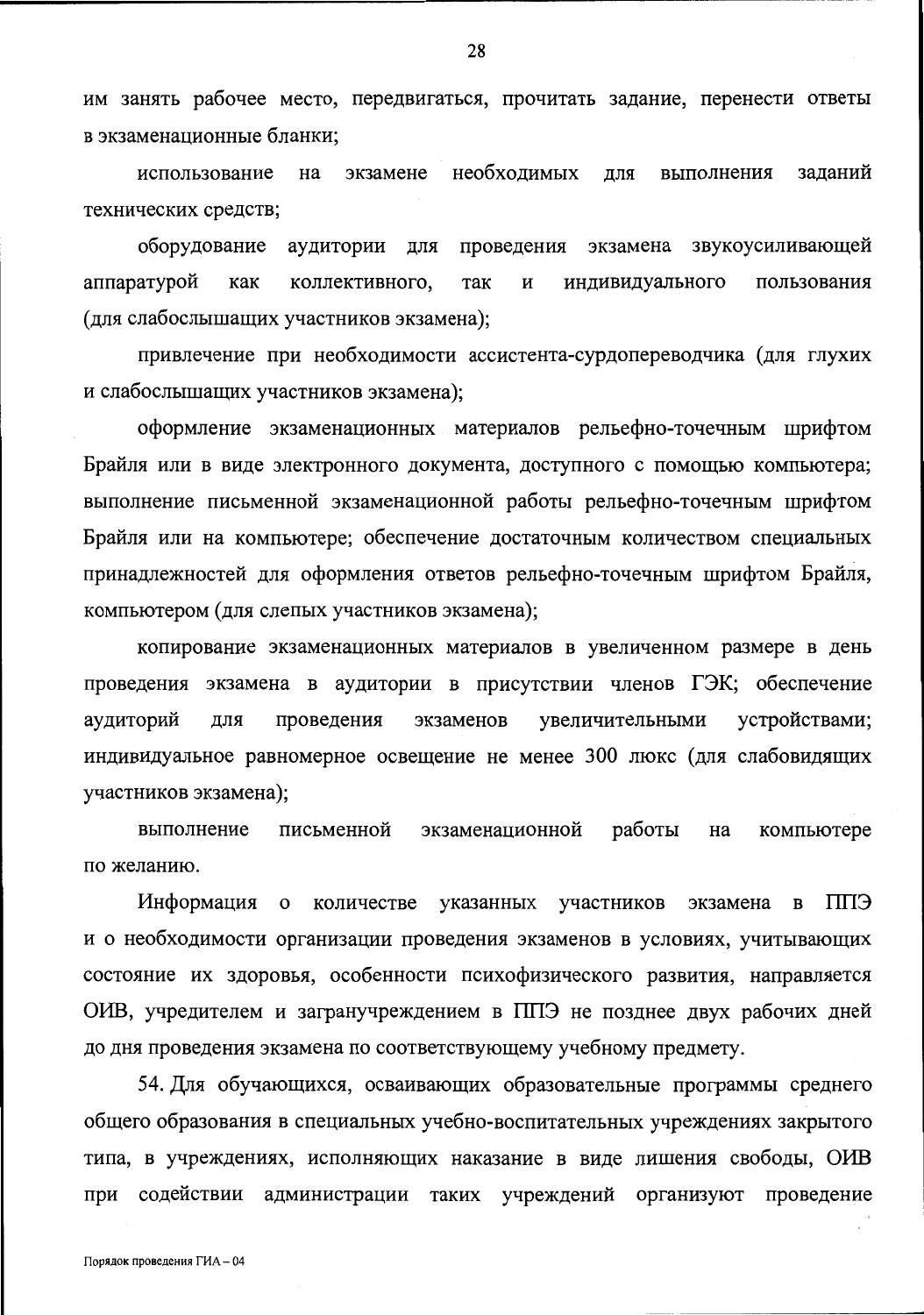им занять рабочее место, передвигаться, прочитать задание, перенести ответы в экзаменационные бланки;

использование на экзамене необходимых для выполнения заданий технических средств;

оборудование аудитории для проведения экзамена звукоусиливающей аппаратурой как коллективного, так и индивидуального пользования (для слабослышащих участников экзамена);

привлечение при необходимости ассистента-сурдопереводчика (для глухих и слабослышащих участников экзамена);

оформление экзаменационных материалов рельефно-точечным шрифтом Брайля или в виде электронного документа, доступного с помощью компьютера; выполнение письменной экзаменационной работы рельефно-точечным шрифтом Брайля или на компьютере; обеспечение достаточным количеством специальных принадлежностей для оформления ответов рельефно-точечным шрифтом Брайля, компьютером (для слепых участников экзамена);

копирование экзаменационных материалов в увеличенном размере в день проведения экзамена в аудитории в присутствии членов ГЭК; обеспечение аудиторий для проведения экзаменов увеличительными устройствами; индивидуальное равномерное освещение не менее 300 люкс (для слабовидящих участников экзамена);

выполнение письменной экзаменационной работы на компьютере по желанию.

Информация о количестве указанных участников экзамена в ППЭ и о необходимости организации проведения экзаменов в условиях, учитывающих состояние их здоровья, особенности психофизического развития, направляется ОИВ, учредителем и загранучреждением в ППЭ не позднее двух рабочих дней до дня проведения экзамена по соответствующему учебному предмету.

54. Для обучающихся, осваивающих образовательные программы среднего общего образования в специальных учебно-воспитательных учреждениях закрытого типа, в учреждениях, исполняющих наказание в виде лишения свободы, ОИВ при содействии администрации таких учреждений организуют проведение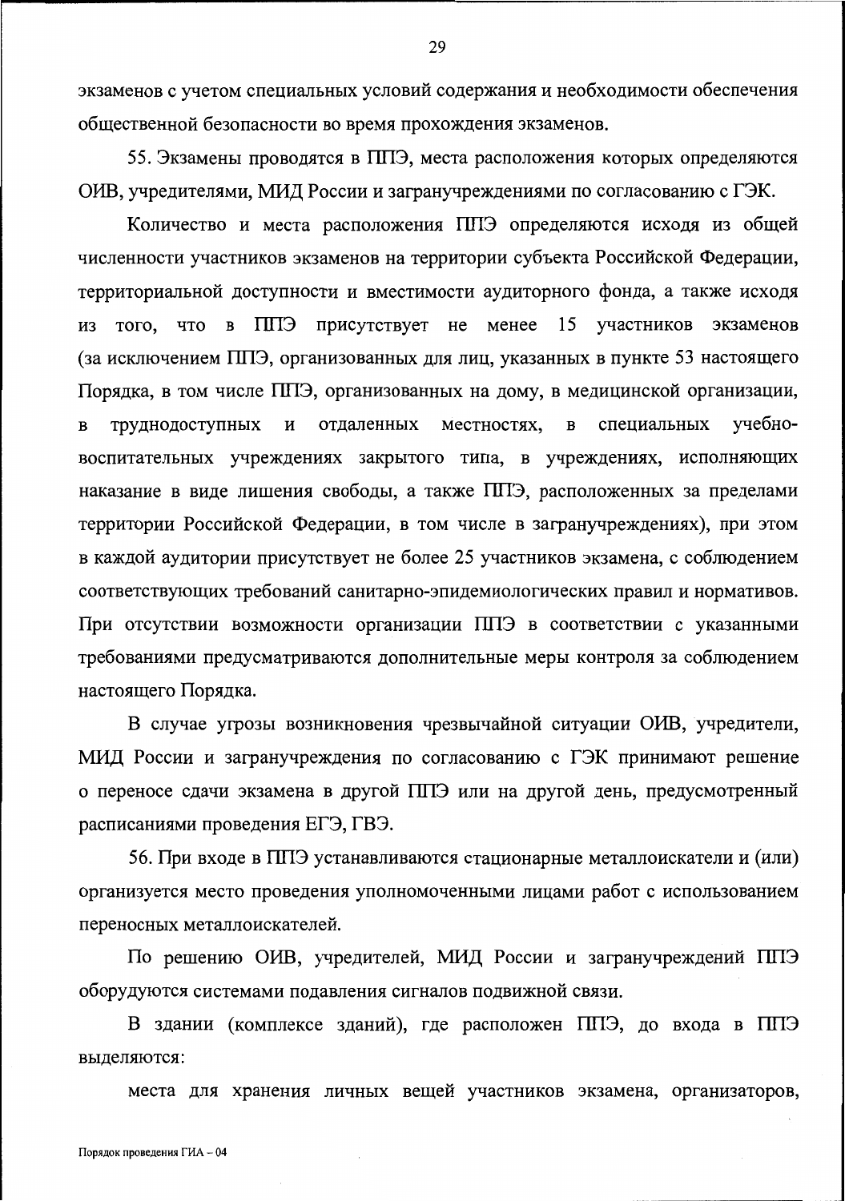экзаменов с учетом специальных условий содержания и необходимости обеспечения общественной безопасности во время прохождения экзаменов.

55. Экзамены проводятся в ППЭ, места расположения которых определяются ОИВ, учредителями, МИД России и загранучреждениями по согласованию с ГЭК.

Количество и места расположения ППЭ определяются исходя из общей численности участников экзаменов на территории субъекта Российской Федерации, территориальной доступности и вместимости аудиторного фонда, а также исходя из того, что в ППЭ присутствует не менее 15 участников экзаменов (за исключением ППЭ, организованных для лиц, указанных в пункте 53 настоящего Порядка, в том числе ППЭ, организованных на дому, в медицинской организации, в труднодоступных и отдаленных местностях, в специальных учебно-воспитательных учреждениях закрытого типа, в учреждениях, исполняющих наказание в виде лишения свободы, а также ППЭ, расположенных за пределами территории Российской Федерации, в том числе в загранучреждениях), при этом в каждой аудитории присутствует не более 25 участников экзамена, с соблюдением соответствующих требований санитарно-эпидемиологических правил и нормативов. При отсутствии возможности организации ППЭ в соответствии с указанными требованиями предусматриваются дополнительные меры контроля за соблюдением настоящего Порядка.

В случае угрозы возникновения чрезвычайной ситуации ОИВ, учредители, МИД России и загранучреждения по согласованию с ГЭК принимают решение о переносе сдачи экзамена в другой ППЭ или на другой день, предусмотренный расписаниями проведения ЕГЭ, ГВЭ.

56. При входе в ППЭ устанавливаются стационарные металлоискатели и (или) организуется место проведения уполномоченными лицами работ с использованием переносных металлоискателей.

По решению ОИВ, учредителей, МИД России и загранучреждений ППЭ оборудуются системами подавления сигналов подвижной связи.

В здании (комплексе зданий), где расположен ППЭ, до входа в ППЭ выделяются:

места для хранения личных вещей участников экзамена, организаторов,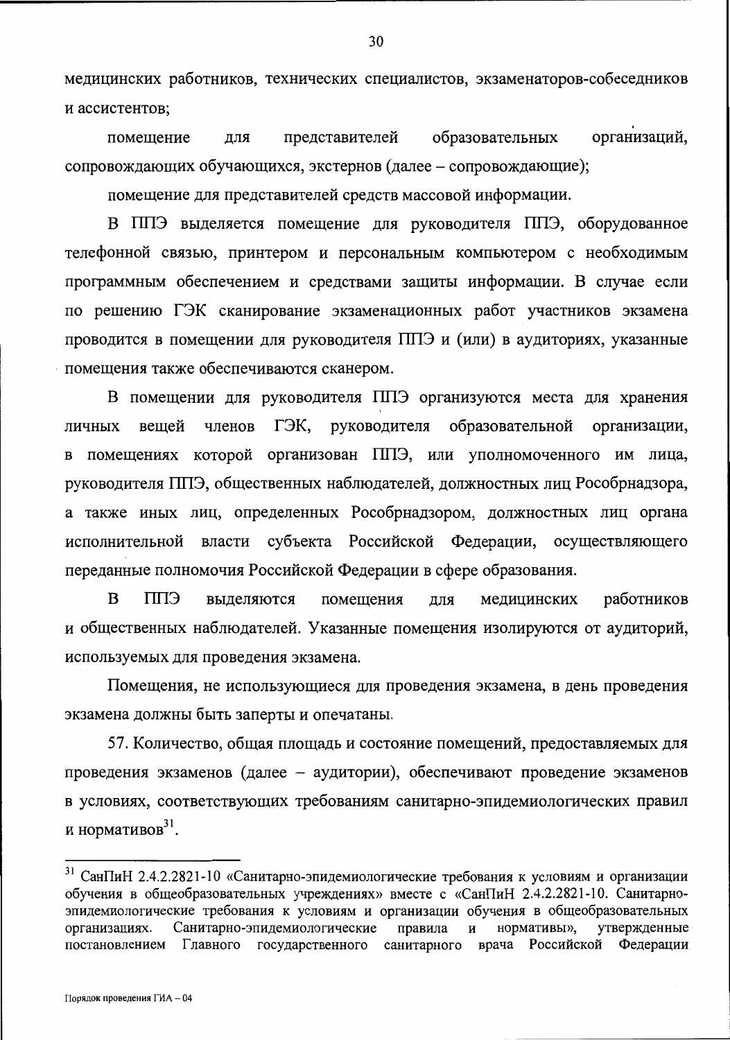медицинских работников, технических специалистов, экзаменаторов-собеседников и ассистентов;

помещение для представителей образовательных организаций, сопровождающих обучающихся, экстернов (далее – сопровождающие);

помещение для представителей средств массовой информации.

В ППЭ выделяется помещение для руководителя ППЭ, оборудованное телефонной связью, принтером и персональным компьютером с необходимым программным обеспечением и средствами защиты информации. В случае если по решению ГЭК сканирование экзаменационных работ участников экзамена проводится в помещении для руководителя ППЭ и (или) в аудиториях, указанные помещения также обеспечиваются сканером.

В помещении для руководителя ППЭ организуются места для хранения личных вещей членов ГЭК, руководителя образовательной организации, в помещениях которой организован ППЭ, или уполномоченного им лица, руководителя ППЭ, общественных наблюдателей, должностных лиц Рособрнадзора, а также иных лиц, определенных Рособрнадзором, должностных лиц органа исполнительной власти субъекта Российской Федерации, осуществляющего переданные полномочия Российской Федерации в сфере образования.

В ППЭ выделяются помещения для медицинских работников и общественных наблюдателей. Указанные помещения изолируются от аудиторий, используемых для проведения экзамена.

Помещения, не использующиеся для проведения экзамена, в день проведения экзамена должны быть заперты и опечатаны.

57. Количество, общая площадь и состояние помещений, предоставляемых для проведения экзаменов (далее – аудитории), обеспечивают проведение экзаменов в условиях, соответствующих требованиям санитарно-эпидемиологических правил и нормативов[31].

---

[31] СанПиН 2.4.2.2821-10 «Санитарно-эпидемиологические требования к условиям и организации обучения в общеобразовательных учреждениях» вместе с «СанПиН 2.4.2.2821-10. Санитарно-эпидемиологические требования к условиям и организации обучения в общеобразовательных организациях. Санитарно-эпидемиологические правила и нормативы», утвержденные постановлением Главного государственного санитарного врача Российской Федерации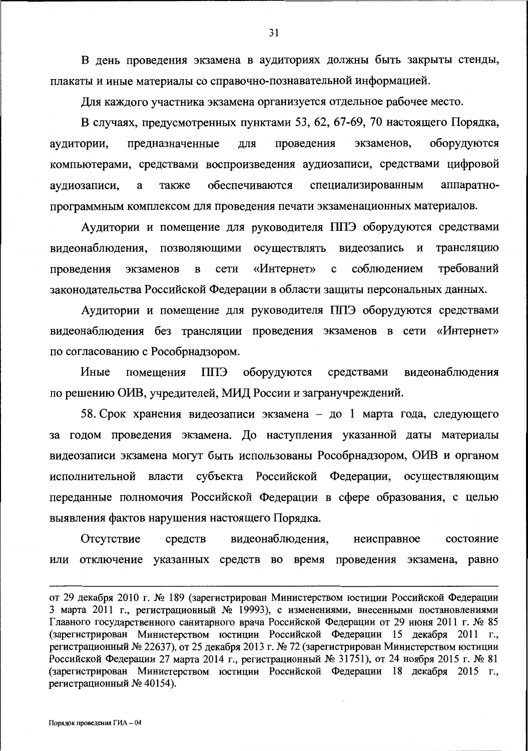В день проведения экзамена в аудиториях должны быть закрыты стенды, плакаты и иные материалы со справочно-познавательной информацией.

Для каждого участника экзамена организуется отдельное рабочее место.

В случаях, предусмотренных пунктами 53, 62, 67-69, 70 настоящего Порядка, аудитории, предназначенные для проведения экзаменов, оборудуются компьютерами, средствами воспроизведения аудиозаписи, средствами цифровой аудиозаписи, а также обеспечиваются специализированным аппаратно-программным комплексом для проведения печати экзаменационных материалов.

Аудитории и помещение для руководителя ППЭ оборудуются средствами видеонаблюдения, позволяющими осуществлять видеозапись и трансляцию проведения экзаменов в сети «Интернет» с соблюдением требований законодательства Российской Федерации в области защиты персональных данных.

Аудитории и помещение для руководителя ППЭ оборудуются средствами видеонаблюдения без трансляции проведения экзаменов в сети «Интернет» по согласованию с Рособрнадзором.

Иные помещения ППЭ оборудуются средствами видеонаблюдения по решению ОИВ, учредителей, МИД России и загранучреждений.

58. Срок хранения видеозаписи экзамена – до 1 марта года, следующего за годом проведения экзамена. До наступления указанной даты материалы видеозаписи экзамена могут быть использованы Рособрнадзором, ОИВ и органом исполнительной власти субъекта Российской Федерации, осуществляющим переданные полномочия Российской Федерации в сфере образования, с целью выявления фактов нарушения настоящего Порядка.

Отсутствие средств видеонаблюдения, неисправное состояние или отключение указанных средств во время проведения экзамена, равно

---

от 29 декабря 2010 г. № 189 (зарегистрирован Министерством юстиции Российской Федерации 3 марта 2011 г., регистрационный № 19993), с изменениями, внесенными постановлениями Главного государственного санитарного врача Российской Федерации от 29 июня 2011 г. № 85 (зарегистрирован Министерством юстиции Российской Федерации 15 декабря 2011 г., регистрационный № 22637), от 25 декабря 2013 г. № 72 (зарегистрирован Министерством юстиции Российской Федерации 27 марта 2014 г., регистрационный № 31751), от 24 ноября 2015 г. № 81 (зарегистрирован Министерством юстиции Российской Федерации 18 декабря 2015 г., регистрационный № 40154).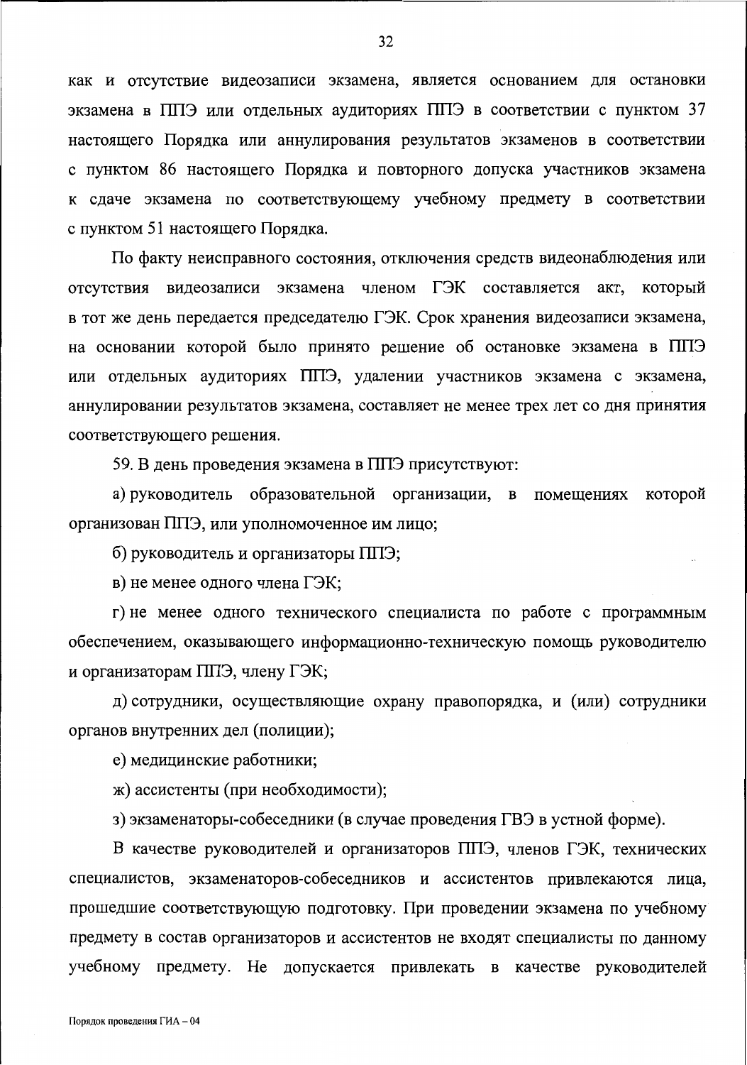как и отсутствие видеозаписи экзамена, является основанием для остановки экзамена в ППЭ или отдельных аудиториях ППЭ в соответствии с пунктом 37 настоящего Порядка или аннулирования результатов экзаменов в соответствии с пунктом 86 настоящего Порядка и повторного допуска участников экзамена к сдаче экзамена по соответствующему учебному предмету в соответствии с пунктом 51 настоящего Порядка.

По факту неисправного состояния, отключения средств видеонаблюдения или отсутствия видеозаписи экзамена членом ГЭК составляется акт, который в тот же день передается председателю ГЭК. Срок хранения видеозаписи экзамена, на основании которой было принято решение об остановке экзамена в ППЭ или отдельных аудиториях ППЭ, удалении участников экзамена с экзамена, аннулировании результатов экзамена, составляет не менее трех лет со дня принятия соответствующего решения.

59. В день проведения экзамена в ППЭ присутствуют:

а) руководитель образовательной организации, в помещениях которой организован ППЭ, или уполномоченное им лицо;

б) руководитель и организаторы ППЭ;

в) не менее одного члена ГЭК;

г) не менее одного технического специалиста по работе с программным обеспечением, оказывающего информационно-техническую помощь руководителю и организаторам ППЭ, члену ГЭК;

д) сотрудники, осуществляющие охрану правопорядка, и (или) сотрудники органов внутренних дел (полиции);

е) медицинские работники;

ж) ассистенты (при необходимости);

з) экзаменаторы-собеседники (в случае проведения ГВЭ в устной форме).

В качестве руководителей и организаторов ППЭ, членов ГЭК, технических специалистов, экзаменаторов-собеседников и ассистентов привлекаются лица, прошедшие соответствующую подготовку. При проведении экзамена по учебному предмету в состав организаторов и ассистентов не входят специалисты по данному учебному предмету. Не допускается привлекать в качестве руководителей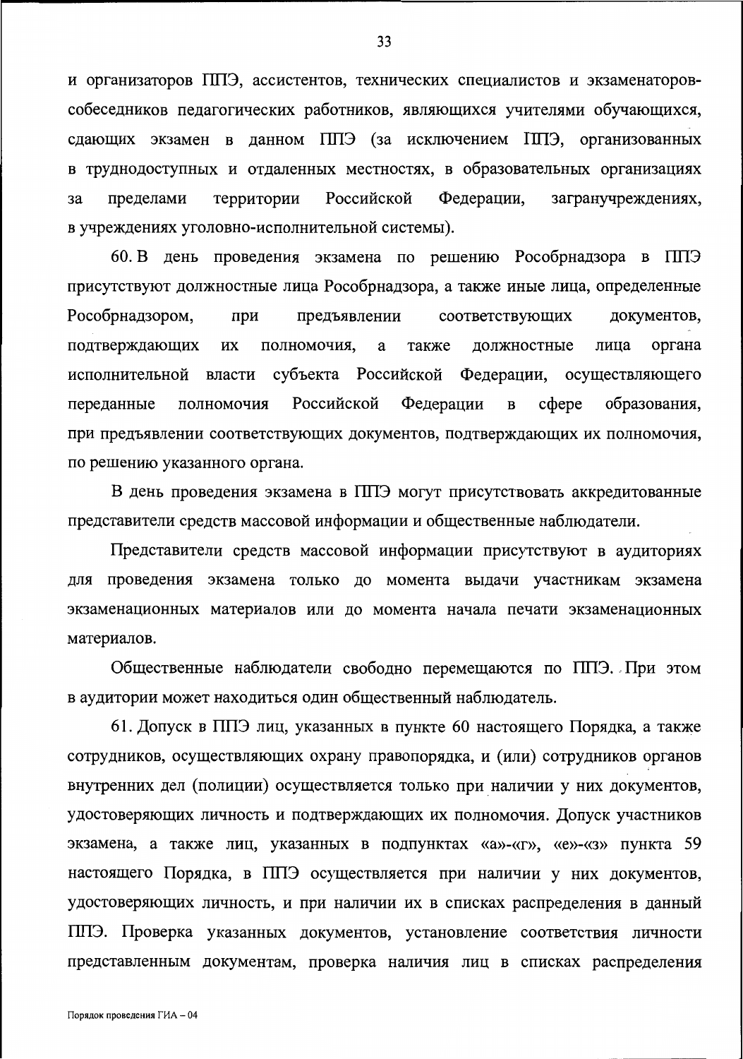и организаторов ППЭ, ассистентов, технических специалистов и экзаменаторов-собеседников педагогических работников, являющихся учителями обучающихся, сдающих экзамен в данном ППЭ (за исключением ППЭ, организованных в труднодоступных и отдаленных местностях, в образовательных организациях за пределами территории Российской Федерации, загранучреждениях, в учреждениях уголовно-исполнительной системы).

60. В день проведения экзамена по решению Рособрнадзора в ППЭ присутствуют должностные лица Рособрнадзора, а также иные лица, определенные Рособрнадзором, при предъявлении соответствующих документов, подтверждающих их полномочия, а также должностные лица органа исполнительной власти субъекта Российской Федерации, осуществляющего переданные полномочия Российской Федерации в сфере образования, при предъявлении соответствующих документов, подтверждающих их полномочия, по решению указанного органа.

В день проведения экзамена в ППЭ могут присутствовать аккредитованные представители средств массовой информации и общественные наблюдатели.

Представители средств массовой информации присутствуют в аудиториях для проведения экзамена только до момента выдачи участникам экзамена экзаменационных материалов или до момента начала печати экзаменационных материалов.

Общественные наблюдатели свободно перемещаются по ППЭ. При этом в аудитории может находиться один общественный наблюдатель.

61. Допуск в ППЭ лиц, указанных в пункте 60 настоящего Порядка, а также сотрудников, осуществляющих охрану правопорядка, и (или) сотрудников органов внутренних дел (полиции) осуществляется только при наличии у них документов, удостоверяющих личность и подтверждающих их полномочия. Допуск участников экзамена, а также лиц, указанных в подпунктах «а»-«г», «е»-«з» пункта 59 настоящего Порядка, в ППЭ осуществляется при наличии у них документов, удостоверяющих личность, и при наличии их в списках распределения в данный ППЭ. Проверка указанных документов, установление соответствия личности представленным документам, проверка наличия лиц в списках распределения

Порядок проведения ГИА – 04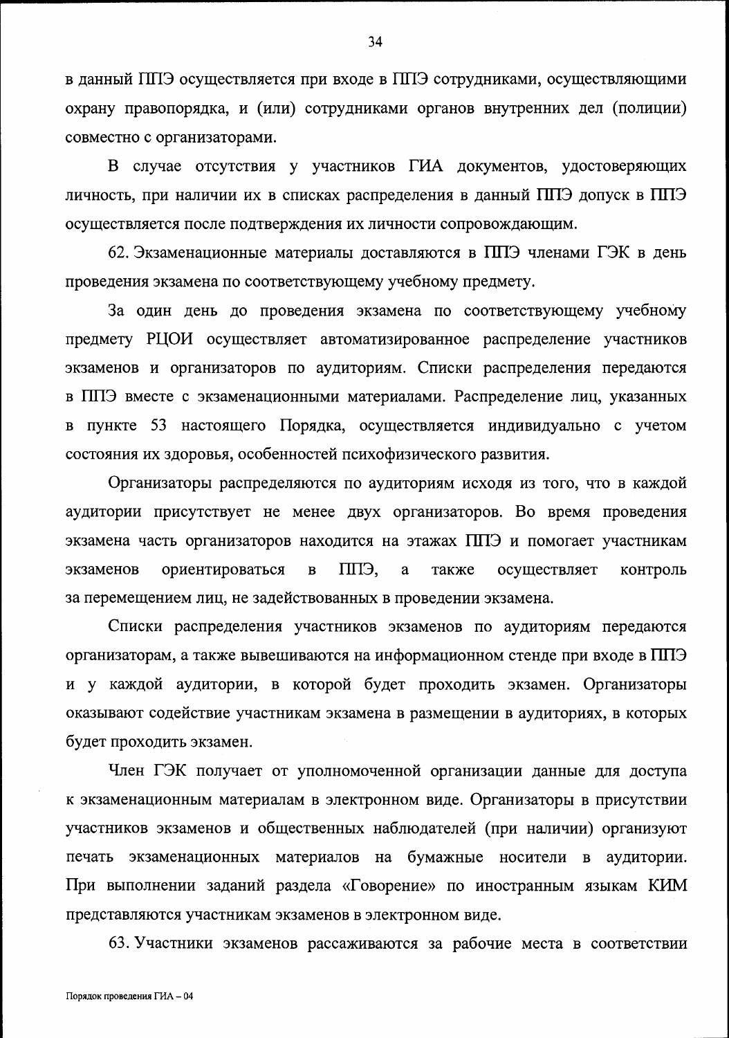в данный ППЭ осуществляется при входе в ППЭ сотрудниками, осуществляющими охрану правопорядка, и (или) сотрудниками органов внутренних дел (полиции) совместно с организаторами.

В случае отсутствия у участников ГИА документов, удостоверяющих личность, при наличии их в списках распределения в данный ППЭ допуск в ППЭ осуществляется после подтверждения их личности сопровождающим.

62. Экзаменационные материалы доставляются в ППЭ членами ГЭК в день проведения экзамена по соответствующему учебному предмету.

За один день до проведения экзамена по соответствующему учебному предмету РЦОИ осуществляет автоматизированное распределение участников экзаменов и организаторов по аудиториям. Списки распределения передаются в ППЭ вместе с экзаменационными материалами. Распределение лиц, указанных в пункте 53 настоящего Порядка, осуществляется индивидуально с учетом состояния их здоровья, особенностей психофизического развития.

Организаторы распределяются по аудиториям исходя из того, что в каждой аудитории присутствует не менее двух организаторов. Во время проведения экзамена часть организаторов находится на этажах ППЭ и помогает участникам экзаменов ориентироваться в ППЭ, а также осуществляет контроль за перемещением лиц, не задействованных в проведении экзамена.

Списки распределения участников экзаменов по аудиториям передаются организаторам, а также вывешиваются на информационном стенде при входе в ППЭ и у каждой аудитории, в которой будет проходить экзамен. Организаторы оказывают содействие участникам экзамена в размещении в аудиториях, в которых будет проходить экзамен.

Член ГЭК получает от уполномоченной организации данные для доступа к экзаменационным материалам в электронном виде. Организаторы в присутствии участников экзаменов и общественных наблюдателей (при наличии) организуют печать экзаменационных материалов на бумажные носители в аудитории. При выполнении заданий раздела «Говорение» по иностранным языкам КИМ представляются участникам экзаменов в электронном виде.

63. Участники экзаменов рассаживаются за рабочие места в соответствии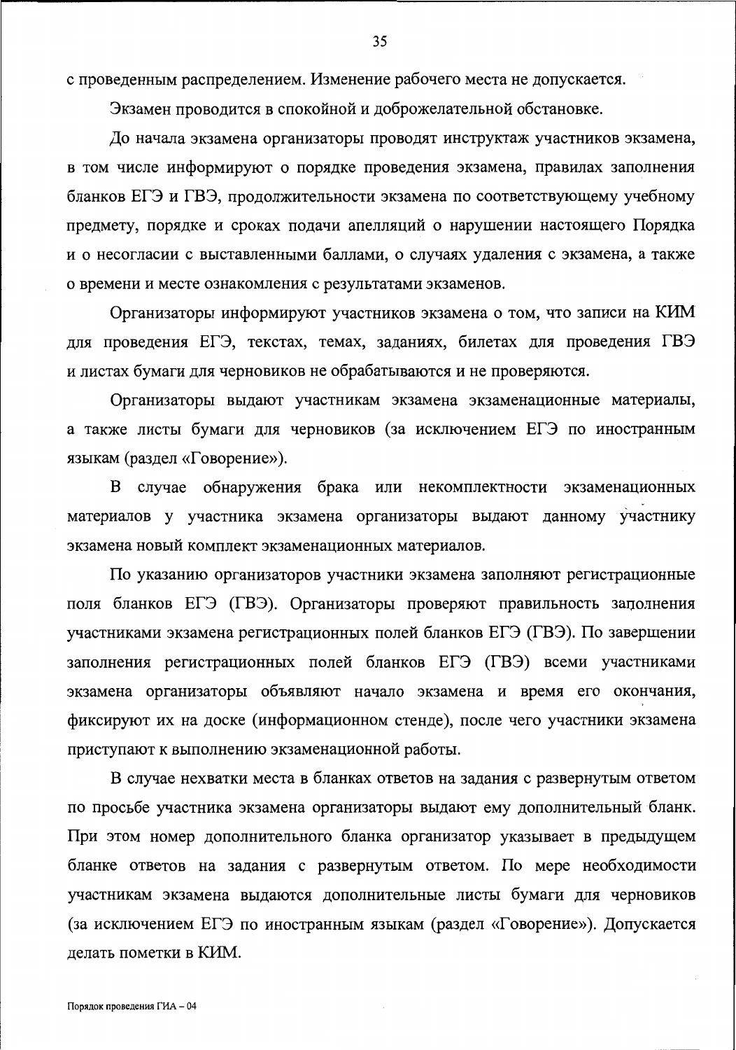с проведенным распределением. Изменение рабочего места не допускается.

Экзамен проводится в спокойной и доброжелательной обстановке.

До начала экзамена организаторы проводят инструктаж участников экзамена, в том числе информируют о порядке проведения экзамена, правилах заполнения бланков ЕГЭ и ГВЭ, продолжительности экзамена по соответствующему учебному предмету, порядке и сроках подачи апелляций о нарушении настоящего Порядка и о несогласии с выставленными баллами, о случаях удаления с экзамена, а также о времени и месте ознакомления с результатами экзаменов.

Организаторы информируют участников экзамена о том, что записи на КИМ для проведения ЕГЭ, текстах, темах, заданиях, билетах для проведения ГВЭ и листах бумаги для черновиков не обрабатываются и не проверяются.

Организаторы выдают участникам экзамена экзаменационные материалы, а также листы бумаги для черновиков (за исключением ЕГЭ по иностранным языкам (раздел «Говорение»).

В случае обнаружения брака или некомплектности экзаменационных материалов у участника экзамена организаторы выдают данному участнику экзамена новый комплект экзаменационных материалов.

По указанию организаторов участники экзамена заполняют регистрационные поля бланков ЕГЭ (ГВЭ). Организаторы проверяют правильность заполнения участниками экзамена регистрационных полей бланков ЕГЭ (ГВЭ). По завершении заполнения регистрационных полей бланков ЕГЭ (ГВЭ) всеми участниками экзамена организаторы объявляют начало экзамена и время его окончания, фиксируют их на доске (информационном стенде), после чего участники экзамена приступают к выполнению экзаменационной работы.

В случае нехватки места в бланках ответов на задания с развернутым ответом по просьбе участника экзамена организаторы выдают ему дополнительный бланк. При этом номер дополнительного бланка организатор указывает в предыдущем бланке ответов на задания с развернутым ответом. По мере необходимости участникам экзамена выдаются дополнительные листы бумаги для черновиков (за исключением ЕГЭ по иностранным языкам (раздел «Говорение»). Допускается делать пометки в КИМ.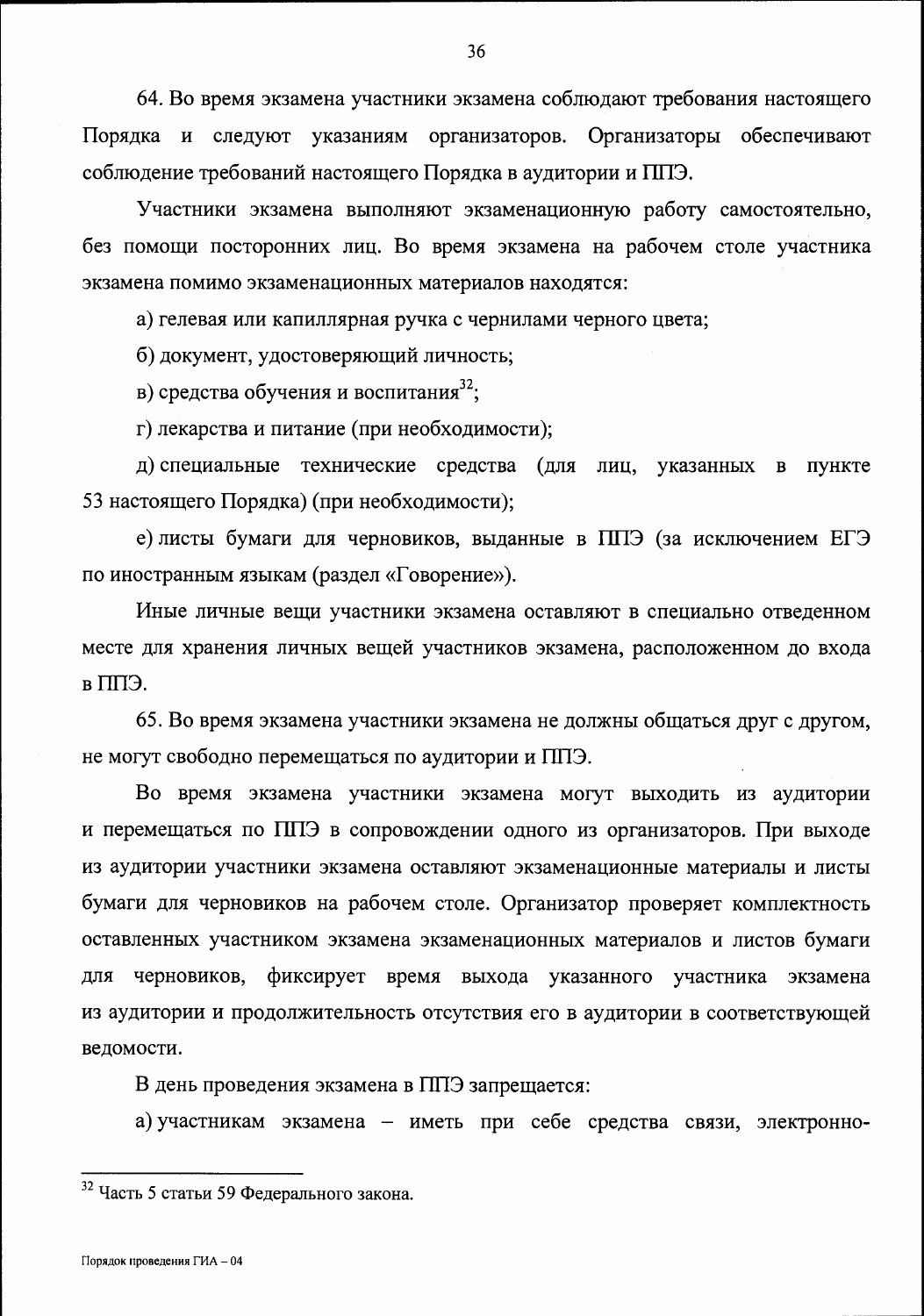64. Во время экзамена участники экзамена соблюдают требования настоящего Порядка и следуют указаниям организаторов. Организаторы обеспечивают соблюдение требований настоящего Порядка в аудитории и ППЭ.

Участники экзамена выполняют экзаменационную работу самостоятельно, без помощи посторонних лиц. Во время экзамена на рабочем столе участника экзамена помимо экзаменационных материалов находятся:

а) гелевая или капиллярная ручка с чернилами черного цвета;

б) документ, удостоверяющий личность;

в) средства обучения и воспитания[32];

г) лекарства и питание (при необходимости);

д) специальные технические средства (для лиц, указанных в пункте 53 настоящего Порядка) (при необходимости);

е) листы бумаги для черновиков, выданные в ППЭ (за исключением ЕГЭ по иностранным языкам (раздел «Говорение»).

Иные личные вещи участники экзамена оставляют в специально отведенном месте для хранения личных вещей участников экзамена, расположенном до входа в ППЭ.

65. Во время экзамена участники экзамена не должны общаться друг с другом, не могут свободно перемещаться по аудитории и ППЭ.

Во время экзамена участники экзамена могут выходить из аудитории и перемещаться по ППЭ в сопровождении одного из организаторов. При выходе из аудитории участники экзамена оставляют экзаменационные материалы и листы бумаги для черновиков на рабочем столе. Организатор проверяет комплектность оставленных участником экзамена экзаменационных материалов и листов бумаги для черновиков, фиксирует время выхода указанного участника экзамена из аудитории и продолжительность отсутствия его в аудитории в соответствующей ведомости.

В день проведения экзамена в ППЭ запрещается:

а) участникам экзамена – иметь при себе средства связи, электронно-

---

[32] Часть 5 статьи 59 Федерального закона.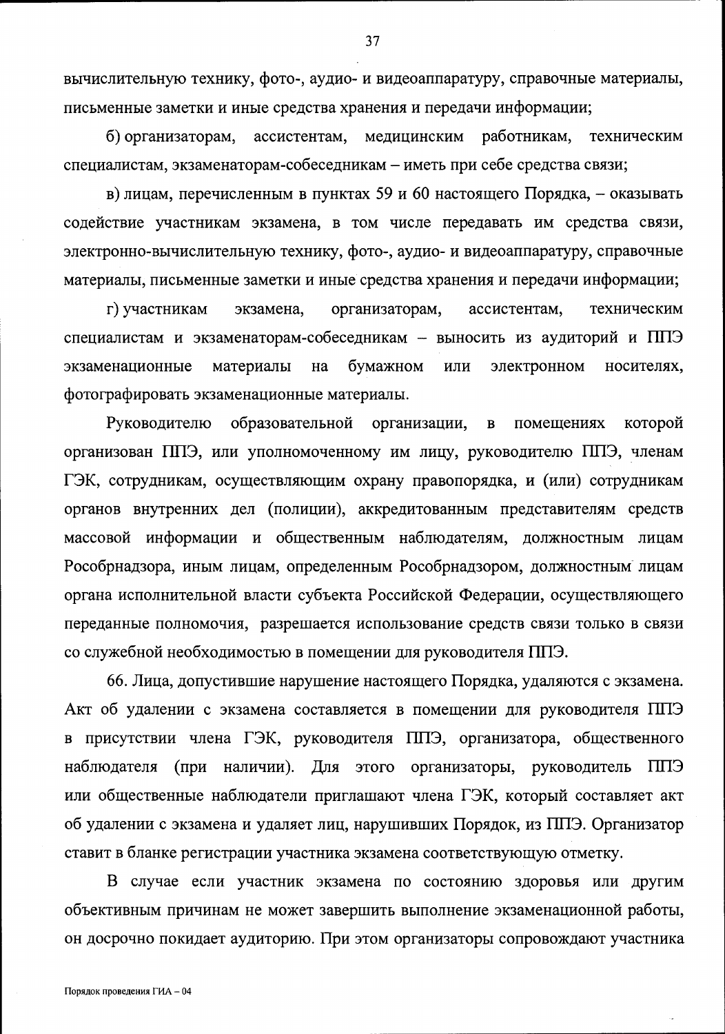вычислительную технику, фото-, аудио- и видеоаппаратуру, справочные материалы, письменные заметки и иные средства хранения и передачи информации;

б) организаторам, ассистентам, медицинским работникам, техническим специалистам, экзаменаторам-собеседникам – иметь при себе средства связи;

в) лицам, перечисленным в пунктах 59 и 60 настоящего Порядка, – оказывать содействие участникам экзамена, в том числе передавать им средства связи, электронно-вычислительную технику, фото-, аудио- и видеоаппаратуру, справочные материалы, письменные заметки и иные средства хранения и передачи информации;

г) участникам экзамена, организаторам, ассистентам, техническим специалистам и экзаменаторам-собеседникам – выносить из аудиторий и ППЭ экзаменационные материалы на бумажном или электронном носителях, фотографировать экзаменационные материалы.

Руководителю образовательной организации, в помещениях которой организован ППЭ, или уполномоченному им лицу, руководителю ППЭ, членам ГЭК, сотрудникам, осуществляющим охрану правопорядка, и (или) сотрудникам органов внутренних дел (полиции), аккредитованным представителям средств массовой информации и общественным наблюдателям, должностным лицам Рособрнадзора, иным лицам, определенным Рособрнадзором, должностным лицам органа исполнительной власти субъекта Российской Федерации, осуществляющего переданные полномочия, разрешается использование средств связи только в связи со служебной необходимостью в помещении для руководителя ППЭ.

66. Лица, допустившие нарушение настоящего Порядка, удаляются с экзамена. Акт об удалении с экзамена составляется в помещении для руководителя ППЭ в присутствии члена ГЭК, руководителя ППЭ, организатора, общественного наблюдателя (при наличии). Для этого организаторы, руководитель ППЭ или общественные наблюдатели приглашают члена ГЭК, который составляет акт об удалении с экзамена и удаляет лиц, нарушивших Порядок, из ППЭ. Организатор ставит в бланке регистрации участника экзамена соответствующую отметку.

В случае если участник экзамена по состоянию здоровья или другим объективным причинам не может завершить выполнение экзаменационной работы, он досрочно покидает аудиторию. При этом организаторы сопровождают участника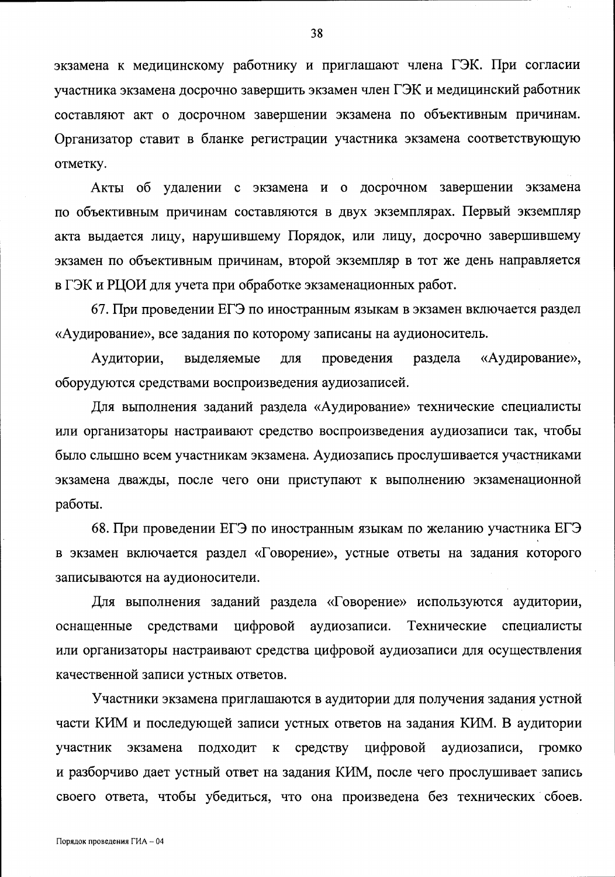экзамена к медицинскому работнику и приглашают члена ГЭК. При согласии участника экзамена досрочно завершить экзамен член ГЭК и медицинский работник составляют акт о досрочном завершении экзамена по объективным причинам. Организатор ставит в бланке регистрации участника экзамена соответствующую отметку.

Акты об удалении с экзамена и о досрочном завершении экзамена по объективным причинам составляются в двух экземплярах. Первый экземпляр акта выдается лицу, нарушившему Порядок, или лицу, досрочно завершившему экзамен по объективным причинам, второй экземпляр в тот же день направляется в ГЭК и РЦОИ для учета при обработке экзаменационных работ.

67. При проведении ЕГЭ по иностранным языкам в экзамен включается раздел «Аудирование», все задания по которому записаны на аудионоситель.

Аудитории, выделяемые для проведения раздела «Аудирование», оборудуются средствами воспроизведения аудиозаписей.

Для выполнения заданий раздела «Аудирование» технические специалисты или организаторы настраивают средство воспроизведения аудиозаписи так, чтобы было слышно всем участникам экзамена. Аудиозапись прослушивается участниками экзамена дважды, после чего они приступают к выполнению экзаменационной работы.

68. При проведении ЕГЭ по иностранным языкам по желанию участника ЕГЭ в экзамен включается раздел «Говорение», устные ответы на задания которого записываются на аудионосители.

Для выполнения заданий раздела «Говорение» используются аудитории, оснащенные средствами цифровой аудиозаписи. Технические специалисты или организаторы настраивают средства цифровой аудиозаписи для осуществления качественной записи устных ответов.

Участники экзамена приглашаются в аудитории для получения задания устной части КИМ и последующей записи устных ответов на задания КИМ. В аудитории участник экзамена подходит к средству цифровой аудиозаписи, громко и разборчиво дает устный ответ на задания КИМ, после чего прослушивает запись своего ответа, чтобы убедиться, что она произведена без технических сбоев.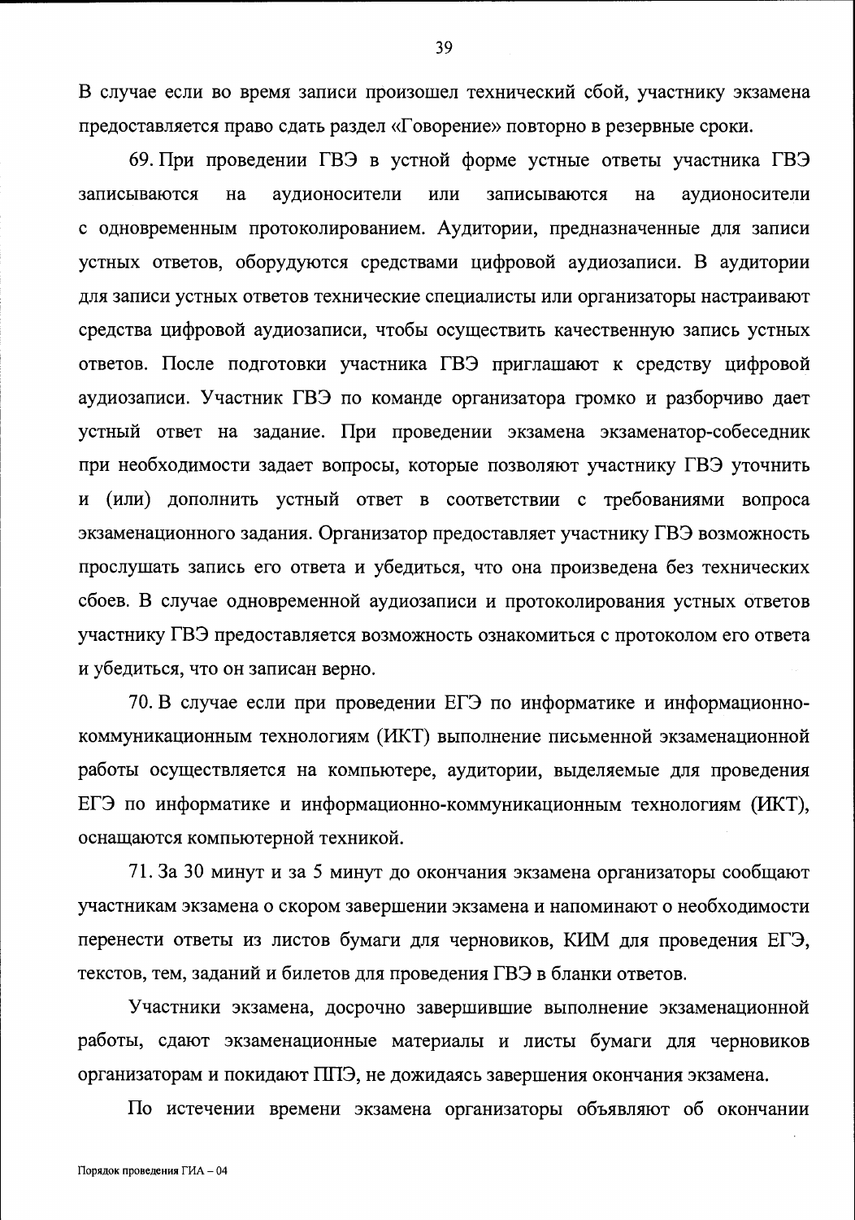В случае если во время записи произошел технический сбой, участнику экзамена предоставляется право сдать раздел «Говорение» повторно в резервные сроки.

69. При проведении ГВЭ в устной форме устные ответы участника ГВЭ записываются на аудионосители или записываются на аудионосители с одновременным протоколированием. Аудитории, предназначенные для записи устных ответов, оборудуются средствами цифровой аудиозаписи. В аудитории для записи устных ответов технические специалисты или организаторы настраивают средства цифровой аудиозаписи, чтобы осуществить качественную запись устных ответов. После подготовки участника ГВЭ приглашают к средству цифровой аудиозаписи. Участник ГВЭ по команде организатора громко и разборчиво дает устный ответ на задание. При проведении экзамена экзаменатор-собеседник при необходимости задает вопросы, которые позволяют участнику ГВЭ уточнить и (или) дополнить устный ответ в соответствии с требованиями вопроса экзаменационного задания. Организатор предоставляет участнику ГВЭ возможность прослушать запись его ответа и убедиться, что она произведена без технических сбоев. В случае одновременной аудиозаписи и протоколирования устных ответов участнику ГВЭ предоставляется возможность ознакомиться с протоколом его ответа и убедиться, что он записан верно.

70. В случае если при проведении ЕГЭ по информатике и информационно-коммуникационным технологиям (ИКТ) выполнение письменной экзаменационной работы осуществляется на компьютере, аудитории, выделяемые для проведения ЕГЭ по информатике и информационно-коммуникационным технологиям (ИКТ), оснащаются компьютерной техникой.

71. За 30 минут и за 5 минут до окончания экзамена организаторы сообщают участникам экзамена о скором завершении экзамена и напоминают о необходимости перенести ответы из листов бумаги для черновиков, КИМ для проведения ЕГЭ, текстов, тем, заданий и билетов для проведения ГВЭ в бланки ответов.

Участники экзамена, досрочно завершившие выполнение экзаменационной работы, сдают экзаменационные материалы и листы бумаги для черновиков организаторам и покидают ППЭ, не дожидаясь завершения окончания экзамена.

По истечении времени экзамена организаторы объявляют об окончании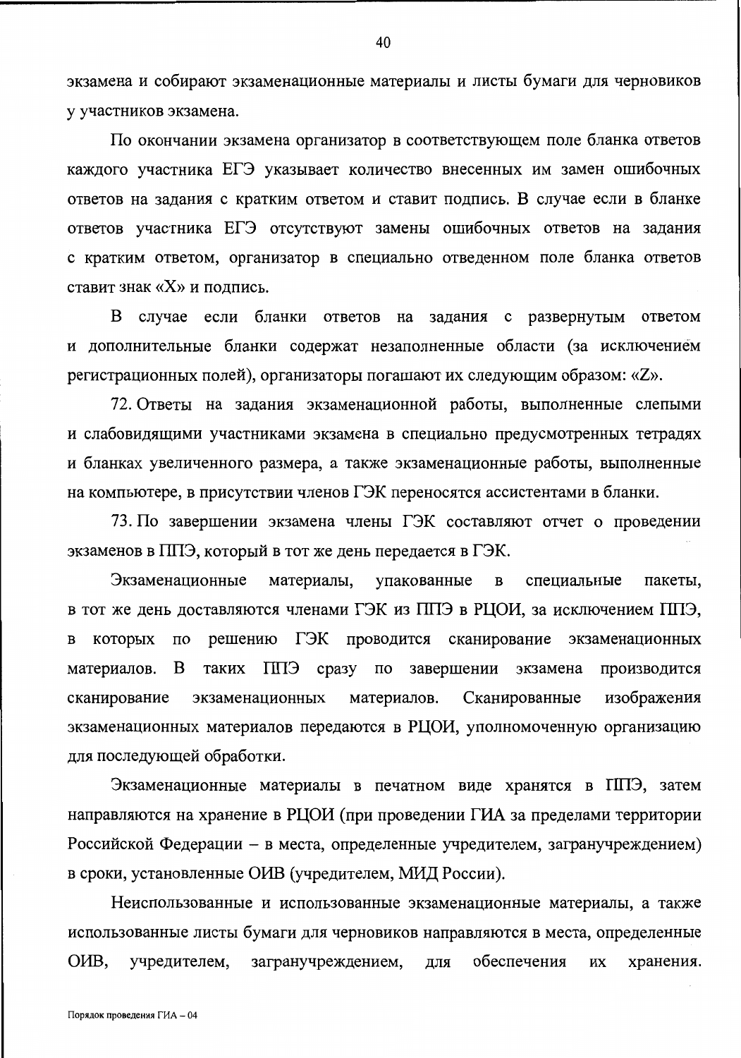экзамена и собирают экзаменационные материалы и листы бумаги для черновиков у участников экзамена.

По окончании экзамена организатор в соответствующем поле бланка ответов каждого участника ЕГЭ указывает количество внесенных им замен ошибочных ответов на задания с кратким ответом и ставит подпись. В случае если в бланке ответов участника ЕГЭ отсутствуют замены ошибочных ответов на задания с кратким ответом, организатор в специально отведенном поле бланка ответов ставит знак «X» и подпись.

В случае если бланки ответов на задания с развернутым ответом и дополнительные бланки содержат незаполненные области (за исключением регистрационных полей), организаторы погашают их следующим образом: «Z».

72. Ответы на задания экзаменационной работы, выполненные слепыми и слабовидящими участниками экзамена в специально предусмотренных тетрадях и бланках увеличенного размера, а также экзаменационные работы, выполненные на компьютере, в присутствии членов ГЭК переносятся ассистентами в бланки.

73. По завершении экзамена члены ГЭК составляют отчет о проведении экзаменов в ППЭ, который в тот же день передается в ГЭК.

Экзаменационные материалы, упакованные в специальные пакеты, в тот же день доставляются членами ГЭК из ППЭ в РЦОИ, за исключением ППЭ, в которых по решению ГЭК проводится сканирование экзаменационных материалов. В таких ППЭ сразу по завершении экзамена производится сканирование экзаменационных материалов. Сканированные изображения экзаменационных материалов передаются в РЦОИ, уполномоченную организацию для последующей обработки.

Экзаменационные материалы в печатном виде хранятся в ППЭ, затем направляются на хранение в РЦОИ (при проведении ГИА за пределами территории Российской Федерации – в места, определенные учредителем, загранучреждением) в сроки, установленные ОИВ (учредителем, МИД России).

Неиспользованные и использованные экзаменационные материалы, а также использованные листы бумаги для черновиков направляются в места, определенные ОИВ, учредителем, загранучреждением, для обеспечения их хранения.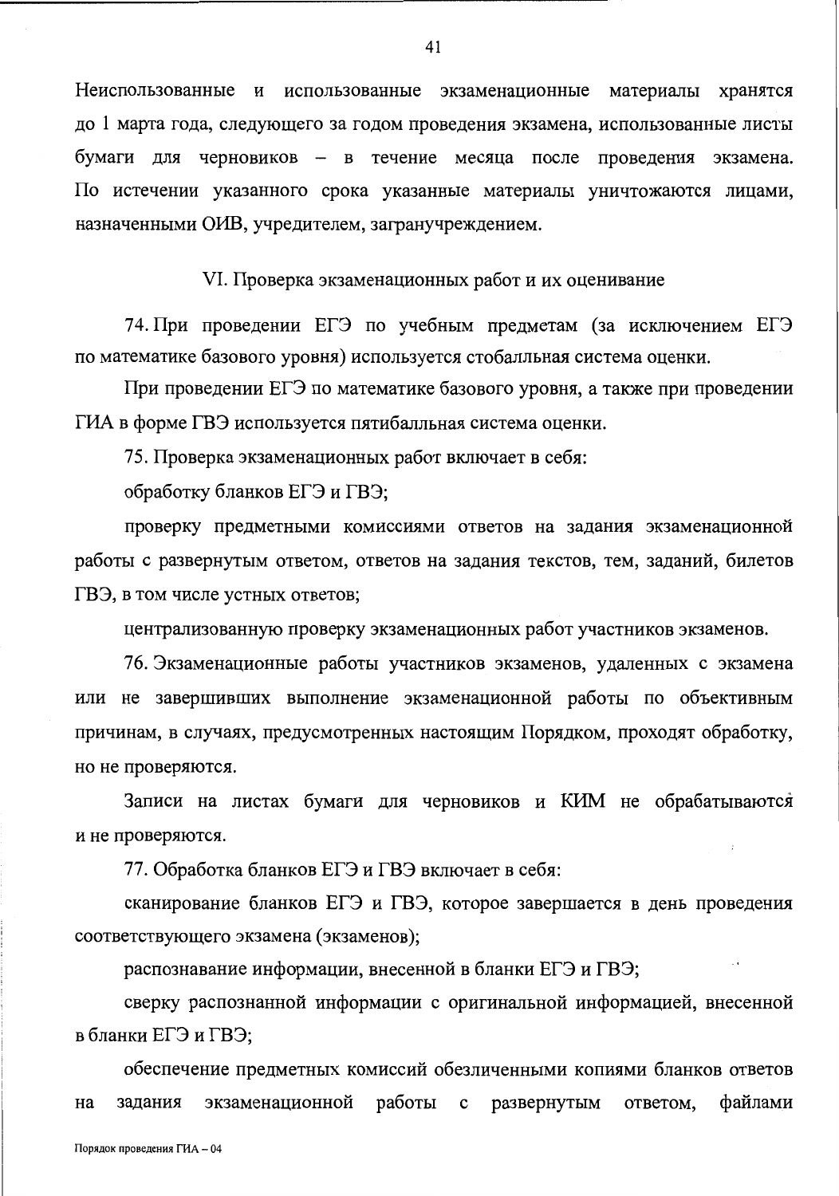Неиспользованные и использованные экзаменационные материалы хранятся до 1 марта года, следующего за годом проведения экзамена, использованные листы бумаги для черновиков – в течение месяца после проведения экзамена. По истечении указанного срока указанные материалы уничтожаются лицами, назначенными ОИВ, учредителем, загранучреждением.

## VI. Проверка экзаменационных работ и их оценивание

74. При проведении ЕГЭ по учебным предметам (за исключением ЕГЭ по математике базового уровня) используется стобалльная система оценки.

При проведении ЕГЭ по математике базового уровня, а также при проведении ГИА в форме ГВЭ используется пятибалльная система оценки.

75. Проверка экзаменационных работ включает в себя:

обработку бланков ЕГЭ и ГВЭ;

проверку предметными комиссиями ответов на задания экзаменационной работы с развернутым ответом, ответов на задания текстов, тем, заданий, билетов ГВЭ, в том числе устных ответов;

централизованную проверку экзаменационных работ участников экзаменов.

76. Экзаменационные работы участников экзаменов, удаленных с экзамена или не завершивших выполнение экзаменационной работы по объективным причинам, в случаях, предусмотренных настоящим Порядком, проходят обработку, но не проверяются.

Записи на листах бумаги для черновиков и КИМ не обрабатываются и не проверяются.

77. Обработка бланков ЕГЭ и ГВЭ включает в себя:

сканирование бланков ЕГЭ и ГВЭ, которое завершается в день проведения соответствующего экзамена (экзаменов);

распознавание информации, внесенной в бланки ЕГЭ и ГВЭ;

сверку распознанной информации с оригинальной информацией, внесенной в бланки ЕГЭ и ГВЭ;

обеспечение предметных комиссий обезличенными копиями бланков ответов на задания экзаменационной работы с развернутым ответом, файлами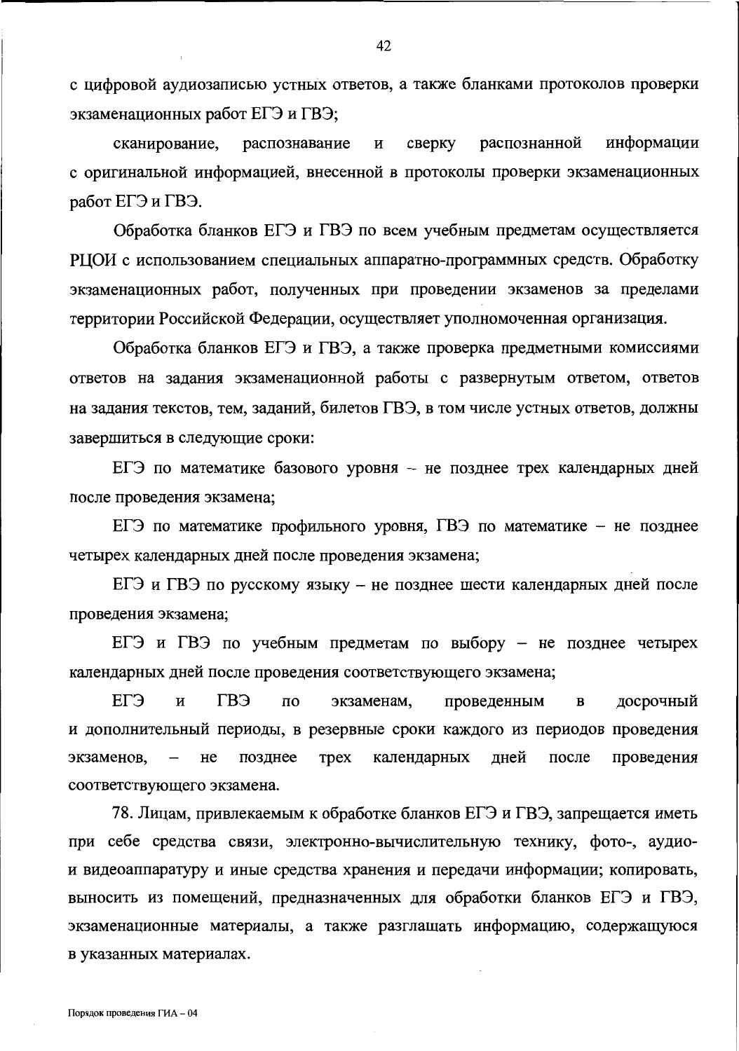с цифровой аудиозаписью устных ответов, а также бланками протоколов проверки экзаменационных работ ЕГЭ и ГВЭ;

сканирование, распознавание и сверку распознанной информации с оригинальной информацией, внесенной в протоколы проверки экзаменационных работ ЕГЭ и ГВЭ.

Обработка бланков ЕГЭ и ГВЭ по всем учебным предметам осуществляется РЦОИ с использованием специальных аппаратно-программных средств. Обработку экзаменационных работ, полученных при проведении экзаменов за пределами территории Российской Федерации, осуществляет уполномоченная организация.

Обработка бланков ЕГЭ и ГВЭ, а также проверка предметными комиссиями ответов на задания экзаменационной работы с развернутым ответом, ответов на задания текстов, тем, заданий, билетов ГВЭ, в том числе устных ответов, должны завершиться в следующие сроки:

ЕГЭ по математике базового уровня – не позднее трех календарных дней после проведения экзамена;

ЕГЭ по математике профильного уровня, ГВЭ по математике – не позднее четырех календарных дней после проведения экзамена;

ЕГЭ и ГВЭ по русскому языку – не позднее шести календарных дней после проведения экзамена;

ЕГЭ и ГВЭ по учебным предметам по выбору – не позднее четырех календарных дней после проведения соответствующего экзамена;

ЕГЭ и ГВЭ по экзаменам, проведенным в досрочный и дополнительный периоды, в резервные сроки каждого из периодов проведения экзаменов, – не позднее трех календарных дней после проведения соответствующего экзамена.

78. Лицам, привлекаемым к обработке бланков ЕГЭ и ГВЭ, запрещается иметь при себе средства связи, электронно-вычислительную технику, фото-, аудио- и видеоаппаратуру и иные средства хранения и передачи информации; копировать, выносить из помещений, предназначенных для обработки бланков ЕГЭ и ГВЭ, экзаменационные материалы, а также разглашать информацию, содержащуюся в указанных материалах.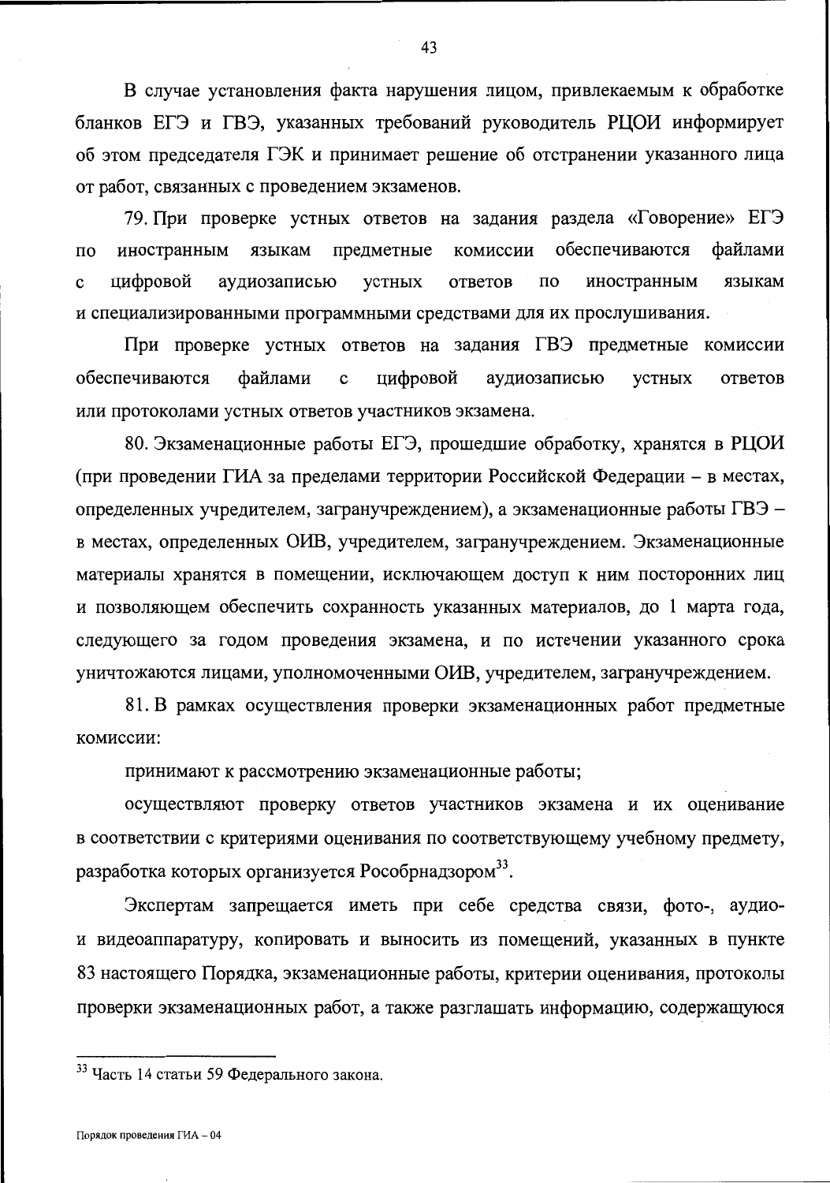В случае установления факта нарушения лицом, привлекаемым к обработке бланков ЕГЭ и ГВЭ, указанных требований руководитель РЦОИ информирует об этом председателя ГЭК и принимает решение об отстранении указанного лица от работ, связанных с проведением экзаменов.

79. При проверке устных ответов на задания раздела «Говорение» ЕГЭ по иностранным языкам предметные комиссии обеспечиваются файлами с цифровой аудиозаписью устных ответов по иностранным языкам и специализированными программными средствами для их прослушивания.

При проверке устных ответов на задания ГВЭ предметные комиссии обеспечиваются файлами с цифровой аудиозаписью устных ответов или протоколами устных ответов участников экзамена.

80. Экзаменационные работы ЕГЭ, прошедшие обработку, хранятся в РЦОИ (при проведении ГИА за пределами территории Российской Федерации – в местах, определенных учредителем, загранучреждением), а экзаменационные работы ГВЭ – в местах, определенных ОИВ, учредителем, загранучреждением. Экзаменационные материалы хранятся в помещении, исключающем доступ к ним посторонних лиц и позволяющем обеспечить сохранность указанных материалов, до 1 марта года, следующего за годом проведения экзамена, и по истечении указанного срока уничтожаются лицами, уполномоченными ОИВ, учредителем, загранучреждением.

81. В рамках осуществления проверки экзаменационных работ предметные комиссии:

принимают к рассмотрению экзаменационные работы;

осуществляют проверку ответов участников экзамена и их оценивание в соответствии с критериями оценивания по соответствующему учебному предмету, разработка которых организуется Рособрнадзором[33].

Экспертам запрещается иметь при себе средства связи, фото-, аудио- и видеоаппаратуру, копировать и выносить из помещений, указанных в пункте 83 настоящего Порядка, экзаменационные работы, критерии оценивания, протоколы проверки экзаменационных работ, а также разглашать информацию, содержащуюся

---

[33] Часть 14 статьи 59 Федерального закона.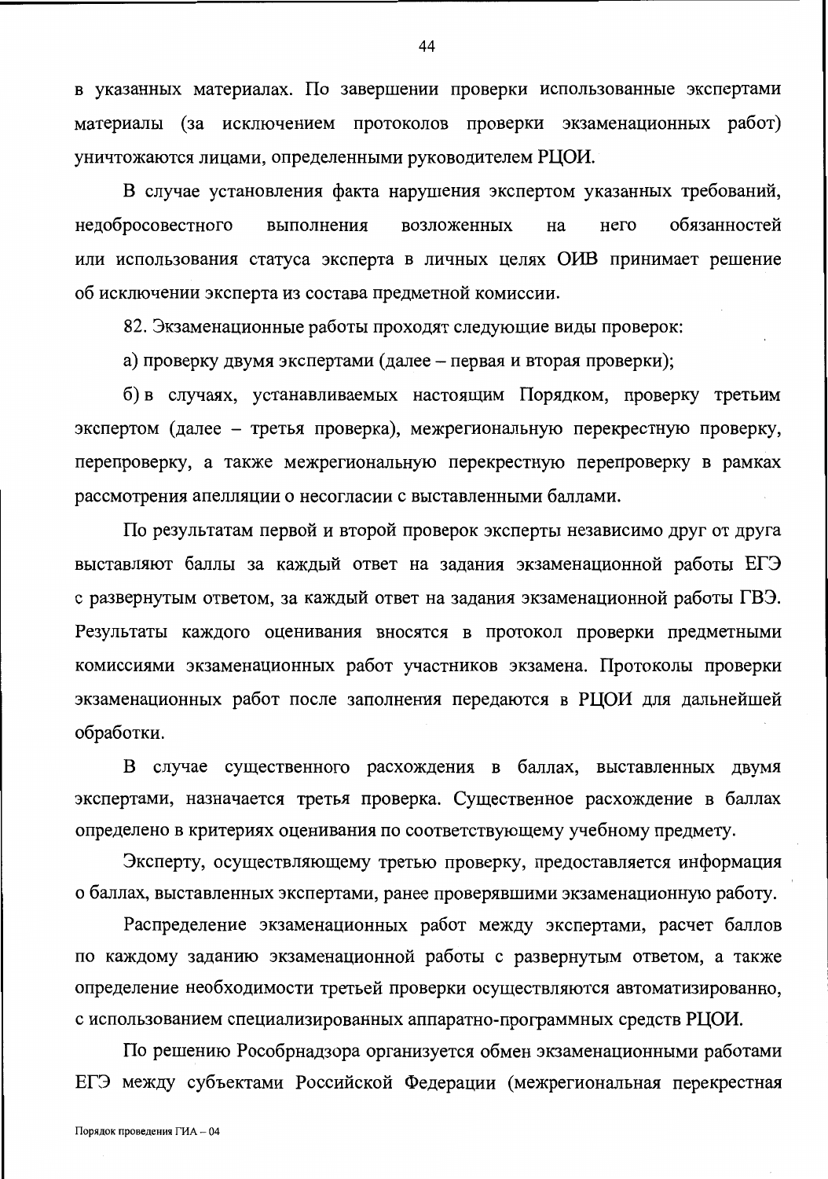в указанных материалах. По завершении проверки использованные экспертами материалы (за исключением протоколов проверки экзаменационных работ) уничтожаются лицами, определенными руководителем РЦОИ.

В случае установления факта нарушения экспертом указанных требований, недобросовестного выполнения возложенных на него обязанностей или использования статуса эксперта в личных целях ОИВ принимает решение об исключении эксперта из состава предметной комиссии.

82. Экзаменационные работы проходят следующие виды проверок:

а) проверку двумя экспертами (далее – первая и вторая проверки);

б) в случаях, устанавливаемых настоящим Порядком, проверку третьим экспертом (далее – третья проверка), межрегиональную перекрестную проверку, перепроверку, а также межрегиональную перекрестную перепроверку в рамках рассмотрения апелляции о несогласии с выставленными баллами.

По результатам первой и второй проверок эксперты независимо друг от друга выставляют баллы за каждый ответ на задания экзаменационной работы ЕГЭ с развернутым ответом, за каждый ответ на задания экзаменационной работы ГВЭ. Результаты каждого оценивания вносятся в протокол проверки предметными комиссиями экзаменационных работ участников экзамена. Протоколы проверки экзаменационных работ после заполнения передаются в РЦОИ для дальнейшей обработки.

В случае существенного расхождения в баллах, выставленных двумя экспертами, назначается третья проверка. Существенное расхождение в баллах определено в критериях оценивания по соответствующему учебному предмету.

Эксперту, осуществляющему третью проверку, предоставляется информация о баллах, выставленных экспертами, ранее проверявшими экзаменационную работу.

Распределение экзаменационных работ между экспертами, расчет баллов по каждому заданию экзаменационной работы с развернутым ответом, а также определение необходимости третьей проверки осуществляются автоматизированно, с использованием специализированных аппаратно-программных средств РЦОИ.

По решению Рособрнадзора организуется обмен экзаменационными работами ЕГЭ между субъектами Российской Федерации (межрегиональная перекрестная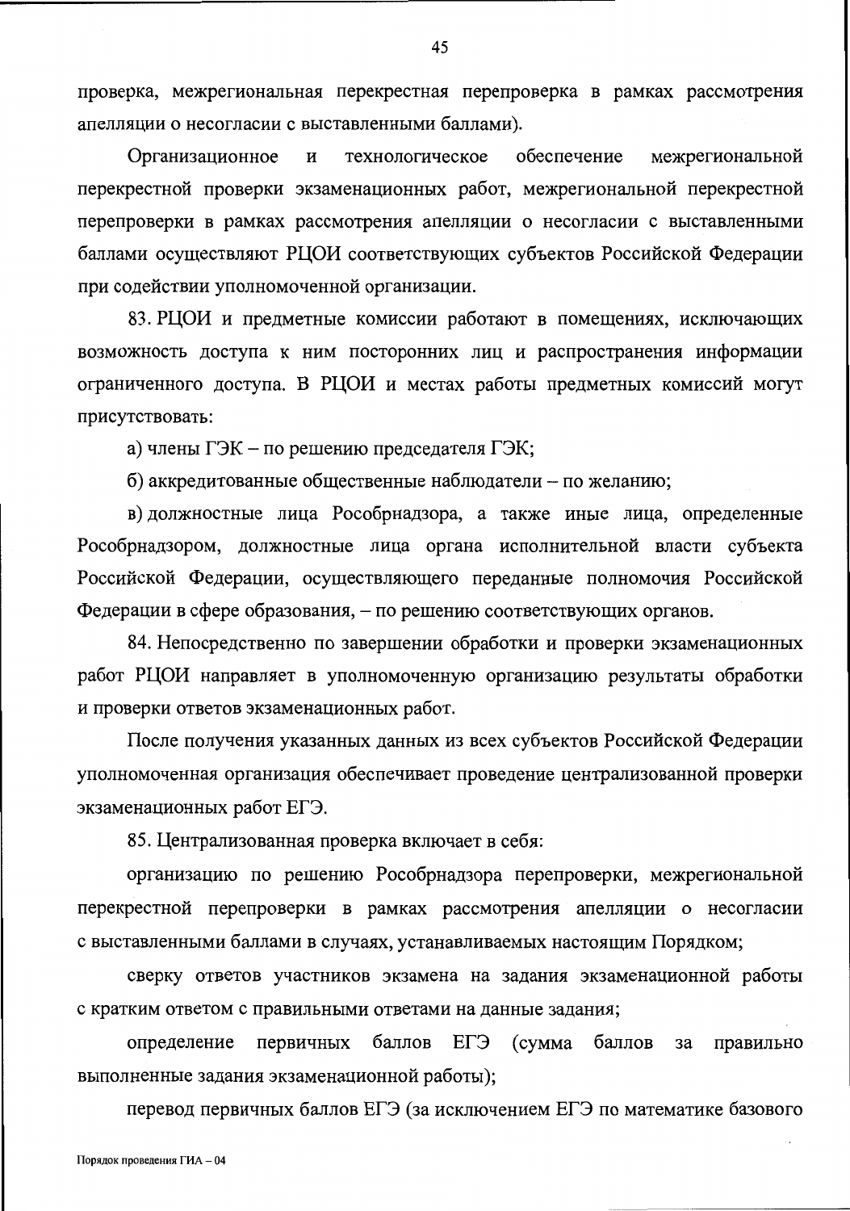проверка, межрегиональная перекрестная перепроверка в рамках рассмотрения апелляции о несогласии с выставленными баллами).

Организационное и технологическое обеспечение межрегиональной перекрестной проверки экзаменационных работ, межрегиональной перекрестной перепроверки в рамках рассмотрения апелляции о несогласии с выставленными баллами осуществляют РЦОИ соответствующих субъектов Российской Федерации при содействии уполномоченной организации.

83. РЦОИ и предметные комиссии работают в помещениях, исключающих возможность доступа к ним посторонних лиц и распространения информации ограниченного доступа. В РЦОИ и местах работы предметных комиссий могут присутствовать:

а) члены ГЭК – по решению председателя ГЭК;

б) аккредитованные общественные наблюдатели – по желанию;

в) должностные лица Рособрнадзора, а также иные лица, определенные Рособрнадзором, должностные лица органа исполнительной власти субъекта Российской Федерации, осуществляющего переданные полномочия Российской Федерации в сфере образования, – по решению соответствующих органов.

84. Непосредственно по завершении обработки и проверки экзаменационных работ РЦОИ направляет в уполномоченную организацию результаты обработки и проверки ответов экзаменационных работ.

После получения указанных данных из всех субъектов Российской Федерации уполномоченная организация обеспечивает проведение централизованной проверки экзаменационных работ ЕГЭ.

85. Централизованная проверка включает в себя:

организацию по решению Рособрнадзора перепроверки, межрегиональной перекрестной перепроверки в рамках рассмотрения апелляции о несогласии с выставленными баллами в случаях, устанавливаемых настоящим Порядком;

сверку ответов участников экзамена на задания экзаменационной работы с кратким ответом с правильными ответами на данные задания;

определение первичных баллов ЕГЭ (сумма баллов за правильно выполненные задания экзаменационной работы);

перевод первичных баллов ЕГЭ (за исключением ЕГЭ по математике базового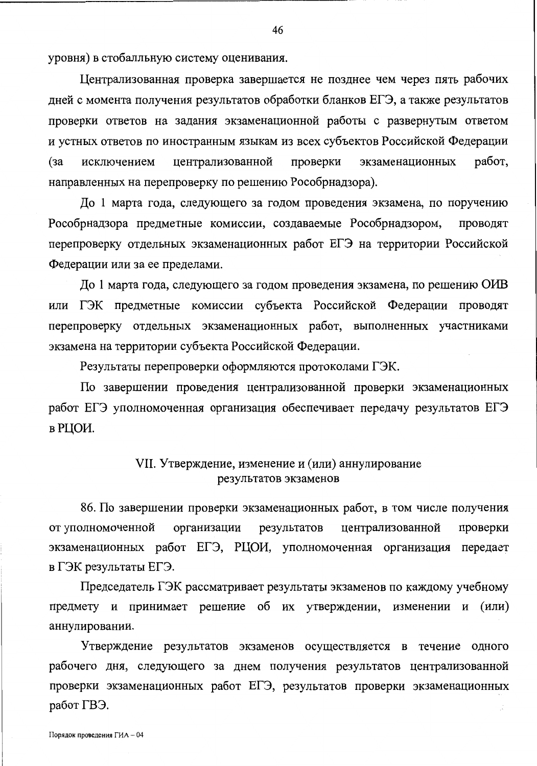уровня) в стобалльную систему оценивания.

Централизованная проверка завершается не позднее чем через пять рабочих дней с момента получения результатов обработки бланков ЕГЭ, а также результатов проверки ответов на задания экзаменационной работы с развернутым ответом и устных ответов по иностранным языкам из всех субъектов Российской Федерации (за исключением централизованной проверки экзаменационных работ, направленных на перепроверку по решению Рособрнадзора).

До 1 марта года, следующего за годом проведения экзамена, по поручению Рособрнадзора предметные комиссии, создаваемые Рособрнадзором, проводят перепроверку отдельных экзаменационных работ ЕГЭ на территории Российской Федерации или за ее пределами.

До 1 марта года, следующего за годом проведения экзамена, по решению ОИВ или ГЭК предметные комиссии субъекта Российской Федерации проводят перепроверку отдельных экзаменационных работ, выполненных участниками экзамена на территории субъекта Российской Федерации.

Результаты перепроверки оформляются протоколами ГЭК.

По завершении проведения централизованной проверки экзаменационных работ ЕГЭ уполномоченная организация обеспечивает передачу результатов ЕГЭ в РЦОИ.

## VII. Утверждение, изменение и (или) аннулирование результатов экзаменов

86. По завершении проверки экзаменационных работ, в том числе получения от уполномоченной организации результатов централизованной проверки экзаменационных работ ЕГЭ, РЦОИ, уполномоченная организация передает в ГЭК результаты ЕГЭ.

Председатель ГЭК рассматривает результаты экзаменов по каждому учебному предмету и принимает решение об их утверждении, изменении и (или) аннулировании.

Утверждение результатов экзаменов осуществляется в течение одного рабочего дня, следующего за днем получения результатов централизованной проверки экзаменационных работ ЕГЭ, результатов проверки экзаменационных работ ГВЭ.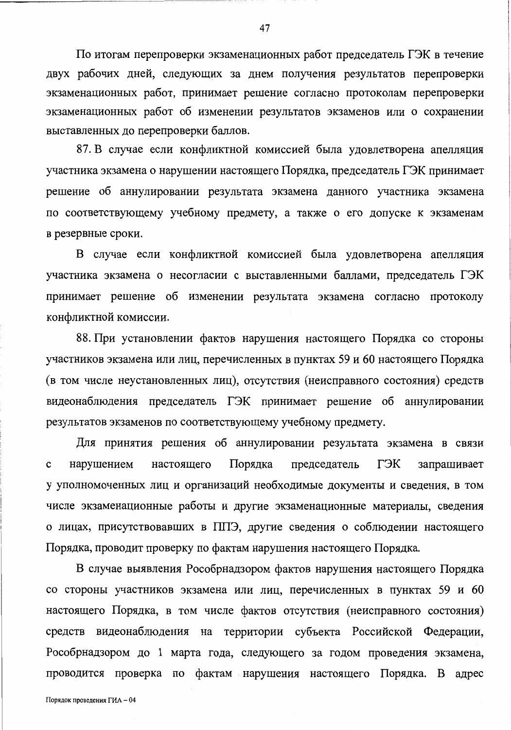По итогам перепроверки экзаменационных работ председатель ГЭК в течение двух рабочих дней, следующих за днем получения результатов перепроверки экзаменационных работ, принимает решение согласно протоколам перепроверки экзаменационных работ об изменении результатов экзаменов или о сохранении выставленных до перепроверки баллов.

87. В случае если конфликтной комиссией была удовлетворена апелляция участника экзамена о нарушении настоящего Порядка, председатель ГЭК принимает решение об аннулировании результата экзамена данного участника экзамена по соответствующему учебному предмету, а также о его допуске к экзаменам в резервные сроки.

В случае если конфликтной комиссией была удовлетворена апелляция участника экзамена о несогласии с выставленными баллами, председатель ГЭК принимает решение об изменении результата экзамена согласно протоколу конфликтной комиссии.

88. При установлении фактов нарушения настоящего Порядка со стороны участников экзамена или лиц, перечисленных в пунктах 59 и 60 настоящего Порядка (в том числе неустановленных лиц), отсутствия (неисправного состояния) средств видеонаблюдения председатель ГЭК принимает решение об аннулировании результатов экзаменов по соответствующему учебному предмету.

Для принятия решения об аннулировании результата экзамена в связи с нарушением настоящего Порядка председатель ГЭК запрашивает у уполномоченных лиц и организаций необходимые документы и сведения, в том числе экзаменационные работы и другие экзаменационные материалы, сведения о лицах, присутствовавших в ППЭ, другие сведения о соблюдении настоящего Порядка, проводит проверку по фактам нарушения настоящего Порядка.

В случае выявления Рособрнадзором фактов нарушения настоящего Порядка со стороны участников экзамена или лиц, перечисленных в пунктах 59 и 60 настоящего Порядка, в том числе фактов отсутствия (неисправного состояния) средств видеонаблюдения на территории субъекта Российской Федерации, Рособрнадзором до 1 марта года, следующего за годом проведения экзамена, проводится проверка по фактам нарушения настоящего Порядка. В адрес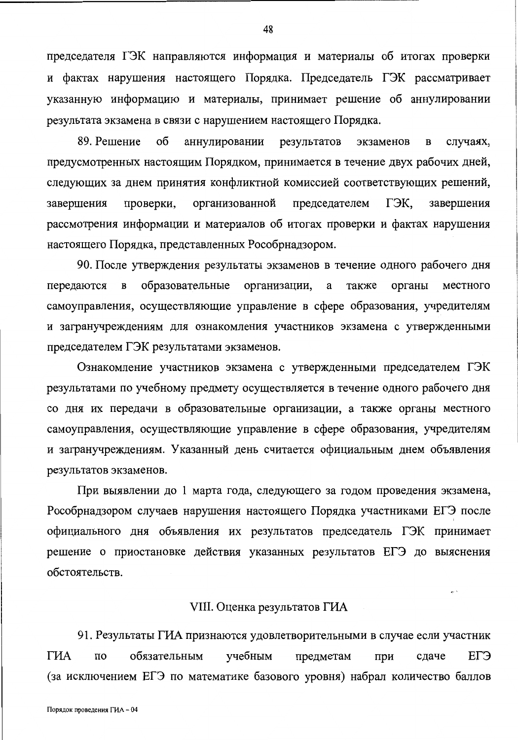председателя ГЭК направляются информация и материалы об итогах проверки и фактах нарушения настоящего Порядка. Председатель ГЭК рассматривает указанную информацию и материалы, принимает решение об аннулировании результата экзамена в связи с нарушением настоящего Порядка.

89. Решение об аннулировании результатов экзаменов в случаях, предусмотренных настоящим Порядком, принимается в течение двух рабочих дней, следующих за днем принятия конфликтной комиссией соответствующих решений, завершения проверки, организованной председателем ГЭК, завершения рассмотрения информации и материалов об итогах проверки и фактах нарушения настоящего Порядка, представленных Рособрнадзором.

90. После утверждения результаты экзаменов в течение одного рабочего дня передаются в образовательные организации, а также органы местного самоуправления, осуществляющие управление в сфере образования, учредителям и загранучреждениям для ознакомления участников экзамена с утвержденными председателем ГЭК результатами экзаменов.

Ознакомление участников экзамена с утвержденными председателем ГЭК результатами по учебному предмету осуществляется в течение одного рабочего дня со дня их передачи в образовательные организации, а также органы местного самоуправления, осуществляющие управление в сфере образования, учредителям и загранучреждениям. Указанный день считается официальным днем объявления результатов экзаменов.

При выявлении до 1 марта года, следующего за годом проведения экзамена, Рособрнадзором случаев нарушения настоящего Порядка участниками ЕГЭ после официального дня объявления их результатов председатель ГЭК принимает решение о приостановке действия указанных результатов ЕГЭ до выяснения обстоятельств.

## VIII. Оценка результатов ГИА

91. Результаты ГИА признаются удовлетворительными в случае если участник ГИА по обязательным учебным предметам при сдаче ЕГЭ (за исключением ЕГЭ по математике базового уровня) набрал количество баллов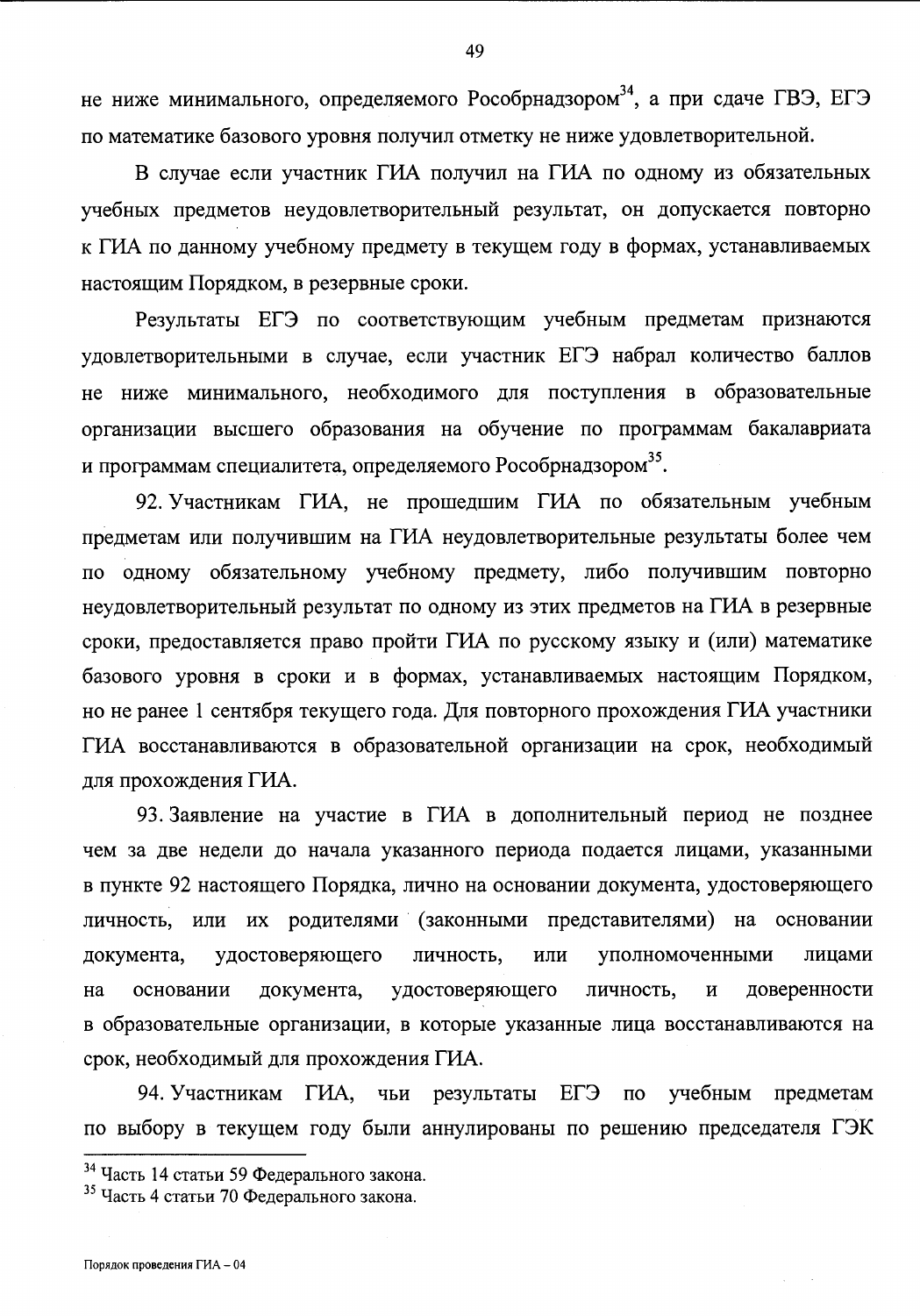не ниже минимального, определяемого Рособрнадзором[34], а при сдаче ГВЭ, ЕГЭ по математике базового уровня получил отметку не ниже удовлетворительной.

В случае если участник ГИА получил на ГИА по одному из обязательных учебных предметов неудовлетворительный результат, он допускается повторно к ГИА по данному учебному предмету в текущем году в формах, устанавливаемых настоящим Порядком, в резервные сроки.

Результаты ЕГЭ по соответствующим учебным предметам признаются удовлетворительными в случае, если участник ЕГЭ набрал количество баллов не ниже минимального, необходимого для поступления в образовательные организации высшего образования на обучение по программам бакалавриата и программам специалитета, определяемого Рособрнадзором[35].

92. Участникам ГИА, не прошедшим ГИА по обязательным учебным предметам или получившим на ГИА неудовлетворительные результаты более чем по одному обязательному учебному предмету, либо получившим повторно неудовлетворительный результат по одному из этих предметов на ГИА в резервные сроки, предоставляется право пройти ГИА по русскому языку и (или) математике базового уровня в сроки и в формах, устанавливаемых настоящим Порядком, но не ранее 1 сентября текущего года. Для повторного прохождения ГИА участники ГИА восстанавливаются в образовательной организации на срок, необходимый для прохождения ГИА.

93. Заявление на участие в ГИА в дополнительный период не позднее чем за две недели до начала указанного периода подается лицами, указанными в пункте 92 настоящего Порядка, лично на основании документа, удостоверяющего личность, или их родителями (законными представителями) на основании документа, удостоверяющего личность, или уполномоченными лицами на основании документа, удостоверяющего личность, и доверенности в образовательные организации, в которые указанные лица восстанавливаются на срок, необходимый для прохождения ГИА.

94. Участникам ГИА, чьи результаты ЕГЭ по учебным предметам по выбору в текущем году были аннулированы по решению председателя ГЭК

---

[34] Часть 14 статьи 59 Федерального закона.

[35] Часть 4 статьи 70 Федерального закона.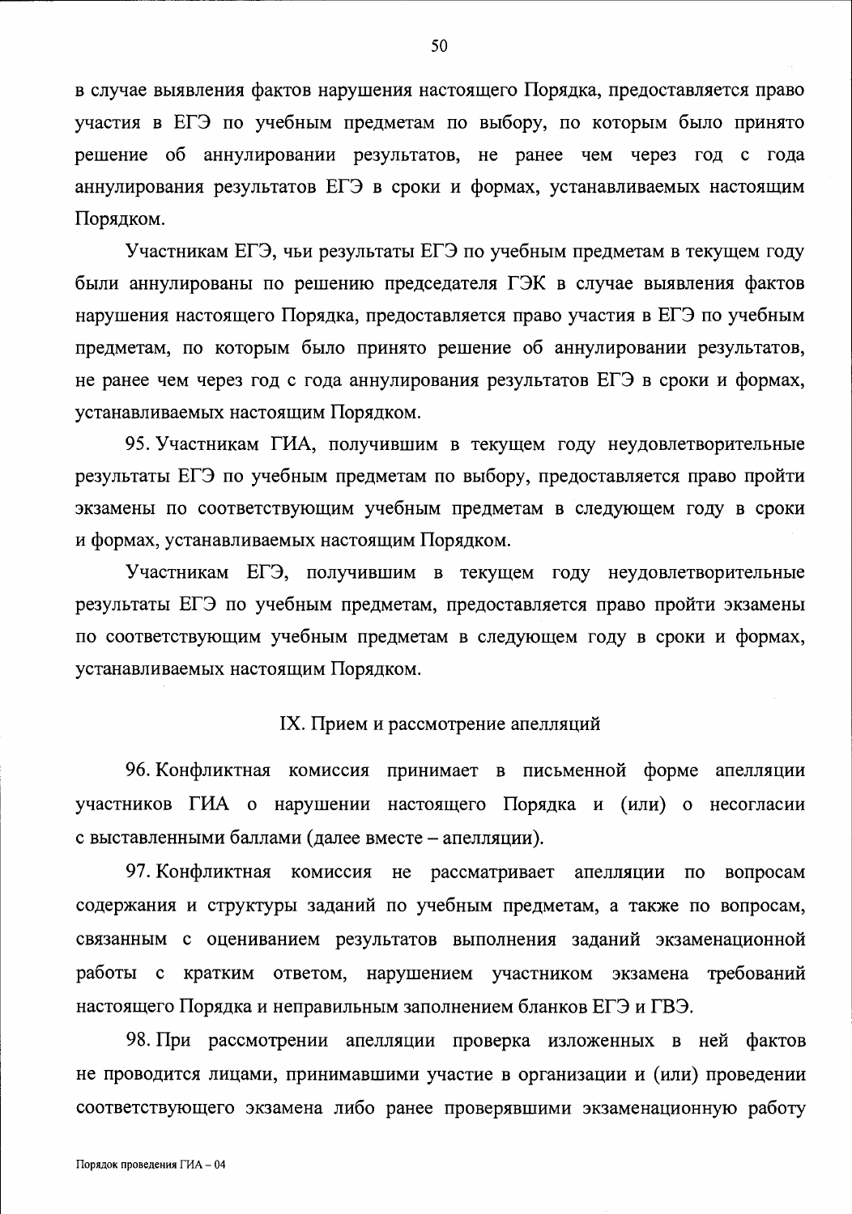в случае выявления фактов нарушения настоящего Порядка, предоставляется право участия в ЕГЭ по учебным предметам по выбору, по которым было принято решение об аннулировании результатов, не ранее чем через год с года аннулирования результатов ЕГЭ в сроки и формах, устанавливаемых настоящим Порядком.

Участникам ЕГЭ, чьи результаты ЕГЭ по учебным предметам в текущем году были аннулированы по решению председателя ГЭК в случае выявления фактов нарушения настоящего Порядка, предоставляется право участия в ЕГЭ по учебным предметам, по которым было принято решение об аннулировании результатов, не ранее чем через год с года аннулирования результатов ЕГЭ в сроки и формах, устанавливаемых настоящим Порядком.

95. Участникам ГИА, получившим в текущем году неудовлетворительные результаты ЕГЭ по учебным предметам по выбору, предоставляется право пройти экзамены по соответствующим учебным предметам в следующем году в сроки и формах, устанавливаемых настоящим Порядком.

Участникам ЕГЭ, получившим в текущем году неудовлетворительные результаты ЕГЭ по учебным предметам, предоставляется право пройти экзамены по соответствующим учебным предметам в следующем году в сроки и формах, устанавливаемых настоящим Порядком.

## IX. Прием и рассмотрение апелляций

96. Конфликтная комиссия принимает в письменной форме апелляции участников ГИА о нарушении настоящего Порядка и (или) о несогласии с выставленными баллами (далее вместе – апелляции).

97. Конфликтная комиссия не рассматривает апелляции по вопросам содержания и структуры заданий по учебным предметам, а также по вопросам, связанным с оцениванием результатов выполнения заданий экзаменационной работы с кратким ответом, нарушением участником экзамена требований настоящего Порядка и неправильным заполнением бланков ЕГЭ и ГВЭ.

98. При рассмотрении апелляции проверка изложенных в ней фактов не проводится лицами, принимавшими участие в организации и (или) проведении соответствующего экзамена либо ранее проверявшими экзаменационную работу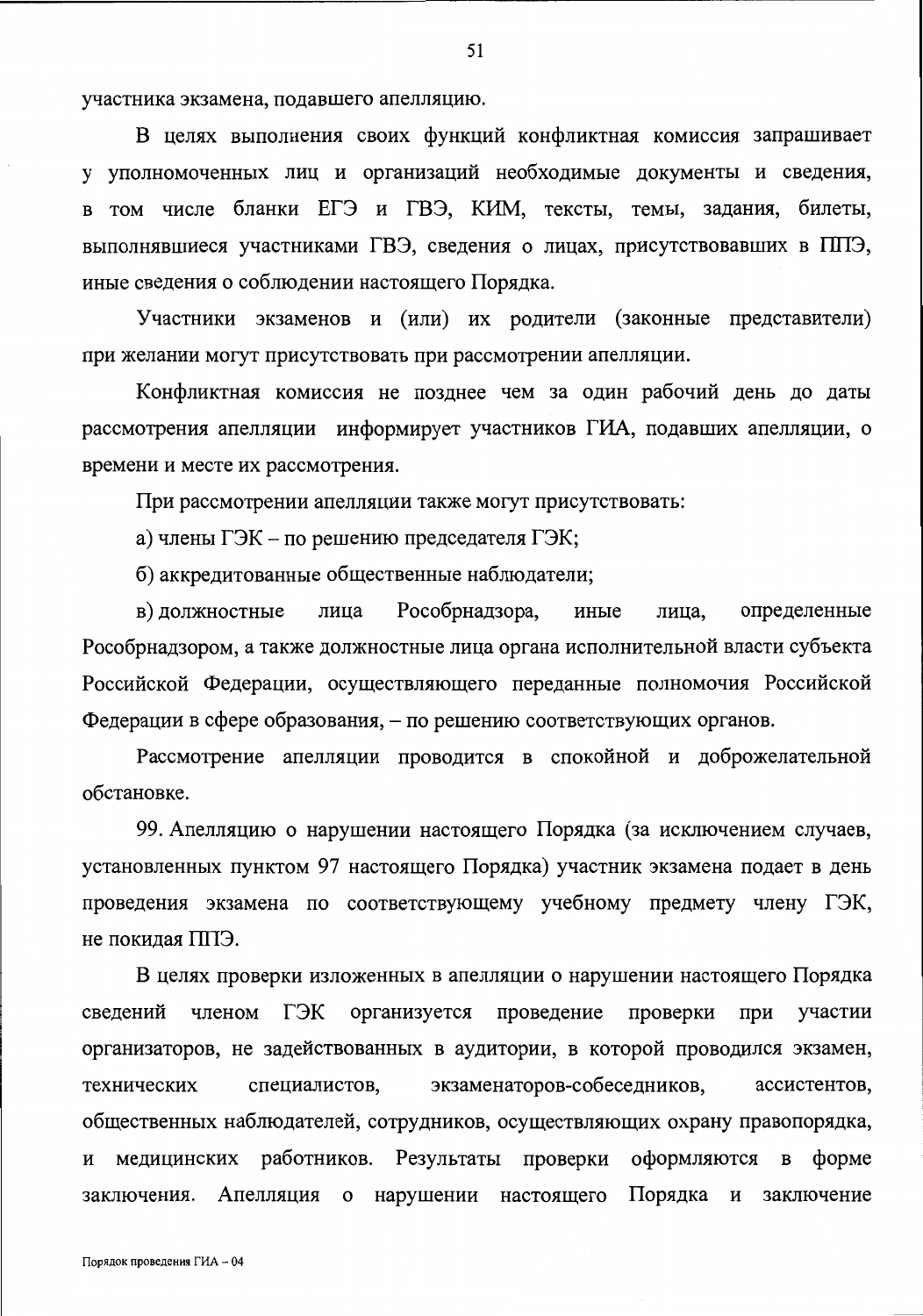участника экзамена, подавшего апелляцию.

В целях выполнения своих функций конфликтная комиссия запрашивает у уполномоченных лиц и организаций необходимые документы и сведения, в том числе бланки ЕГЭ и ГВЭ, КИМ, тексты, темы, задания, билеты, выполнявшиеся участниками ГВЭ, сведения о лицах, присутствовавших в ППЭ, иные сведения о соблюдении настоящего Порядка.

Участники экзаменов и (или) их родители (законные представители) при желании могут присутствовать при рассмотрении апелляции.

Конфликтная комиссия не позднее чем за один рабочий день до даты рассмотрения апелляции информирует участников ГИА, подавших апелляции, о времени и месте их рассмотрения.

При рассмотрении апелляции также могут присутствовать:

а) члены ГЭК – по решению председателя ГЭК;

б) аккредитованные общественные наблюдатели;

в) должностные лица Рособрнадзора, иные лица, определенные Рособрнадзором, а также должностные лица органа исполнительной власти субъекта Российской Федерации, осуществляющего переданные полномочия Российской Федерации в сфере образования, – по решению соответствующих органов.

Рассмотрение апелляции проводится в спокойной и доброжелательной обстановке.

99. Апелляцию о нарушении настоящего Порядка (за исключением случаев, установленных пунктом 97 настоящего Порядка) участник экзамена подает в день проведения экзамена по соответствующему учебному предмету члену ГЭК, не покидая ППЭ.

В целях проверки изложенных в апелляции о нарушении настоящего Порядка сведений членом ГЭК организуется проведение проверки при участии организаторов, не задействованных в аудитории, в которой проводился экзамен, технических специалистов, экзаменаторов-собеседников, ассистентов, общественных наблюдателей, сотрудников, осуществляющих охрану правопорядка, и медицинских работников. Результаты проверки оформляются в форме заключения. Апелляция о нарушении настоящего Порядка и заключение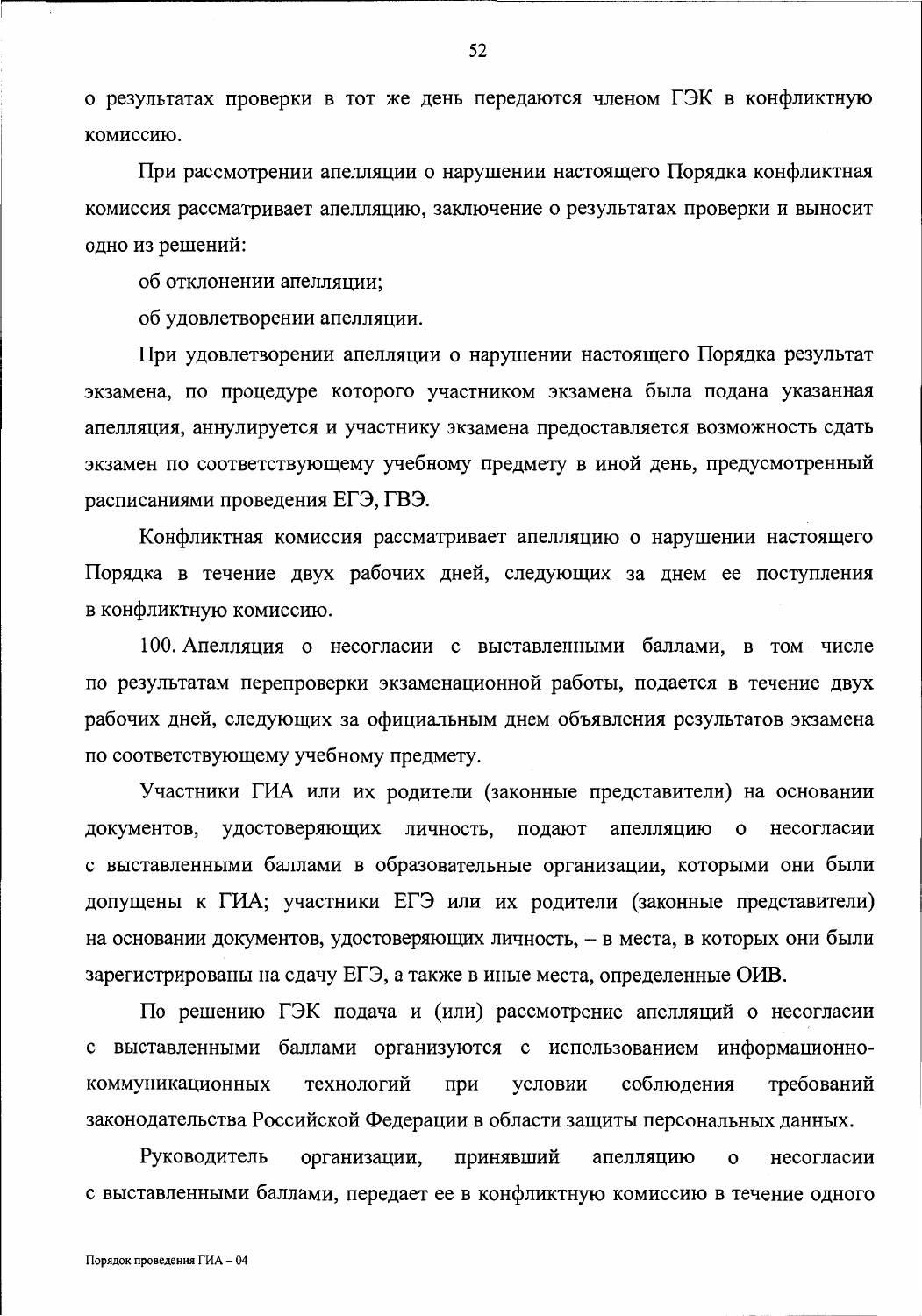о результатах проверки в тот же день передаются членом ГЭК в конфликтную комиссию.

При рассмотрении апелляции о нарушении настоящего Порядка конфликтная комиссия рассматривает апелляцию, заключение о результатах проверки и выносит одно из решений:

об отклонении апелляции;

об удовлетворении апелляции.

При удовлетворении апелляции о нарушении настоящего Порядка результат экзамена, по процедуре которого участником экзамена была подана указанная апелляция, аннулируется и участнику экзамена предоставляется возможность сдать экзамен по соответствующему учебному предмету в иной день, предусмотренный расписаниями проведения ЕГЭ, ГВЭ.

Конфликтная комиссия рассматривает апелляцию о нарушении настоящего Порядка в течение двух рабочих дней, следующих за днем ее поступления в конфликтную комиссию.

100. Апелляция о несогласии с выставленными баллами, в том числе по результатам перепроверки экзаменационной работы, подается в течение двух рабочих дней, следующих за официальным днем объявления результатов экзамена по соответствующему учебному предмету.

Участники ГИА или их родители (законные представители) на основании документов, удостоверяющих личность, подают апелляцию о несогласии с выставленными баллами в образовательные организации, которыми они были допущены к ГИА; участники ЕГЭ или их родители (законные представители) на основании документов, удостоверяющих личность, – в места, в которых они были зарегистрированы на сдачу ЕГЭ, а также в иные места, определенные ОИВ.

По решению ГЭК подача и (или) рассмотрение апелляций о несогласии с выставленными баллами организуются с использованием информационно-коммуникационных технологий при условии соблюдения требований законодательства Российской Федерации в области защиты персональных данных.

Руководитель организации, принявший апелляцию о несогласии с выставленными баллами, передает ее в конфликтную комиссию в течение одного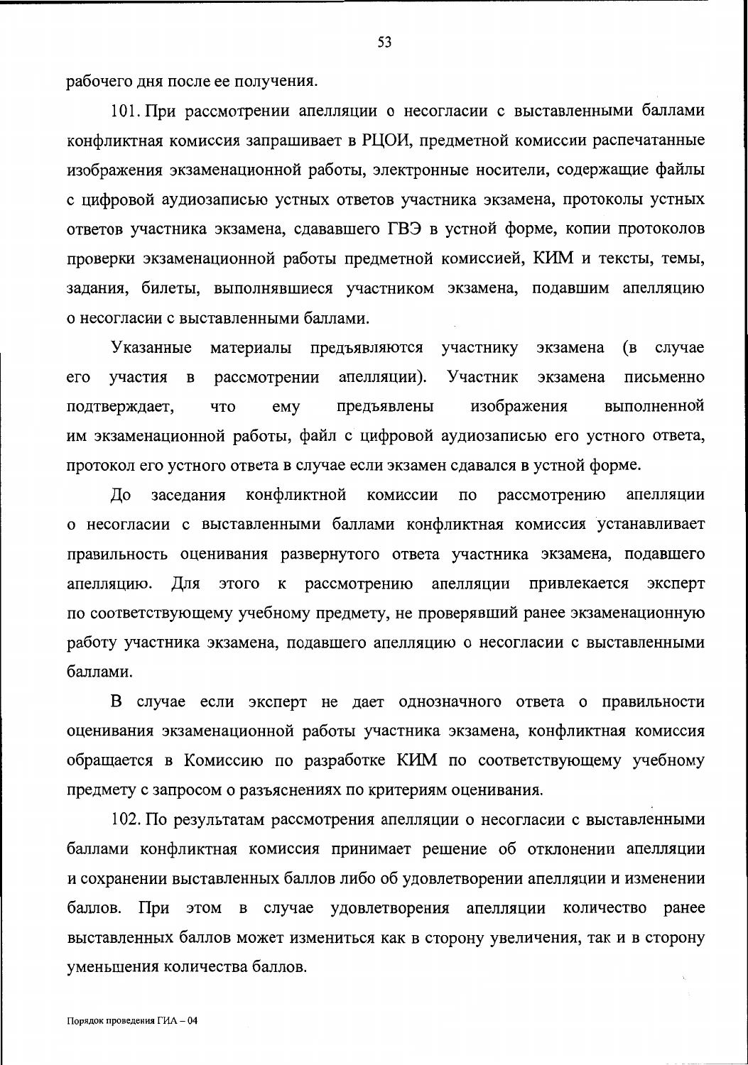рабочего дня после ее получения.

101. При рассмотрении апелляции о несогласии с выставленными баллами конфликтная комиссия запрашивает в РЦОИ, предметной комиссии распечатанные изображения экзаменационной работы, электронные носители, содержащие файлы с цифровой аудиозаписью устных ответов участника экзамена, протоколы устных ответов участника экзамена, сдававшего ГВЭ в устной форме, копии протоколов проверки экзаменационной работы предметной комиссией, КИМ и тексты, темы, задания, билеты, выполнявшиеся участником экзамена, подавшим апелляцию о несогласии с выставленными баллами.

Указанные материалы предъявляются участнику экзамена (в случае его участия в рассмотрении апелляции). Участник экзамена письменно подтверждает, что ему предъявлены изображения выполненной им экзаменационной работы, файл с цифровой аудиозаписью его устного ответа, протокол его устного ответа в случае если экзамен сдавался в устной форме.

До заседания конфликтной комиссии по рассмотрению апелляции о несогласии с выставленными баллами конфликтная комиссия устанавливает правильность оценивания развернутого ответа участника экзамена, подавшего апелляцию. Для этого к рассмотрению апелляции привлекается эксперт по соответствующему учебному предмету, не проверявший ранее экзаменационную работу участника экзамена, подавшего апелляцию о несогласии с выставленными баллами.

В случае если эксперт не дает однозначного ответа о правильности оценивания экзаменационной работы участника экзамена, конфликтная комиссия обращается в Комиссию по разработке КИМ по соответствующему учебному предмету с запросом о разъяснениях по критериям оценивания.

102. По результатам рассмотрения апелляции о несогласии с выставленными баллами конфликтная комиссия принимает решение об отклонении апелляции и сохранении выставленных баллов либо об удовлетворении апелляции и изменении баллов. При этом в случае удовлетворения апелляции количество ранее выставленных баллов может измениться как в сторону увеличения, так и в сторону уменьшения количества баллов.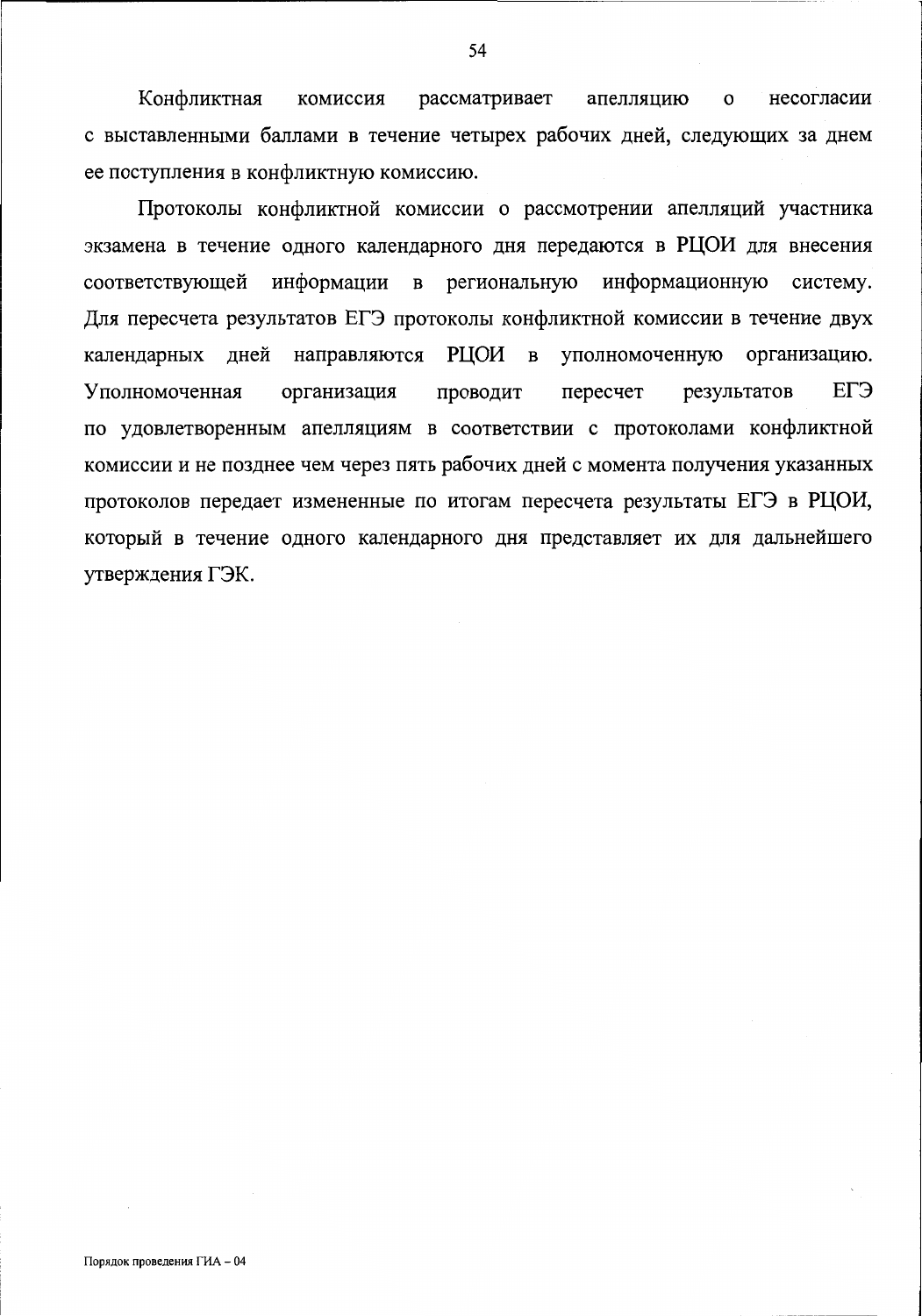Конфликтная комиссия рассматривает апелляцию о несогласии с выставленными баллами в течение четырех рабочих дней, следующих за днем ее поступления в конфликтную комиссию.

Протоколы конфликтной комиссии о рассмотрении апелляций участника экзамена в течение одного календарного дня передаются в РЦОИ для внесения соответствующей информации в региональную информационную систему. Для пересчета результатов ЕГЭ протоколы конфликтной комиссии в течение двух календарных дней направляются РЦОИ в уполномоченную организацию. Уполномоченная организация проводит пересчет результатов ЕГЭ по удовлетворенным апелляциям в соответствии с протоколами конфликтной комиссии и не позднее чем через пять рабочих дней с момента получения указанных протоколов передает измененные по итогам пересчета результаты ЕГЭ в РЦОИ, который в течение одного календарного дня представляет их для дальнейшего утверждения ГЭК.